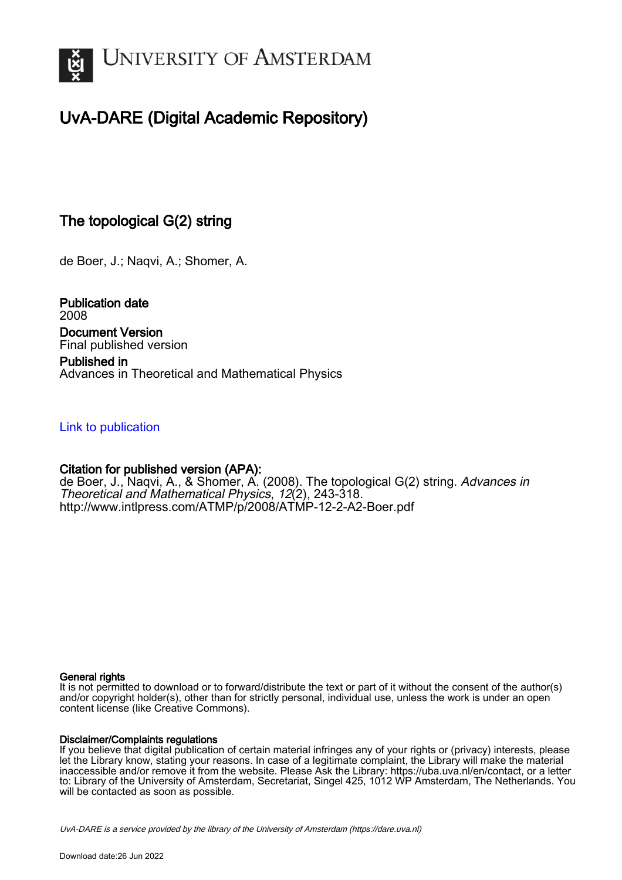# UNIVERSITY OF AMSTERDAM

## UvA-DARE (Digital Academic Repository)

### The topological G(2) string

de Boer, J.; Naqvi, A.; Shomer, A.

**Publication date**
2008

**Document Version**
Final published version

**Published in**
Advances in Theoretical and Mathematical Physics

Link to publication

**Citation for published version (APA):**
de Boer, J., Naqvi, A., & Shomer, A. (2008). The topological G(2) string. *Advances in Theoretical and Mathematical Physics*, *12*(2), 243-318.
http://www.intlpress.com/ATMP/p/2008/ATMP-12-2-A2-Boer.pdf

**General rights**
It is not permitted to download or to forward/distribute the text or part of it without the consent of the author(s) and/or copyright holder(s), other than for strictly personal, individual use, unless the work is under an open content license (like Creative Commons).

**Disclaimer/Complaints regulations**
If you believe that digital publication of certain material infringes any of your rights or (privacy) interests, please let the Library know, stating your reasons. In case of a legitimate complaint, the Library will make the material inaccessible and/or remove it from the website. Please Ask the Library: https://uba.uva.nl/en/contact, or a letter to: Library of the University of Amsterdam, Secretariat, Singel 425, 1012 WP Amsterdam, The Netherlands. You will be contacted as soon as possible.

UvA-DARE is a service provided by the library of the University of Amsterdam (https://dare.uva.nl)

Download date:26 Jun 2022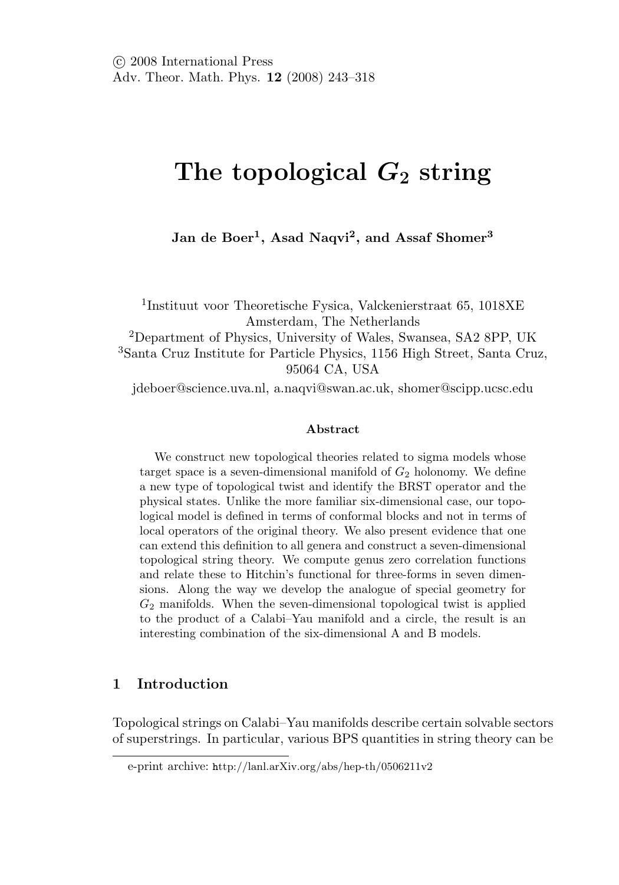# The topological $G_2$ string

**Jan de Boer[1], Asad Naqvi[2], and Assaf Shomer[3]**

[1]Instituut voor Theoretische Fysica, Valckenierstraat 65, 1018XE Amsterdam, The Netherlands

[2]Department of Physics, University of Wales, Swansea, SA2 8PP, UK

[3]Santa Cruz Institute for Particle Physics, 1156 High Street, Santa Cruz, 95064 CA, USA

jdeboer@science.uva.nl, a.naqvi@swan.ac.uk, shomer@scipp.ucsc.edu

### Abstract

We construct new topological theories related to sigma models whose target space is a seven-dimensional manifold of $G_2$ holonomy. We define a new type of topological twist and identify the BRST operator and the physical states. Unlike the more familiar six-dimensional case, our topological model is defined in terms of conformal blocks and not in terms of local operators of the original theory. We also present evidence that one can extend this definition to all genera and construct a seven-dimensional topological string theory. We compute genus zero correlation functions and relate these to Hitchin's functional for three-forms in seven dimensions. Along the way we develop the analogue of special geometry for $G_2$ manifolds. When the seven-dimensional topological twist is applied to the product of a Calabi–Yau manifold and a circle, the result is an interesting combination of the six-dimensional A and B models.

## 1 Introduction

Topological strings on Calabi–Yau manifolds describe certain solvable sectors of superstrings. In particular, various BPS quantities in string theory can be

---

e-print archive: http://lanl.arXiv.org/abs/hep-th/0506211v2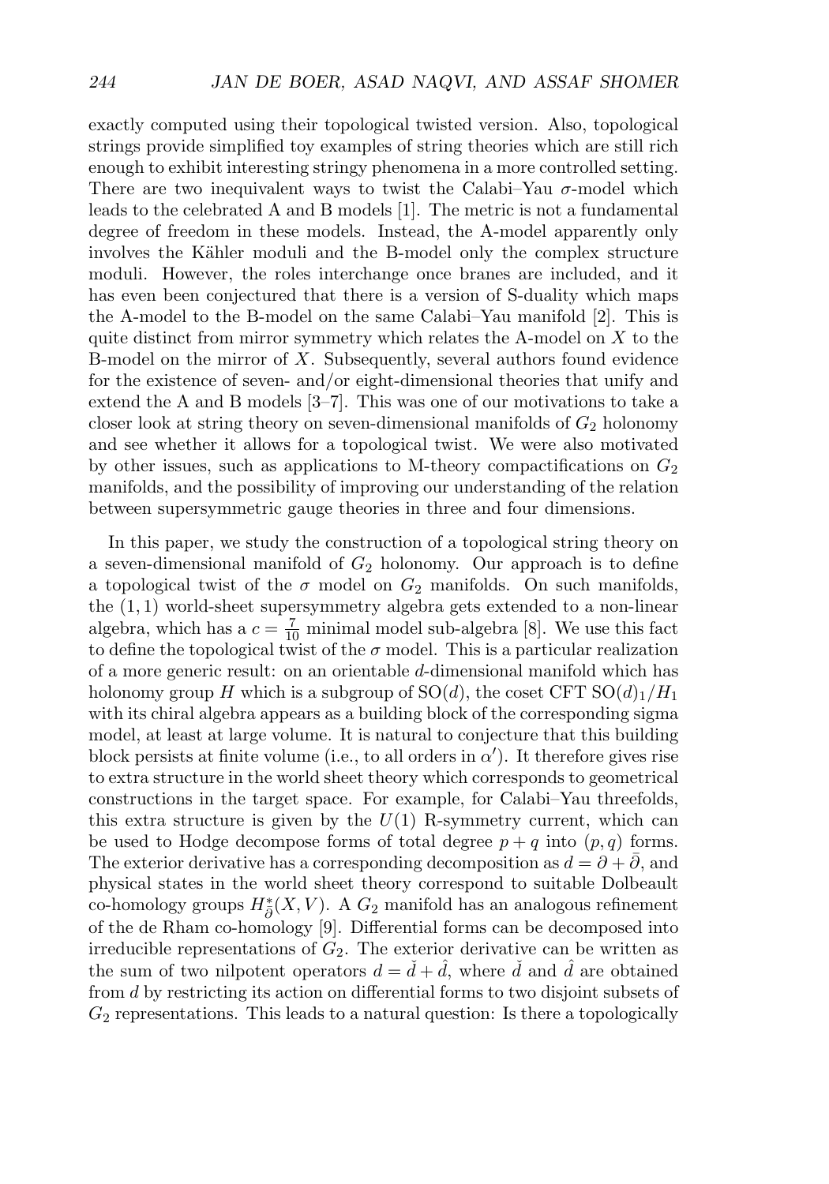exactly computed using their topological twisted version. Also, topological strings provide simplified toy examples of string theories which are still rich enough to exhibit interesting stringy phenomena in a more controlled setting. There are two inequivalent ways to twist the Calabi–Yau $\sigma$-model which leads to the celebrated A and B models [1]. The metric is not a fundamental degree of freedom in these models. Instead, the A-model apparently only involves the Kähler moduli and the B-model only the complex structure moduli. However, the roles interchange once branes are included, and it has even been conjectured that there is a version of S-duality which maps the A-model to the B-model on the same Calabi–Yau manifold [2]. This is quite distinct from mirror symmetry which relates the A-model on $X$ to the B-model on the mirror of $X$. Subsequently, several authors found evidence for the existence of seven- and/or eight-dimensional theories that unify and extend the A and B models [3–7]. This was one of our motivations to take a closer look at string theory on seven-dimensional manifolds of $G_2$ holonomy and see whether it allows for a topological twist. We were also motivated by other issues, such as applications to M-theory compactifications on $G_2$ manifolds, and the possibility of improving our understanding of the relation between supersymmetric gauge theories in three and four dimensions.

In this paper, we study the construction of a topological string theory on a seven-dimensional manifold of $G_2$ holonomy. Our approach is to define a topological twist of the $\sigma$ model on $G_2$ manifolds. On such manifolds, the $(1, 1)$ world-sheet supersymmetry algebra gets extended to a non-linear algebra, which has a $c = \frac{7}{10}$ minimal model sub-algebra [8]. We use this fact to define the topological twist of the $\sigma$ model. This is a particular realization of a more generic result: on an orientable $d$-dimensional manifold which has holonomy group $H$ which is a subgroup of $\mathrm{SO}(d)$, the coset CFT $\mathrm{SO}(d)_1/H_1$ with its chiral algebra appears as a building block of the corresponding sigma model, at least at large volume. It is natural to conjecture that this building block persists at finite volume (i.e., to all orders in $\alpha'$). It therefore gives rise to extra structure in the world sheet theory which corresponds to geometrical constructions in the target space. For example, for Calabi–Yau threefolds, this extra structure is given by the $U(1)$ R-symmetry current, which can be used to Hodge decompose forms of total degree $p + q$ into $(p, q)$ forms. The exterior derivative has a corresponding decomposition as $d = \partial + \bar{\partial}$, and physical states in the world sheet theory correspond to suitable Dolbeault co-homology groups $H^*_{\bar{\partial}}(X, V)$. A $G_2$ manifold has an analogous refinement of the de Rham co-homology [9]. Differential forms can be decomposed into irreducible representations of $G_2$. The exterior derivative can be written as the sum of two nilpotent operators $d = \check{d} + \hat{d}$, where $\check{d}$ and $\hat{d}$ are obtained from $d$ by restricting its action on differential forms to two disjoint subsets of $G_2$ representations. This leads to a natural question: Is there a topologically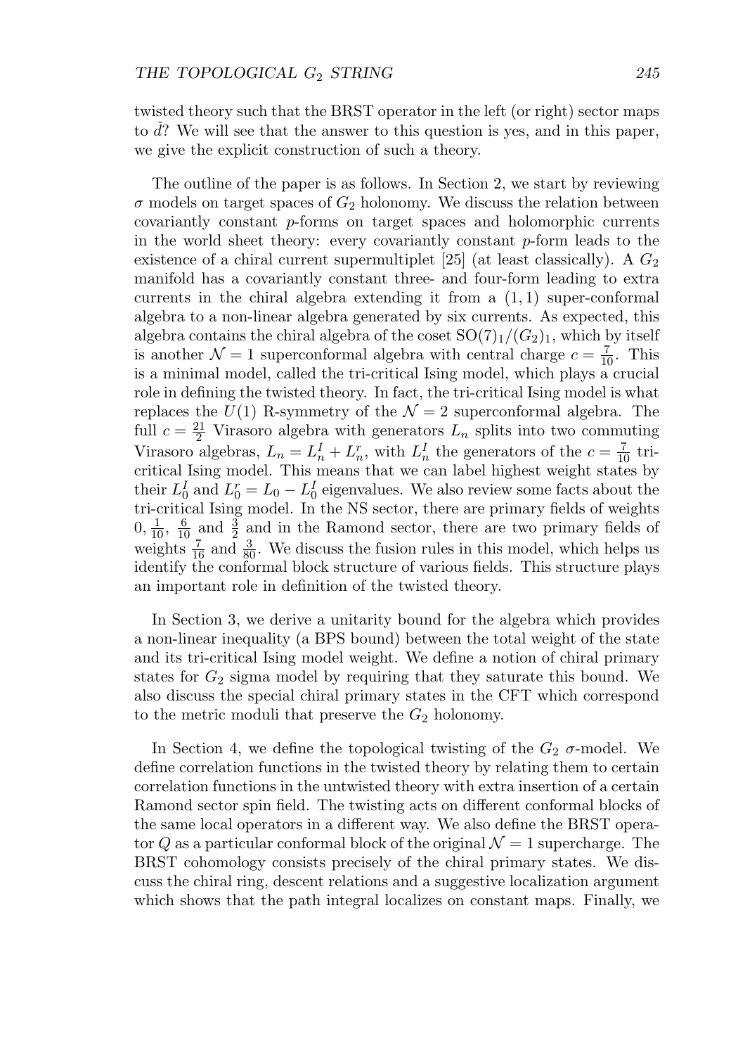twisted theory such that the BRST operator in the left (or right) sector maps to $\check{d}$? We will see that the answer to this question is yes, and in this paper, we give the explicit construction of such a theory.

The outline of the paper is as follows. In Section 2, we start by reviewing $\sigma$ models on target spaces of $G_2$ holonomy. We discuss the relation between covariantly constant $p$-forms on target spaces and holomorphic currents in the world sheet theory: every covariantly constant $p$-form leads to the existence of a chiral current supermultiplet [25] (at least classically). A $G_2$ manifold has a covariantly constant three- and four-form leading to extra currents in the chiral algebra extending it from a $(1,1)$ super-conformal algebra to a non-linear algebra generated by six currents. As expected, this algebra contains the chiral algebra of the coset $\mathrm{SO}(7)_1/(G_2)_1$, which by itself is another $\mathcal{N}=1$ superconformal algebra with central charge $c=\frac{7}{10}$. This is a minimal model, called the tri-critical Ising model, which plays a crucial role in defining the twisted theory. In fact, the tri-critical Ising model is what replaces the $U(1)$ R-symmetry of the $\mathcal{N}=2$ superconformal algebra. The full $c=\frac{21}{2}$ Virasoro algebra with generators $L_n$ splits into two commuting Virasoro algebras, $L_n = L_n^I + L_n^r$, with $L_n^I$ the generators of the $c=\frac{7}{10}$ tri-critical Ising model. This means that we can label highest weight states by their $L_0^I$ and $L_0^r = L_0 - L_0^I$ eigenvalues. We also review some facts about the tri-critical Ising model. In the NS sector, there are primary fields of weights $0$, $\frac{1}{10}$, $\frac{6}{10}$ and $\frac{3}{2}$ and in the Ramond sector, there are two primary fields of weights $\frac{7}{16}$ and $\frac{3}{80}$. We discuss the fusion rules in this model, which helps us identify the conformal block structure of various fields. This structure plays an important role in definition of the twisted theory.

In Section 3, we derive a unitarity bound for the algebra which provides a non-linear inequality (a BPS bound) between the total weight of the state and its tri-critical Ising model weight. We define a notion of chiral primary states for $G_2$ sigma model by requiring that they saturate this bound. We also discuss the special chiral primary states in the CFT which correspond to the metric moduli that preserve the $G_2$ holonomy.

In Section 4, we define the topological twisting of the $G_2$ $\sigma$-model. We define correlation functions in the twisted theory by relating them to certain correlation functions in the untwisted theory with extra insertion of a certain Ramond sector spin field. The twisting acts on different conformal blocks of the same local operators in a different way. We also define the BRST operator $Q$ as a particular conformal block of the original $\mathcal{N}=1$ supercharge. The BRST cohomology consists precisely of the chiral primary states. We discuss the chiral ring, descent relations and a suggestive localization argument which shows that the path integral localizes on constant maps. Finally, we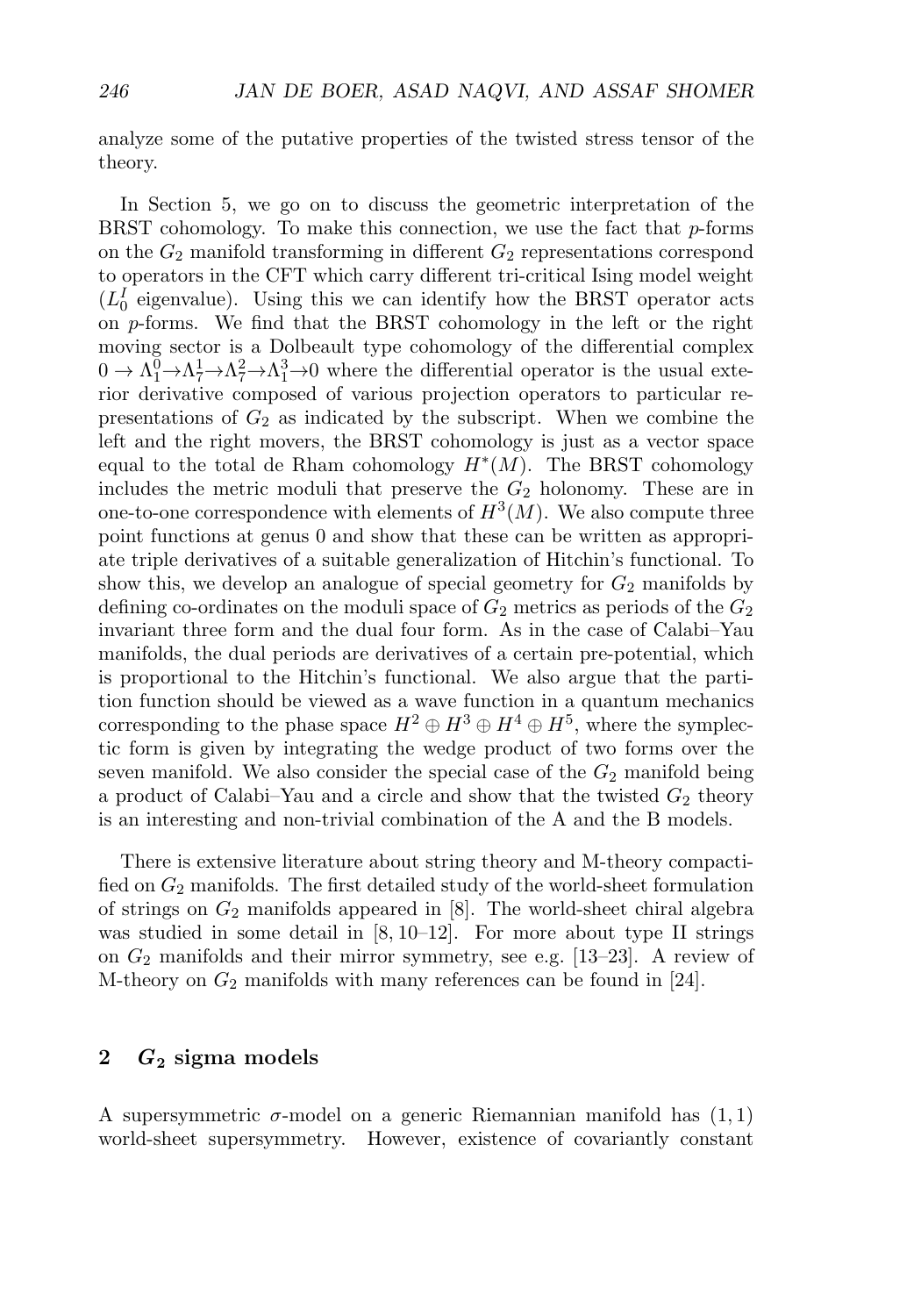analyze some of the putative properties of the twisted stress tensor of the theory.

In Section 5, we go on to discuss the geometric interpretation of the BRST cohomology. To make this connection, we use the fact that $p$-forms on the $G_2$ manifold transforming in different $G_2$ representations correspond to operators in the CFT which carry different tri-critical Ising model weight ($L_0^I$ eigenvalue). Using this we can identify how the BRST operator acts on $p$-forms. We find that the BRST cohomology in the left or the right moving sector is a Dolbeault type cohomology of the differential complex $0 \to \Lambda^0_1 \to \Lambda^1_7 \to \Lambda^2_7 \to \Lambda^3_1 \to 0$ where the differential operator is the usual exterior derivative composed of various projection operators to particular representations of $G_2$ as indicated by the subscript. When we combine the left and the right movers, the BRST cohomology is just as a vector space equal to the total de Rham cohomology $H^*(M)$. The BRST cohomology includes the metric moduli that preserve the $G_2$ holonomy. These are in one-to-one correspondence with elements of $H^3(M)$. We also compute three point functions at genus 0 and show that these can be written as appropriate triple derivatives of a suitable generalization of Hitchin's functional. To show this, we develop an analogue of special geometry for $G_2$ manifolds by defining co-ordinates on the moduli space of $G_2$ metrics as periods of the $G_2$ invariant three form and the dual four form. As in the case of Calabi–Yau manifolds, the dual periods are derivatives of a certain pre-potential, which is proportional to the Hitchin's functional. We also argue that the partition function should be viewed as a wave function in a quantum mechanics corresponding to the phase space $H^2 \oplus H^3 \oplus H^4 \oplus H^5$, where the symplectic form is given by integrating the wedge product of two forms over the seven manifold. We also consider the special case of the $G_2$ manifold being a product of Calabi–Yau and a circle and show that the twisted $G_2$ theory is an interesting and non-trivial combination of the A and the B models.

There is extensive literature about string theory and M-theory compactified on $G_2$ manifolds. The first detailed study of the world-sheet formulation of strings on $G_2$ manifolds appeared in [8]. The world-sheet chiral algebra was studied in some detail in [8, 10–12]. For more about type II strings on $G_2$ manifolds and their mirror symmetry, see e.g. [13–23]. A review of M-theory on $G_2$ manifolds with many references can be found in [24].

## 2 $G_2$ sigma models

A supersymmetric $\sigma$-model on a generic Riemannian manifold has $(1, 1)$ world-sheet supersymmetry. However, existence of covariantly constant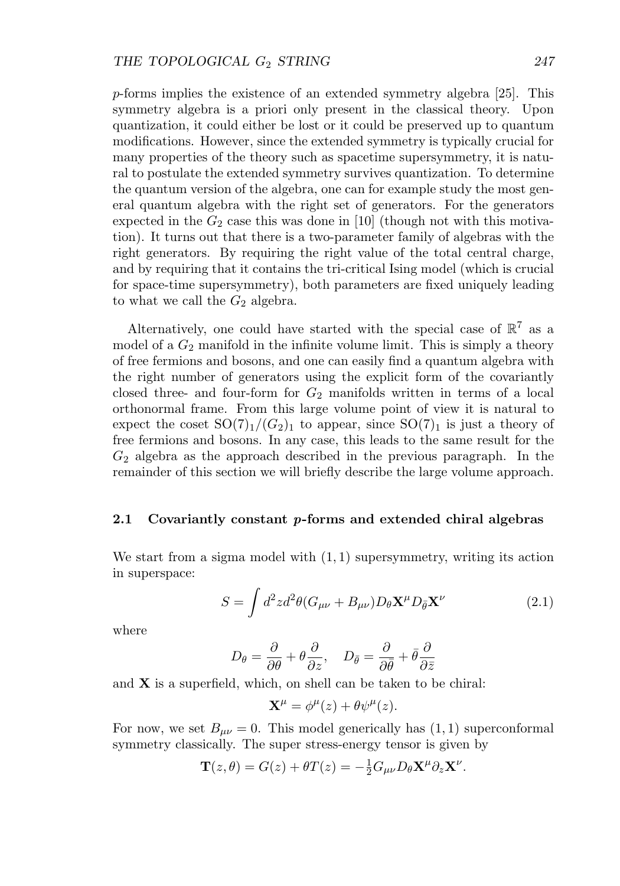$p$-forms implies the existence of an extended symmetry algebra [25]. This symmetry algebra is a priori only present in the classical theory. Upon quantization, it could either be lost or it could be preserved up to quantum modifications. However, since the extended symmetry is typically crucial for many properties of the theory such as spacetime supersymmetry, it is natural to postulate the extended symmetry survives quantization. To determine the quantum version of the algebra, one can for example study the most general quantum algebra with the right set of generators. For the generators expected in the $G_2$ case this was done in [10] (though not with this motivation). It turns out that there is a two-parameter family of algebras with the right generators. By requiring the right value of the total central charge, and by requiring that it contains the tri-critical Ising model (which is crucial for space-time supersymmetry), both parameters are fixed uniquely leading to what we call the $G_2$ algebra.

Alternatively, one could have started with the special case of $\mathbb{R}^7$ as a model of a $G_2$ manifold in the infinite volume limit. This is simply a theory of free fermions and bosons, and one can easily find a quantum algebra with the right number of generators using the explicit form of the covariantly closed three- and four-form for $G_2$ manifolds written in terms of a local orthonormal frame. From this large volume point of view it is natural to expect the coset $\mathrm{SO}(7)_1/(G_2)_1$ to appear, since $\mathrm{SO}(7)_1$ is just a theory of free fermions and bosons. In any case, this leads to the same result for the $G_2$ algebra as the approach described in the previous paragraph. In the remainder of this section we will briefly describe the large volume approach.

## 2.1 Covariantly constant $p$-forms and extended chiral algebras

We start from a sigma model with $(1,1)$ supersymmetry, writing its action in superspace:

$$S = \int d^2z d^2\theta (G_{\mu\nu} + B_{\mu\nu}) D_\theta \mathbf{X}^\mu D_{\bar{\theta}} \mathbf{X}^\nu \tag{2.1}$$

where

$$D_\theta = \frac{\partial}{\partial \theta} + \theta \frac{\partial}{\partial z}, \quad D_{\bar{\theta}} = \frac{\partial}{\partial \bar{\theta}} + \bar{\theta} \frac{\partial}{\partial \bar{z}}$$

and $\mathbf{X}$ is a superfield, which, on shell can be taken to be chiral:

$$\mathbf{X}^\mu = \phi^\mu(z) + \theta \psi^\mu(z).$$

For now, we set $B_{\mu\nu} = 0$. This model generically has $(1,1)$ superconformal symmetry classically. The super stress-energy tensor is given by

$$\mathbf{T}(z,\theta) = G(z) + \theta T(z) = -\tfrac{1}{2} G_{\mu\nu} D_\theta \mathbf{X}^\mu \partial_z \mathbf{X}^\nu.$$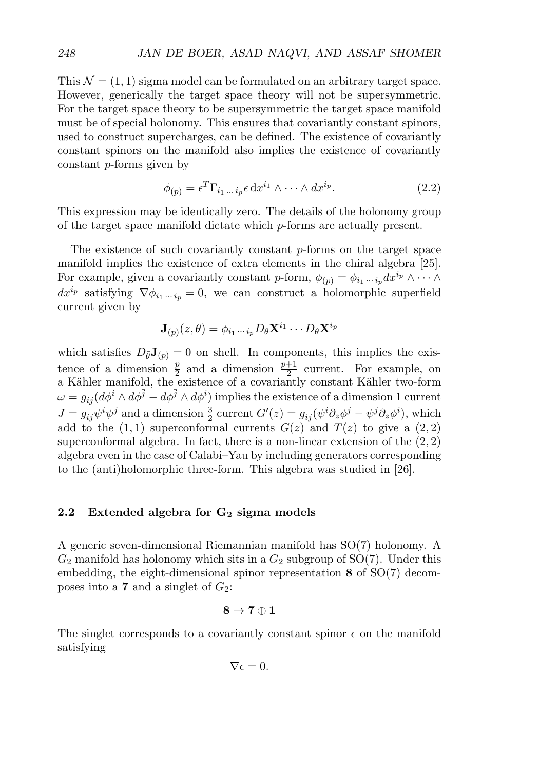This $\mathcal{N} = (1,1)$ sigma model can be formulated on an arbitrary target space. However, generically the target space theory will not be supersymmetric. For the target space theory to be supersymmetric the target space manifold must be of special holonomy. This ensures that covariantly constant spinors, used to construct supercharges, can be defined. The existence of covariantly constant spinors on the manifold also implies the existence of covariantly constant $p$-forms given by

$$\phi_{(p)} = \epsilon^T \Gamma_{i_1 \dots i_p} \epsilon \, dx^{i_1} \wedge \cdots \wedge dx^{i_p}. \tag{2.2}$$

This expression may be identically zero. The details of the holonomy group of the target space manifold dictate which $p$-forms are actually present.

The existence of such covariantly constant $p$-forms on the target space manifold implies the existence of extra elements in the chiral algebra [25]. For example, given a covariantly constant $p$-form, $\phi_{(p)} = \phi_{i_1 \cdots i_p} dx^{i_p} \wedge \cdots \wedge dx^{i_p}$ satisfying $\nabla \phi_{i_1 \cdots i_p} = 0$, we can construct a holomorphic superfield current given by

$$\mathbf{J}_{(p)}(z, \theta) = \phi_{i_1 \cdots i_p} D_\theta \mathbf{X}^{i_1} \cdots D_\theta \mathbf{X}^{i_p}$$

which satisfies $D_{\bar{\theta}} \mathbf{J}_{(p)} = 0$ on shell. In components, this implies the existence of a dimension $\frac{p}{2}$ and a dimension $\frac{p+1}{2}$ current. For example, on a Kähler manifold, the existence of a covariantly constant Kähler two-form $\omega = g_{i\bar{j}}(d\phi^i \wedge d\phi^{\bar{j}} - d\phi^{\bar{j}} \wedge d\phi^i)$ implies the existence of a dimension 1 current $J = g_{i\bar{j}} \psi^i \psi^{\bar{j}}$ and a dimension $\frac{3}{2}$ current $G'(z) = g_{i\bar{j}}(\psi^i \partial_z \phi^{\bar{j}} - \psi^{\bar{j}} \partial_z \phi^i)$, which add to the $(1,1)$ superconformal currents $G(z)$ and $T(z)$ to give a $(2,2)$ superconformal algebra. In fact, there is a non-linear extension of the $(2,2)$ algebra even in the case of Calabi–Yau by including generators corresponding to the (anti)holomorphic three-form. This algebra was studied in [26].

### 2.2 Extended algebra for $G_2$ sigma models

A generic seven-dimensional Riemannian manifold has SO(7) holonomy. A $G_2$ manifold has holonomy which sits in a $G_2$ subgroup of SO(7). Under this embedding, the eight-dimensional spinor representation $\mathbf{8}$ of SO(7) decomposes into a $\mathbf{7}$ and a singlet of $G_2$:

$$\mathbf{8} \to \mathbf{7} \oplus \mathbf{1}$$

The singlet corresponds to a covariantly constant spinor $\epsilon$ on the manifold satisfying

$$\nabla \epsilon = 0.$$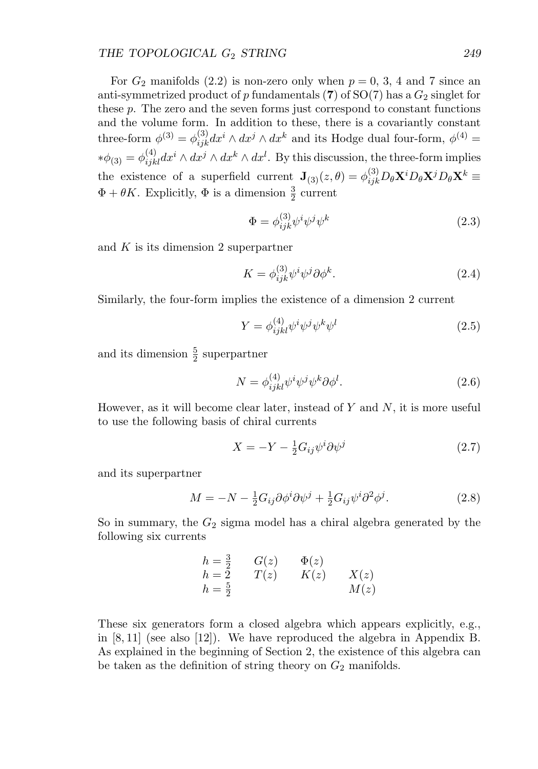For $G_2$ manifolds (2.2) is non-zero only when $p = 0$, 3, 4 and 7 since an anti-symmetrized product of $p$ fundamentals (**7**) of SO(7) has a $G_2$ singlet for these $p$. The zero and the seven forms just correspond to constant functions and the volume form. In addition to these, there is a covariantly constant three-form $\phi^{(3)} = \phi^{(3)}_{ijk} dx^i \wedge dx^j \wedge dx^k$ and its Hodge dual four-form, $\phi^{(4)} = *\phi_{(3)} = \phi^{(4)}_{ijkl} dx^i \wedge dx^j \wedge dx^k \wedge dx^l$. By this discussion, the three-form implies the existence of a superfield current $\mathbf{J}_{(3)}(z,\theta) = \phi^{(3)}_{ijk} D_\theta \mathbf{X}^i D_\theta \mathbf{X}^j D_\theta \mathbf{X}^k \equiv \Phi + \theta K$. Explicitly, $\Phi$ is a dimension $\frac{3}{2}$ current

$$\Phi = \phi^{(3)}_{ijk} \psi^i \psi^j \psi^k \tag{2.3}$$

and $K$ is its dimension 2 superpartner

$$K = \phi^{(3)}_{ijk} \psi^i \psi^j \partial \phi^k. \tag{2.4}$$

Similarly, the four-form implies the existence of a dimension 2 current

$$Y = \phi^{(4)}_{ijkl} \psi^i \psi^j \psi^k \psi^l \tag{2.5}$$

and its dimension $\frac{5}{2}$ superpartner

$$N = \phi^{(4)}_{ijkl} \psi^i \psi^j \psi^k \partial \phi^l. \tag{2.6}$$

However, as it will become clear later, instead of $Y$ and $N$, it is more useful to use the following basis of chiral currents

$$X = -Y - \tfrac{1}{2} G_{ij} \psi^i \partial \psi^j \tag{2.7}$$

and its superpartner

$$M = -N - \tfrac{1}{2} G_{ij} \partial \phi^i \partial \psi^j + \tfrac{1}{2} G_{ij} \psi^i \partial^2 \phi^j. \tag{2.8}$$

So in summary, the $G_2$ sigma model has a chiral algebra generated by the following six currents

| | | | |
|---|---|---|---|
| $h = \frac{3}{2}$ | $G(z)$ | $\Phi(z)$ | |
| $h = 2$ | $T(z)$ | $K(z)$ | $X(z)$ |
| $h = \frac{5}{2}$ | | | $M(z)$ |

These six generators form a closed algebra which appears explicitly, e.g., in [8, 11] (see also [12]). We have reproduced the algebra in Appendix B. As explained in the beginning of Section 2, the existence of this algebra can be taken as the definition of string theory on $G_2$ manifolds.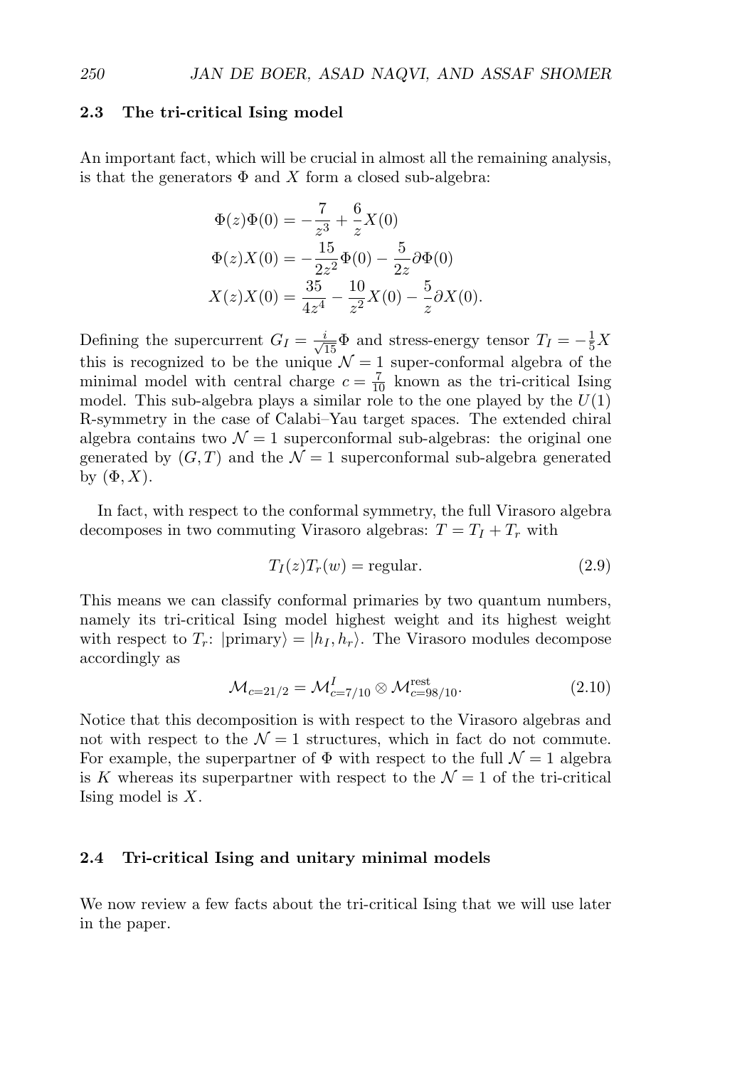### 2.3 The tri-critical Ising model

An important fact, which will be crucial in almost all the remaining analysis, is that the generators $\Phi$ and $X$ form a closed sub-algebra:

$$
\begin{aligned}
\Phi(z)\Phi(0) &= -\frac{7}{z^3} + \frac{6}{z}X(0) \\
\Phi(z)X(0) &= -\frac{15}{2z^2}\Phi(0) - \frac{5}{2z}\partial\Phi(0) \\
X(z)X(0) &= \frac{35}{4z^4} - \frac{10}{z^2}X(0) - \frac{5}{z}\partial X(0).
\end{aligned}
$$

Defining the supercurrent $G_I = \frac{i}{\sqrt{15}}\Phi$ and stress-energy tensor $T_I = -\frac{1}{5}X$ this is recognized to be the unique $\mathcal{N}=1$ super-conformal algebra of the minimal model with central charge $c = \frac{7}{10}$ known as the tri-critical Ising model. This sub-algebra plays a similar role to the one played by the $U(1)$ R-symmetry in the case of Calabi–Yau target spaces. The extended chiral algebra contains two $\mathcal{N}=1$ superconformal sub-algebras: the original one generated by $(G, T)$ and the $\mathcal{N}=1$ superconformal sub-algebra generated by $(\Phi, X)$.

In fact, with respect to the conformal symmetry, the full Virasoro algebra decomposes in two commuting Virasoro algebras: $T = T_I + T_r$ with

$$
T_I(z)T_r(w) = \text{regular}. \tag{2.9}
$$

This means we can classify conformal primaries by two quantum numbers, namely its tri-critical Ising model highest weight and its highest weight with respect to $T_r$: $|\text{primary}\rangle = |h_I, h_r\rangle$. The Virasoro modules decompose accordingly as

$$
\mathcal{M}_{c=21/2} = \mathcal{M}^{I}_{c=7/10} \otimes \mathcal{M}^{\text{rest}}_{c=98/10}. \tag{2.10}
$$

Notice that this decomposition is with respect to the Virasoro algebras and not with respect to the $\mathcal{N}=1$ structures, which in fact do not commute. For example, the superpartner of $\Phi$ with respect to the full $\mathcal{N}=1$ algebra is $K$ whereas its superpartner with respect to the $\mathcal{N}=1$ of the tri-critical Ising model is $X$.

### 2.4 Tri-critical Ising and unitary minimal models

We now review a few facts about the tri-critical Ising that we will use later in the paper.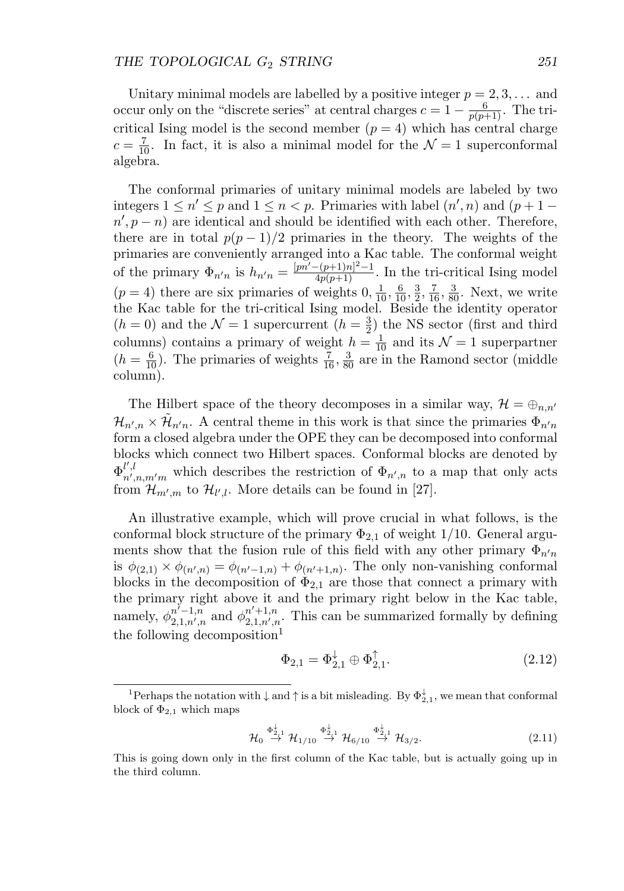Unitary minimal models are labelled by a positive integer $p = 2, 3, \ldots$ and occur only on the "discrete series" at central charges $c = 1 - \frac{6}{p(p+1)}$. The tri-critical Ising model is the second member ($p = 4$) which has central charge $c = \frac{7}{10}$. In fact, it is also a minimal model for the $\mathcal{N} = 1$ superconformal algebra.

The conformal primaries of unitary minimal models are labeled by two integers $1 \leq n' \leq p$ and $1 \leq n < p$. Primaries with label $(n', n)$ and $(p + 1 - n', p - n)$ are identical and should be identified with each other. Therefore, there are in total $p(p-1)/2$ primaries in the theory. The weights of the primaries are conveniently arranged into a Kac table. The conformal weight of the primary $\Phi_{n'n}$ is $h_{n'n} = \frac{[pn' - (p+1)n]^2 - 1}{4p(p+1)}$. In the tri-critical Ising model ($p = 4$) there are six primaries of weights $0, \frac{1}{10}, \frac{6}{10}, \frac{3}{2}, \frac{7}{16}, \frac{3}{80}$. Next, we write the Kac table for the tri-critical Ising model. Beside the identity operator ($h = 0$) and the $\mathcal{N} = 1$ supercurrent ($h = \frac{3}{2}$) the NS sector (first and third columns) contains a primary of weight $h = \frac{1}{10}$ and its $\mathcal{N} = 1$ superpartner ($h = \frac{6}{10}$). The primaries of weights $\frac{7}{16}, \frac{3}{80}$ are in the Ramond sector (middle column).

The Hilbert space of the theory decomposes in a similar way, $\mathcal{H} = \oplus_{n,n'} \mathcal{H}_{n',n} \times \tilde{\mathcal{H}}_{n'n}$. A central theme in this work is that since the primaries $\Phi_{n'n}$ form a closed algebra under the OPE they can be decomposed into conformal blocks which connect two Hilbert spaces. Conformal blocks are denoted by $\Phi^{l',l}_{n',n,m'm}$ which describes the restriction of $\Phi_{n',n}$ to a map that only acts from $\mathcal{H}_{m',m}$ to $\mathcal{H}_{l',l}$. More details can be found in [27].

An illustrative example, which will prove crucial in what follows, is the conformal block structure of the primary $\Phi_{2,1}$ of weight $1/10$. General arguments show that the fusion rule of this field with any other primary $\Phi_{n'n}$ is $\phi_{(2,1)} \times \phi_{(n',n)} = \phi_{(n'-1,n)} + \phi_{(n'+1,n)}$. The only non-vanishing conformal blocks in the decomposition of $\Phi_{2,1}$ are those that connect a primary with the primary right above it and the primary right below in the Kac table, namely, $\phi^{n'-1,n}_{2,1,n',n}$ and $\phi^{n'+1,n}_{2,1,n',n}$. This can be summarized formally by defining the following decomposition[1]

$$\Phi_{2,1} = \Phi^{\downarrow}_{2,1} \oplus \Phi^{\uparrow}_{2,1}. \tag{2.12}$$

[1]Perhaps the notation with $\downarrow$ and $\uparrow$ is a bit misleading. By $\Phi^{\downarrow}_{2,1}$, we mean that conformal block of $\Phi_{2,1}$ which maps

$$\mathcal{H}_0 \overset{\Phi^{\downarrow}_{2,1}}{\to} \mathcal{H}_{1/10} \overset{\Phi^{\downarrow}_{2,1}}{\to} \mathcal{H}_{6/10} \overset{\Phi^{\downarrow}_{2,1}}{\to} \mathcal{H}_{3/2}. \tag{2.11}$$

This is going down only in the first column of the Kac table, but is actually going up in the third column.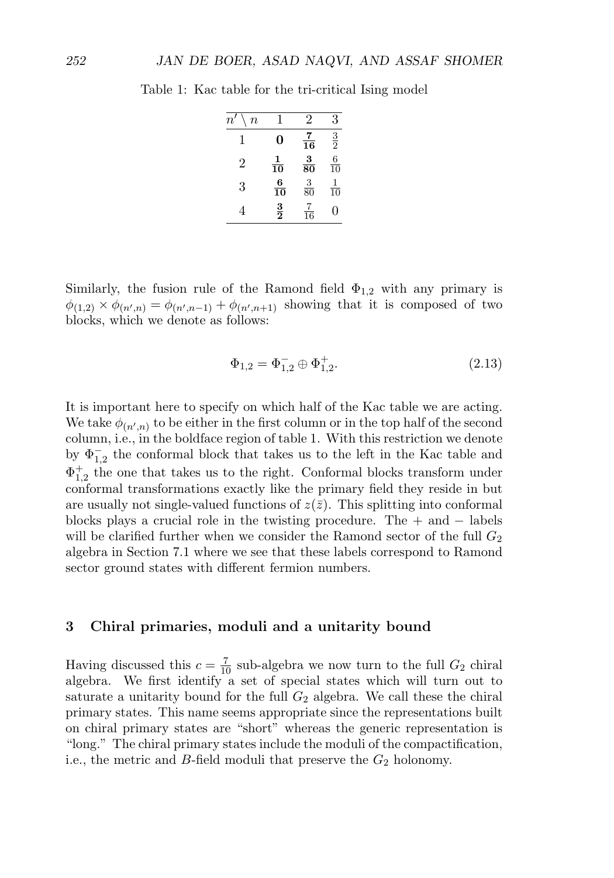Table 1: Kac table for the tri-critical Ising model

| $n' \setminus n$ | 1 | 2 | 3 |
|---|---|---|---|
| 1 | $\mathbf{0}$ | $\mathbf{\frac{7}{16}}$ | $\frac{3}{2}$ |
| 2 | $\mathbf{\frac{1}{10}}$ | $\mathbf{\frac{3}{80}}$ | $\frac{6}{10}$ |
| 3 | $\mathbf{\frac{6}{10}}$ | $\frac{3}{80}$ | $\frac{1}{10}$ |
| 4 | $\mathbf{\frac{3}{2}}$ | $\frac{7}{16}$ | $0$ |

Similarly, the fusion rule of the Ramond field $\Phi_{1,2}$ with any primary is $\phi_{(1,2)} \times \phi_{(n',n)} = \phi_{(n',n-1)} + \phi_{(n',n+1)}$ showing that it is composed of two blocks, which we denote as follows:

$$\Phi_{1,2} = \Phi^{-}_{1,2} \oplus \Phi^{+}_{1,2}. \tag{2.13}$$

It is important here to specify on which half of the Kac table we are acting. We take $\phi_{(n',n)}$ to be either in the first column or in the top half of the second column, i.e., in the boldface region of table 1. With this restriction we denote by $\Phi^{-}_{1,2}$ the conformal block that takes us to the left in the Kac table and $\Phi^{+}_{1,2}$ the one that takes us to the right. Conformal blocks transform under conformal transformations exactly like the primary field they reside in but are usually not single-valued functions of $z(\bar{z})$. This splitting into conformal blocks plays a crucial role in the twisting procedure. The $+$ and $-$ labels will be clarified further when we consider the Ramond sector of the full $G_2$ algebra in Section 7.1 where we see that these labels correspond to Ramond sector ground states with different fermion numbers.

## 3 Chiral primaries, moduli and a unitarity bound

Having discussed this $c = \frac{7}{10}$ sub-algebra we now turn to the full $G_2$ chiral algebra. We first identify a set of special states which will turn out to saturate a unitarity bound for the full $G_2$ algebra. We call these the chiral primary states. This name seems appropriate since the representations built on chiral primary states are "short" whereas the generic representation is "long." The chiral primary states include the moduli of the compactification, i.e., the metric and $B$-field moduli that preserve the $G_2$ holonomy.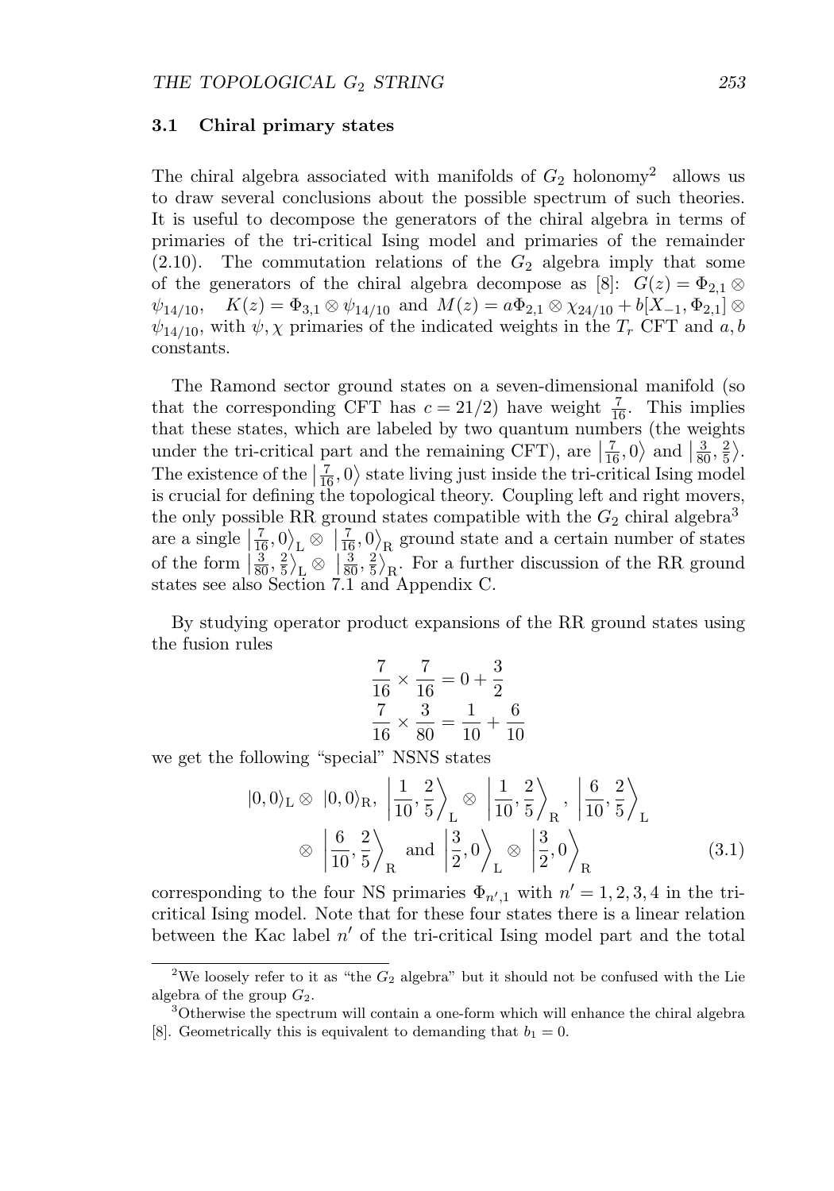### 3.1 Chiral primary states

The chiral algebra associated with manifolds of $G_2$ holonomy[2] allows us to draw several conclusions about the possible spectrum of such theories. It is useful to decompose the generators of the chiral algebra in terms of primaries of the tri-critical Ising model and primaries of the remainder (2.10). The commutation relations of the $G_2$ algebra imply that some of the generators of the chiral algebra decompose as [8]: $G(z) = \Phi_{2,1} \otimes \psi_{14/10}$, $K(z) = \Phi_{3,1} \otimes \psi_{14/10}$ and $M(z) = a\Phi_{2,1} \otimes \chi_{24/10} + b[X_{-1}, \Phi_{2,1}] \otimes \psi_{14/10}$, with $\psi, \chi$ primaries of the indicated weights in the $T_r$ CFT and $a, b$ constants.

The Ramond sector ground states on a seven-dimensional manifold (so that the corresponding CFT has $c = 21/2$) have weight $\frac{7}{16}$. This implies that these states, which are labeled by two quantum numbers (the weights under the tri-critical part and the remaining CFT), are $\left|\frac{7}{16}, 0\right\rangle$ and $\left|\frac{3}{80}, \frac{2}{5}\right\rangle$. The existence of the $\left|\frac{7}{16}, 0\right\rangle$ state living just inside the tri-critical Ising model is crucial for defining the topological theory. Coupling left and right movers, the only possible RR ground states compatible with the $G_2$ chiral algebra[3] are a single $\left|\frac{7}{16}, 0\right\rangle_{\mathrm{L}} \otimes \left|\frac{7}{16}, 0\right\rangle_{\mathrm{R}}$ ground state and a certain number of states of the form $\left|\frac{3}{80}, \frac{2}{5}\right\rangle_{\mathrm{L}} \otimes \left|\frac{3}{80}, \frac{2}{5}\right\rangle_{\mathrm{R}}$. For a further discussion of the RR ground states see also Section 7.1 and Appendix C.

By studying operator product expansions of the RR ground states using the fusion rules

$$\frac{7}{16} \times \frac{7}{16} = 0 + \frac{3}{2}$$
$$\frac{7}{16} \times \frac{3}{80} = \frac{1}{10} + \frac{6}{10}$$

we get the following "special" NSNS states

$$|0,0\rangle_{\mathrm{L}} \otimes |0,0\rangle_{\mathrm{R}},\ \left|\frac{1}{10}, \frac{2}{5}\right\rangle_{\mathrm{L}} \otimes \left|\frac{1}{10}, \frac{2}{5}\right\rangle_{\mathrm{R}},\ \left|\frac{6}{10}, \frac{2}{5}\right\rangle_{\mathrm{L}} \otimes \left|\frac{6}{10}, \frac{2}{5}\right\rangle_{\mathrm{R}} \text{ and } \left|\frac{3}{2}, 0\right\rangle_{\mathrm{L}} \otimes \left|\frac{3}{2}, 0\right\rangle_{\mathrm{R}} \tag{3.1}$$

corresponding to the four NS primaries $\Phi_{n',1}$ with $n' = 1, 2, 3, 4$ in the tri-critical Ising model. Note that for these four states there is a linear relation between the Kac label $n'$ of the tri-critical Ising model part and the total

[2] We loosely refer to it as "the $G_2$ algebra" but it should not be confused with the Lie algebra of the group $G_2$.

[3] Otherwise the spectrum will contain a one-form which will enhance the chiral algebra [8]. Geometrically this is equivalent to demanding that $b_1 = 0$.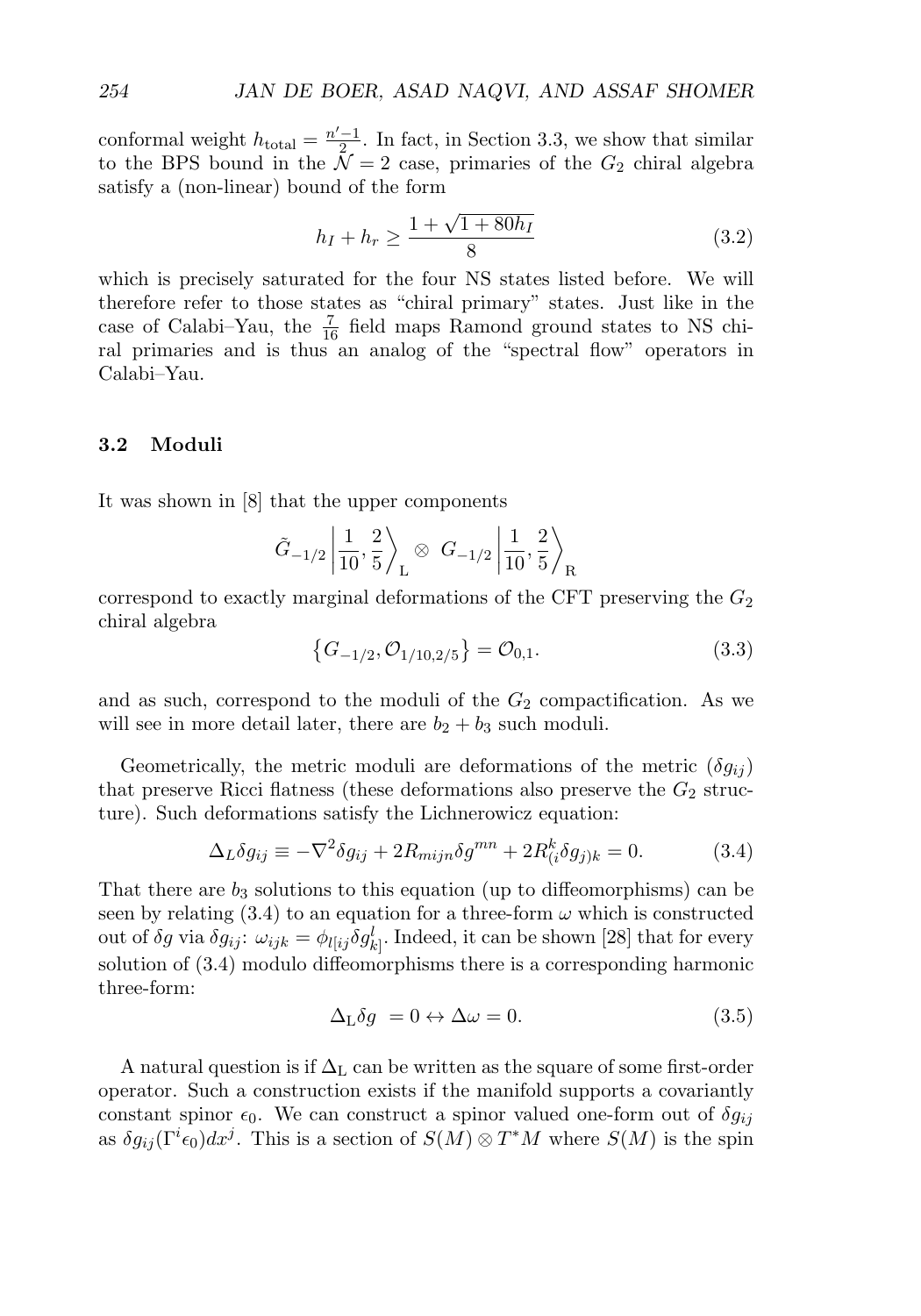conformal weight $h_{\text{total}} = \frac{n'-1}{2}$. In fact, in Section 3.3, we show that similar to the BPS bound in the $\mathcal{N}=2$ case, primaries of the $G_2$ chiral algebra satisfy a (non-linear) bound of the form

$$h_I + h_r \geq \frac{1+\sqrt{1+80h_I}}{8} \tag{3.2}$$

which is precisely saturated for the four NS states listed before. We will therefore refer to those states as "chiral primary" states. Just like in the case of Calabi–Yau, the $\frac{7}{16}$ field maps Ramond ground states to NS chiral primaries and is thus an analog of the "spectral flow" operators in Calabi–Yau.

### 3.2 Moduli

It was shown in [8] that the upper components

$$\tilde{G}_{-1/2}\left|\frac{1}{10},\frac{2}{5}\right\rangle_{\text{L}} \otimes\ G_{-1/2}\left|\frac{1}{10},\frac{2}{5}\right\rangle_{\text{R}}$$

correspond to exactly marginal deformations of the CFT preserving the $G_2$ chiral algebra

$$\left\{G_{-1/2}, \mathcal{O}_{1/10,2/5}\right\} = \mathcal{O}_{0,1}. \tag{3.3}$$

and as such, correspond to the moduli of the $G_2$ compactification. As we will see in more detail later, there are $b_2 + b_3$ such moduli.

Geometrically, the metric moduli are deformations of the metric ($\delta g_{ij}$) that preserve Ricci flatness (these deformations also preserve the $G_2$ structure). Such deformations satisfy the Lichnerowicz equation:

$$\Delta_L \delta g_{ij} \equiv -\nabla^2 \delta g_{ij} + 2R_{mijn}\delta g^{mn} + 2R^k_{(i}\delta g_{j)k} = 0. \tag{3.4}$$

That there are $b_3$ solutions to this equation (up to diffeomorphisms) can be seen by relating (3.4) to an equation for a three-form $\omega$ which is constructed out of $\delta g$ via $\delta g_{ij}$: $\omega_{ijk} = \phi_{l[ij}\delta g^l_{k]}$. Indeed, it can be shown [28] that for every solution of (3.4) modulo diffeomorphisms there is a corresponding harmonic three-form:

$$\Delta_{\text{L}}\delta g\ = 0 \leftrightarrow \Delta\omega = 0. \tag{3.5}$$

A natural question is if $\Delta_{\text{L}}$ can be written as the square of some first-order operator. Such a construction exists if the manifold supports a covariantly constant spinor $\epsilon_0$. We can construct a spinor valued one-form out of $\delta g_{ij}$ as $\delta g_{ij}(\Gamma^i\epsilon_0)dx^j$. This is a section of $S(M)\otimes T^*M$ where $S(M)$ is the spin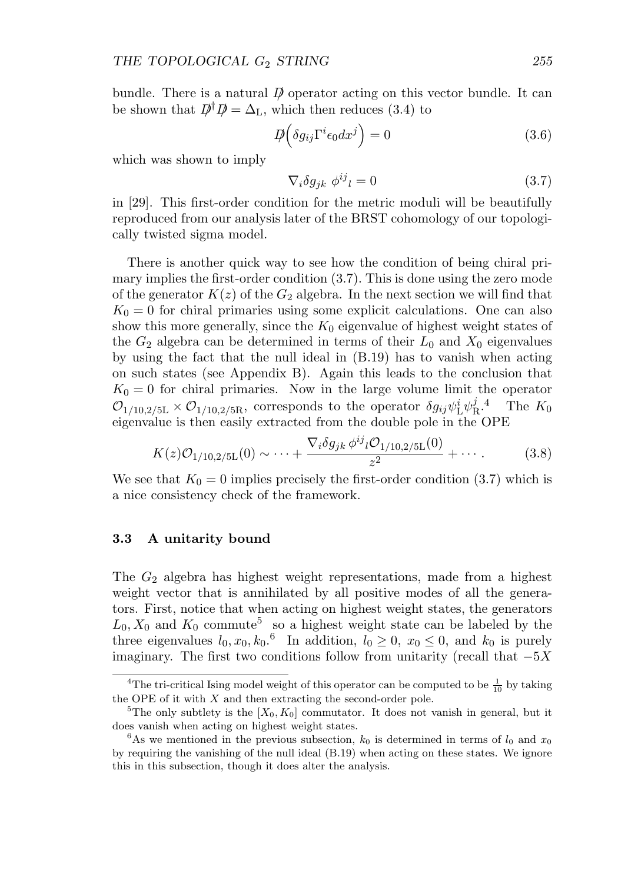bundle. There is a natural $\not{D}$ operator acting on this vector bundle. It can be shown that $\not{D}^\dagger \not{D} = \Delta_{\rm L}$, which then reduces (3.4) to

$$\not{D}\Big(\delta g_{ij}\Gamma^i \epsilon_0 dx^j\Big) = 0 \tag{3.6}$$

which was shown to imply

$$\nabla_i \delta g_{jk}\ \phi^{ij}{}_l = 0 \tag{3.7}$$

in [29]. This first-order condition for the metric moduli will be beautifully reproduced from our analysis later of the BRST cohomology of our topologically twisted sigma model.

There is another quick way to see how the condition of being chiral primary implies the first-order condition (3.7). This is done using the zero mode of the generator $K(z)$ of the $G_2$ algebra. In the next section we will find that $K_0 = 0$ for chiral primaries using some explicit calculations. One can also show this more generally, since the $K_0$ eigenvalue of highest weight states of the $G_2$ algebra can be determined in terms of their $L_0$ and $X_0$ eigenvalues by using the fact that the null ideal in (B.19) has to vanish when acting on such states (see Appendix B). Again this leads to the conclusion that $K_0 = 0$ for chiral primaries. Now in the large volume limit the operator $\mathcal{O}_{1/10,2/5{\rm L}} \times \mathcal{O}_{1/10,2/5{\rm R}}$, corresponds to the operator $\delta g_{ij}\psi^i_{\rm L}\psi^j_{\rm R}$.[4] The $K_0$ eigenvalue is then easily extracted from the double pole in the OPE

$$K(z)\mathcal{O}_{1/10,2/5{\rm L}}(0) \sim \cdots + \frac{\nabla_i \delta g_{jk}\ \phi^{ij}{}_l \mathcal{O}_{1/10,2/5{\rm L}}(0)}{z^2} + \cdots . \tag{3.8}$$

We see that $K_0 = 0$ implies precisely the first-order condition (3.7) which is a nice consistency check of the framework.

### 3.3 A unitarity bound

The $G_2$ algebra has highest weight representations, made from a highest weight vector that is annihilated by all positive modes of all the generators. First, notice that when acting on highest weight states, the generators $L_0, X_0$ and $K_0$ commute[5] so a highest weight state can be labeled by the three eigenvalues $l_0, x_0, k_0$.[6] In addition, $l_0 \geq 0$, $x_0 \leq 0$, and $k_0$ is purely imaginary. The first two conditions follow from unitarity (recall that $-5X$

---

[4] The tri-critical Ising model weight of this operator can be computed to be $\frac{1}{10}$ by taking the OPE of it with $X$ and then extracting the second-order pole.

[5] The only subtlety is the $[X_0, K_0]$ commutator. It does not vanish in general, but it does vanish when acting on highest weight states.

[6] As we mentioned in the previous subsection, $k_0$ is determined in terms of $l_0$ and $x_0$ by requiring the vanishing of the null ideal (B.19) when acting on these states. We ignore this in this subsection, though it does alter the analysis.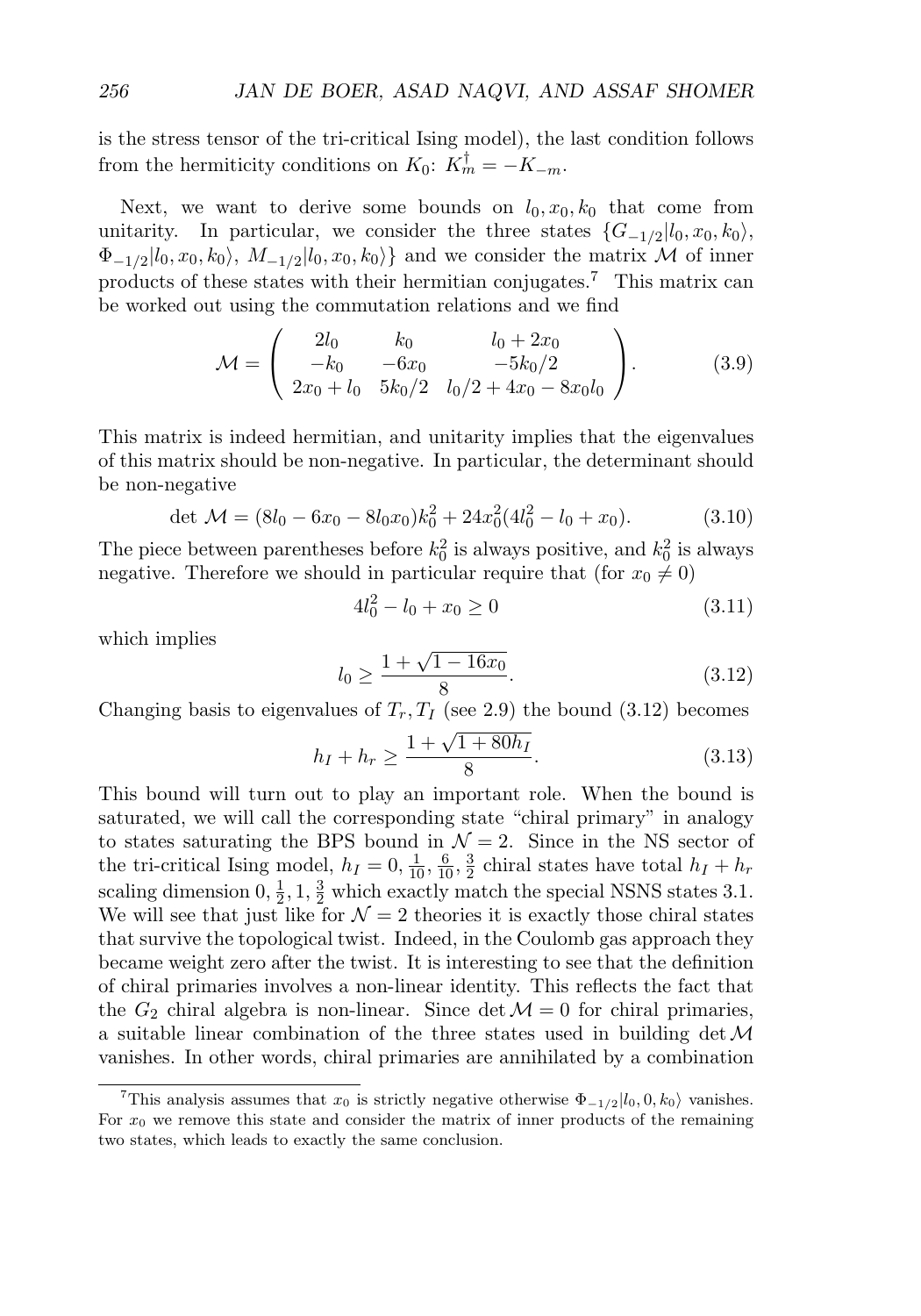is the stress tensor of the tri-critical Ising model), the last condition follows from the hermiticity conditions on $K_0$: $K_m^\dagger = -K_{-m}$.

Next, we want to derive some bounds on $l_0, x_0, k_0$ that come from unitarity. In particular, we consider the three states $\{G_{-1/2}|l_0, x_0, k_0\rangle$, $\Phi_{-1/2}|l_0, x_0, k_0\rangle$, $M_{-1/2}|l_0, x_0, k_0\rangle\}$ and we consider the matrix $\mathcal{M}$ of inner products of these states with their hermitian conjugates.[7] This matrix can be worked out using the commutation relations and we find

$$
\mathcal{M} = \begin{pmatrix} 2l_0 & k_0 & l_0 + 2x_0 \\ -k_0 & -6x_0 & -5k_0/2 \\ 2x_0 + l_0 & 5k_0/2 & l_0/2 + 4x_0 - 8x_0 l_0 \end{pmatrix}. \tag{3.9}
$$

This matrix is indeed hermitian, and unitarity implies that the eigenvalues of this matrix should be non-negative. In particular, the determinant should be non-negative

$$
\det \mathcal{M} = (8l_0 - 6x_0 - 8l_0 x_0)k_0^2 + 24x_0^2(4l_0^2 - l_0 + x_0). \tag{3.10}
$$

The piece between parentheses before $k_0^2$ is always positive, and $k_0^2$ is always negative. Therefore we should in particular require that (for $x_0 \neq 0$)

$$
4l_0^2 - l_0 + x_0 \geq 0 \tag{3.11}
$$

which implies

$$
l_0 \geq \frac{1 + \sqrt{1 - 16x_0}}{8}. \tag{3.12}
$$

Changing basis to eigenvalues of $T_r, T_I$ (see 2.9) the bound (3.12) becomes

$$
h_I + h_r \geq \frac{1 + \sqrt{1 + 80h_I}}{8}. \tag{3.13}
$$

This bound will turn out to play an important role. When the bound is saturated, we will call the corresponding state "chiral primary" in analogy to states saturating the BPS bound in $\mathcal{N} = 2$. Since in the NS sector of the tri-critical Ising model, $h_I = 0, \frac{1}{10}, \frac{6}{10}, \frac{3}{2}$ chiral states have total $h_I + h_r$ scaling dimension $0, \frac{1}{2}, 1, \frac{3}{2}$ which exactly match the special NSNS states 3.1. We will see that just like for $\mathcal{N} = 2$ theories it is exactly those chiral states that survive the topological twist. Indeed, in the Coulomb gas approach they became weight zero after the twist. It is interesting to see that the definition of chiral primaries involves a non-linear identity. This reflects the fact that the $G_2$ chiral algebra is non-linear. Since $\det \mathcal{M} = 0$ for chiral primaries, a suitable linear combination of the three states used in building $\det \mathcal{M}$ vanishes. In other words, chiral primaries are annihilated by a combination

[7] This analysis assumes that $x_0$ is strictly negative otherwise $\Phi_{-1/2}|l_0, 0, k_0\rangle$ vanishes. For $x_0$ we remove this state and consider the matrix of inner products of the remaining two states, which leads to exactly the same conclusion.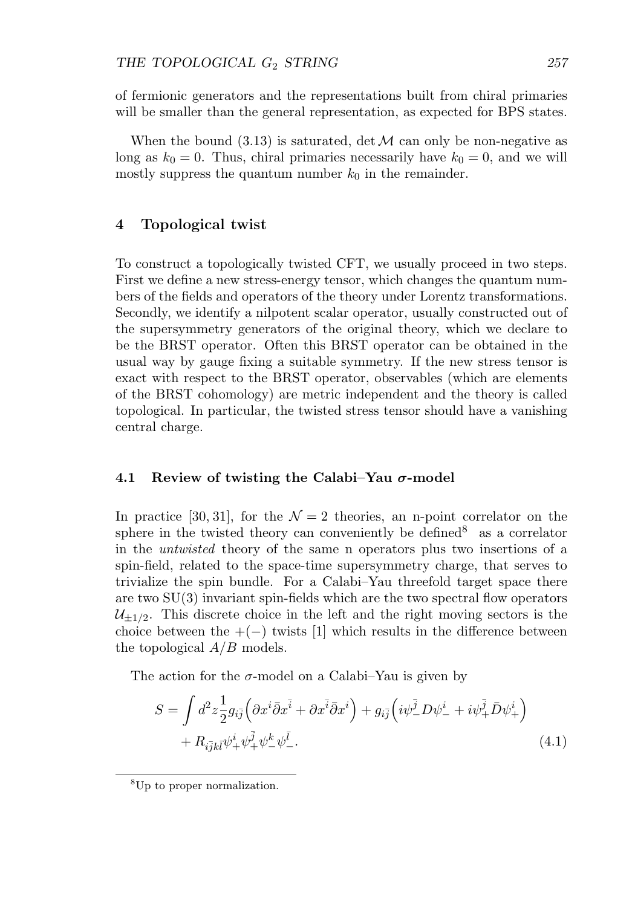of fermionic generators and the representations built from chiral primaries will be smaller than the general representation, as expected for BPS states.

When the bound (3.13) is saturated, $\det \mathcal{M}$ can only be non-negative as long as $k_0 = 0$. Thus, chiral primaries necessarily have $k_0 = 0$, and we will mostly suppress the quantum number $k_0$ in the remainder.

## 4 Topological twist

To construct a topologically twisted CFT, we usually proceed in two steps. First we define a new stress-energy tensor, which changes the quantum numbers of the fields and operators of the theory under Lorentz transformations. Secondly, we identify a nilpotent scalar operator, usually constructed out of the supersymmetry generators of the original theory, which we declare to be the BRST operator. Often this BRST operator can be obtained in the usual way by gauge fixing a suitable symmetry. If the new stress tensor is exact with respect to the BRST operator, observables (which are elements of the BRST cohomology) are metric independent and the theory is called topological. In particular, the twisted stress tensor should have a vanishing central charge.

### 4.1 Review of twisting the Calabi–Yau $\sigma$-model

In practice [30, 31], for the $\mathcal{N} = 2$ theories, an n-point correlator on the sphere in the twisted theory can conveniently be defined[8] as a correlator in the *untwisted* theory of the same n operators plus two insertions of a spin-field, related to the space-time supersymmetry charge, that serves to trivialize the spin bundle. For a Calabi–Yau threefold target space there are two SU(3) invariant spin-fields which are the two spectral flow operators $\mathcal{U}_{\pm 1/2}$. This discrete choice in the left and the right moving sectors is the choice between the $+(-)$ twists [1] which results in the difference between the topological $A/B$ models.

The action for the $\sigma$-model on a Calabi–Yau is given by

$$
\begin{aligned}
S = \int d^2 z \frac{1}{2} g_{i\bar{j}} \Big( \partial x^i \bar{\partial} x^{\bar{i}} + \partial x^{\bar{i}} \bar{\partial} x^i \Big) + g_{i\bar{j}} \Big( i\psi_-^{\bar{j}} D \psi_-^i + i\psi_+^{\bar{j}} \bar{D} \psi_+^i \Big) \\
+ R_{i\bar{j}k\bar{l}} \psi_+^i \psi_+^{\bar{j}} \psi_-^k \psi_-^{\bar{l}}. \qquad (4.1)
\end{aligned}
$$

[8] Up to proper normalization.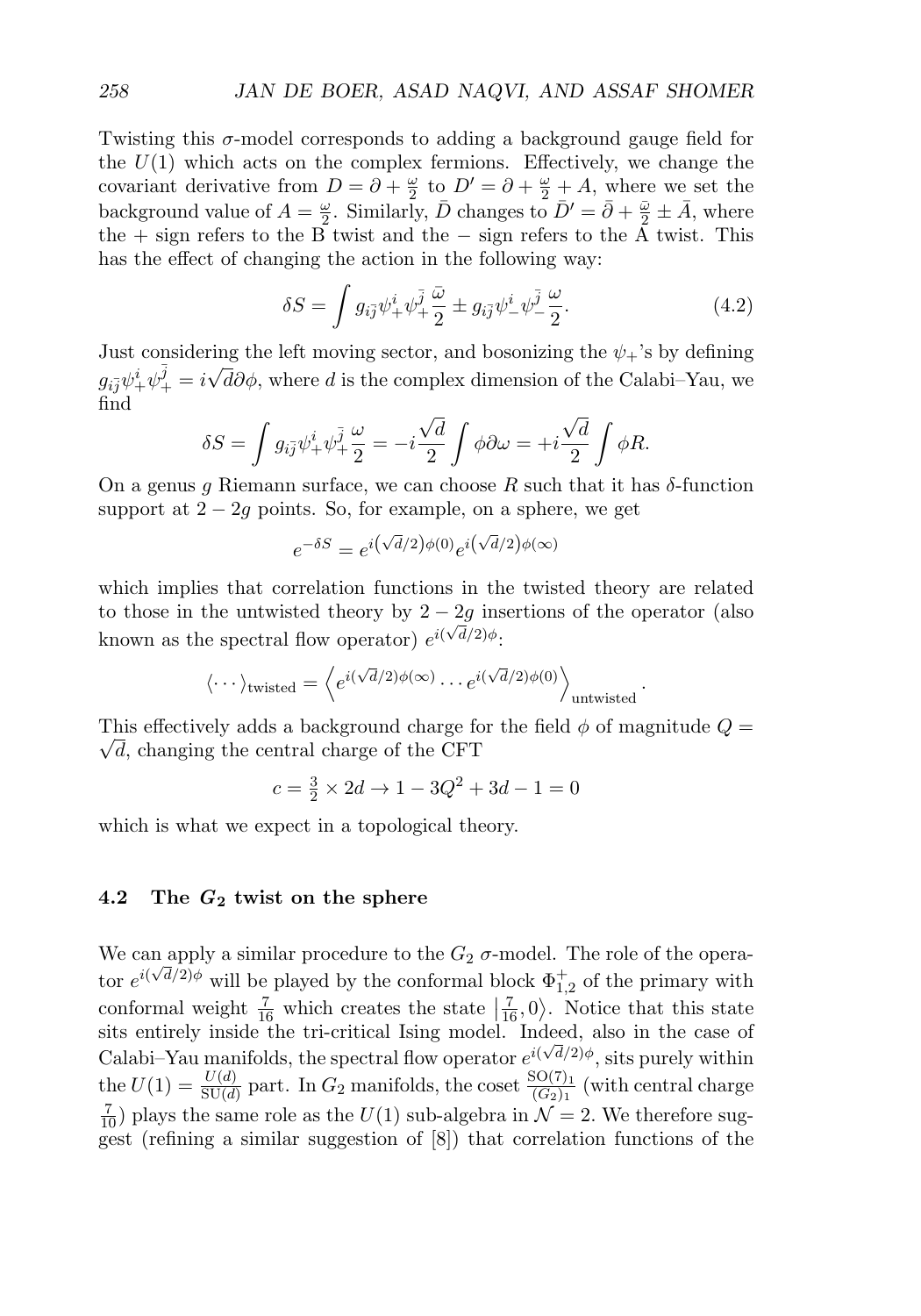Twisting this $\sigma$-model corresponds to adding a background gauge field for the $U(1)$ which acts on the complex fermions. Effectively, we change the covariant derivative from $D = \partial + \frac{\omega}{2}$ to $D' = \partial + \frac{\omega}{2} + A$, where we set the background value of $A = \frac{\omega}{2}$. Similarly, $\bar{D}$ changes to $\bar{D}' = \bar{\partial} + \frac{\bar{\omega}}{2} \pm \bar{A}$, where the $+$ sign refers to the B twist and the $-$ sign refers to the A twist. This has the effect of changing the action in the following way:

$$\delta S = \int g_{i\bar{j}} \psi_+^i \psi_+^{\bar{j}} \frac{\bar{\omega}}{2} \pm g_{i\bar{j}} \psi_-^i \psi_-^{\bar{j}} \frac{\omega}{2}. \tag{4.2}$$

Just considering the left moving sector, and bosonizing the $\psi_+$'s by defining $g_{i\bar{j}} \psi_+^i \psi_+^{\bar{j}} = i\sqrt{d}\partial\phi$, where $d$ is the complex dimension of the Calabi–Yau, we find

$$\delta S = \int g_{i\bar{j}} \psi_+^i \psi_+^{\bar{j}} \frac{\omega}{2} = -i\frac{\sqrt{d}}{2} \int \phi \partial \omega = +i\frac{\sqrt{d}}{2} \int \phi R.$$

On a genus $g$ Riemann surface, we can choose $R$ such that it has $\delta$-function support at $2-2g$ points. So, for example, on a sphere, we get

$$e^{-\delta S} = e^{i\left(\sqrt{d}/2\right)\phi(0)} e^{i\left(\sqrt{d}/2\right)\phi(\infty)}$$

which implies that correlation functions in the twisted theory are related to those in the untwisted theory by $2-2g$ insertions of the operator (also known as the spectral flow operator) $e^{i(\sqrt{d}/2)\phi}$:

$$\langle \cdots \rangle_{\text{twisted}} = \left\langle e^{i(\sqrt{d}/2)\phi(\infty)} \cdots e^{i(\sqrt{d}/2)\phi(0)} \right\rangle_{\text{untwisted}}.$$

This effectively adds a background charge for the field $\phi$ of magnitude $Q = \sqrt{d}$, changing the central charge of the CFT

$$c = \tfrac{3}{2} \times 2d \to 1 - 3Q^2 + 3d - 1 = 0$$

which is what we expect in a topological theory.

### 4.2 The $G_2$ twist on the sphere

We can apply a similar procedure to the $G_2$ $\sigma$-model. The role of the operator $e^{i(\sqrt{d}/2)\phi}$ will be played by the conformal block $\Phi^+_{1,2}$ of the primary with conformal weight $\frac{7}{16}$ which creates the state $\left|\frac{7}{16}, 0\right\rangle$. Notice that this state sits entirely inside the tri-critical Ising model. Indeed, also in the case of Calabi–Yau manifolds, the spectral flow operator $e^{i(\sqrt{d}/2)\phi}$, sits purely within the $U(1) = \frac{U(d)}{SU(d)}$ part. In $G_2$ manifolds, the coset $\frac{SO(7)_1}{(G_2)_1}$ (with central charge $\frac{7}{10}$) plays the same role as the $U(1)$ sub-algebra in $\mathcal{N}=2$. We therefore suggest (refining a similar suggestion of [8]) that correlation functions of the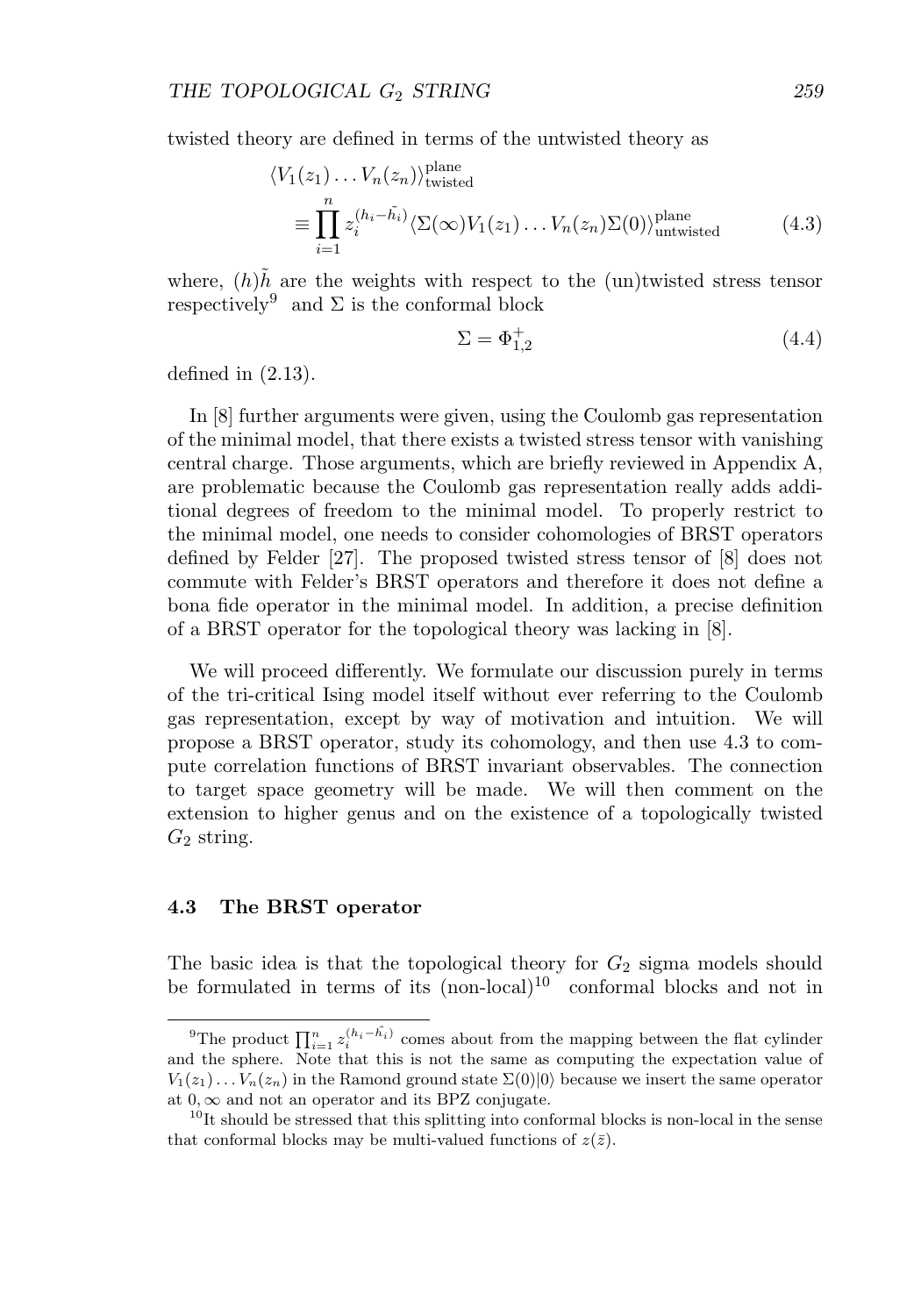twisted theory are defined in terms of the untwisted theory as

$$\langle V_1(z_1)\dots V_n(z_n)\rangle^{\text{plane}}_{\text{twisted}} \equiv \prod_{i=1}^{n} z_i^{(h_i-\tilde{h_i})}\langle \Sigma(\infty)V_1(z_1)\dots V_n(z_n)\Sigma(0)\rangle^{\text{plane}}_{\text{untwisted}} \tag{4.3}$$

where, $(h)\tilde{h}$ are the weights with respect to the (un)twisted stress tensor respectively[9] and $\Sigma$ is the conformal block

$$\Sigma = \Phi^{+}_{1,2} \tag{4.4}$$

defined in (2.13).

In [8] further arguments were given, using the Coulomb gas representation of the minimal model, that there exists a twisted stress tensor with vanishing central charge. Those arguments, which are briefly reviewed in Appendix A, are problematic because the Coulomb gas representation really adds additional degrees of freedom to the minimal model. To properly restrict to the minimal model, one needs to consider cohomologies of BRST operators defined by Felder [27]. The proposed twisted stress tensor of [8] does not commute with Felder's BRST operators and therefore it does not define a bona fide operator in the minimal model. In addition, a precise definition of a BRST operator for the topological theory was lacking in [8].

We will proceed differently. We formulate our discussion purely in terms of the tri-critical Ising model itself without ever referring to the Coulomb gas representation, except by way of motivation and intuition. We will propose a BRST operator, study its cohomology, and then use 4.3 to compute correlation functions of BRST invariant observables. The connection to target space geometry will be made. We will then comment on the extension to higher genus and on the existence of a topologically twisted $G_2$ string.

### 4.3 The BRST operator

The basic idea is that the topological theory for $G_2$ sigma models should be formulated in terms of its (non-local)[10] conformal blocks and not in

[9] The product $\prod_{i=1}^{n} z_i^{(h_i-\tilde{h_i})}$ comes about from the mapping between the flat cylinder and the sphere. Note that this is not the same as computing the expectation value of $V_1(z_1)\dots V_n(z_n)$ in the Ramond ground state $\Sigma(0)|0\rangle$ because we insert the same operator at $0,\infty$ and not an operator and its BPZ conjugate.

[10] It should be stressed that this splitting into conformal blocks is non-local in the sense that conformal blocks may be multi-valued functions of $z(\bar{z})$.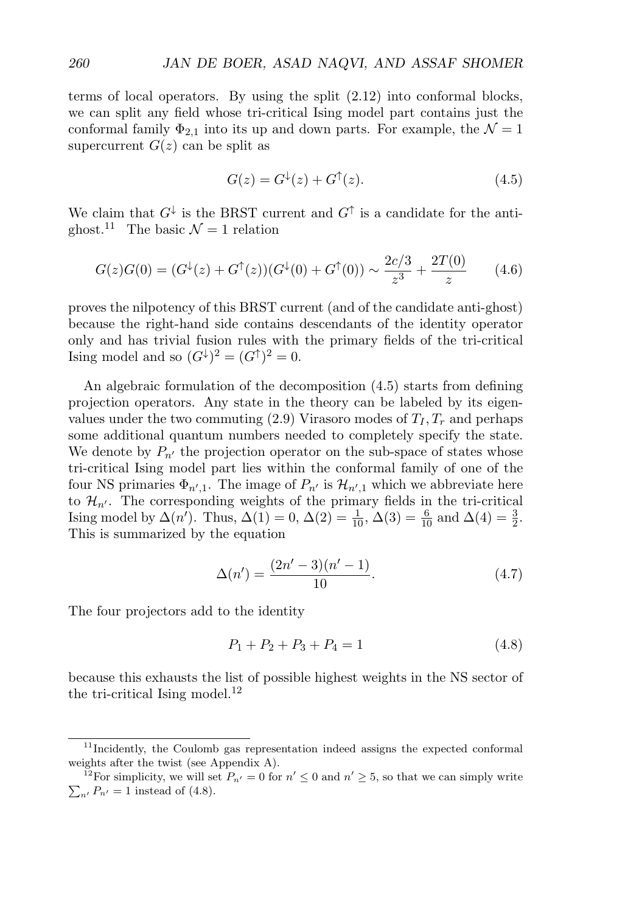terms of local operators. By using the split (2.12) into conformal blocks, we can split any field whose tri-critical Ising model part contains just the conformal family $\Phi_{2,1}$ into its up and down parts. For example, the $\mathcal{N}=1$ supercurrent $G(z)$ can be split as

$$G(z) = G^{\downarrow}(z) + G^{\uparrow}(z). \tag{4.5}$$

We claim that $G^{\downarrow}$ is the BRST current and $G^{\uparrow}$ is a candidate for the anti-ghost.[11] The basic $\mathcal{N}=1$ relation

$$G(z)G(0) = (G^{\downarrow}(z) + G^{\uparrow}(z))(G^{\downarrow}(0) + G^{\uparrow}(0)) \sim \frac{2c/3}{z^3} + \frac{2T(0)}{z} \tag{4.6}$$

proves the nilpotency of this BRST current (and of the candidate anti-ghost) because the right-hand side contains descendants of the identity operator only and has trivial fusion rules with the primary fields of the tri-critical Ising model and so $(G^{\downarrow})^2 = (G^{\uparrow})^2 = 0$.

An algebraic formulation of the decomposition (4.5) starts from defining projection operators. Any state in the theory can be labeled by its eigenvalues under the two commuting (2.9) Virasoro modes of $T_I, T_r$ and perhaps some additional quantum numbers needed to completely specify the state. We denote by $P_{n'}$ the projection operator on the sub-space of states whose tri-critical Ising model part lies within the conformal family of one of the four NS primaries $\Phi_{n',1}$. The image of $P_{n'}$ is $\mathcal{H}_{n',1}$ which we abbreviate here to $\mathcal{H}_{n'}$. The corresponding weights of the primary fields in the tri-critical Ising model by $\Delta(n')$. Thus, $\Delta(1) = 0$, $\Delta(2) = \frac{1}{10}$, $\Delta(3) = \frac{6}{10}$ and $\Delta(4) = \frac{3}{2}$. This is summarized by the equation

$$\Delta(n') = \frac{(2n'-3)(n'-1)}{10}. \tag{4.7}$$

The four projectors add to the identity

$$P_1 + P_2 + P_3 + P_4 = 1 \tag{4.8}$$

because this exhausts the list of possible highest weights in the NS sector of the tri-critical Ising model.[12]

---

[11] Incidently, the Coulomb gas representation indeed assigns the expected conformal weights after the twist (see Appendix A).

[12] For simplicity, we will set $P_{n'} = 0$ for $n' \leq 0$ and $n' \geq 5$, so that we can simply write $\sum_{n'} P_{n'} = 1$ instead of (4.8).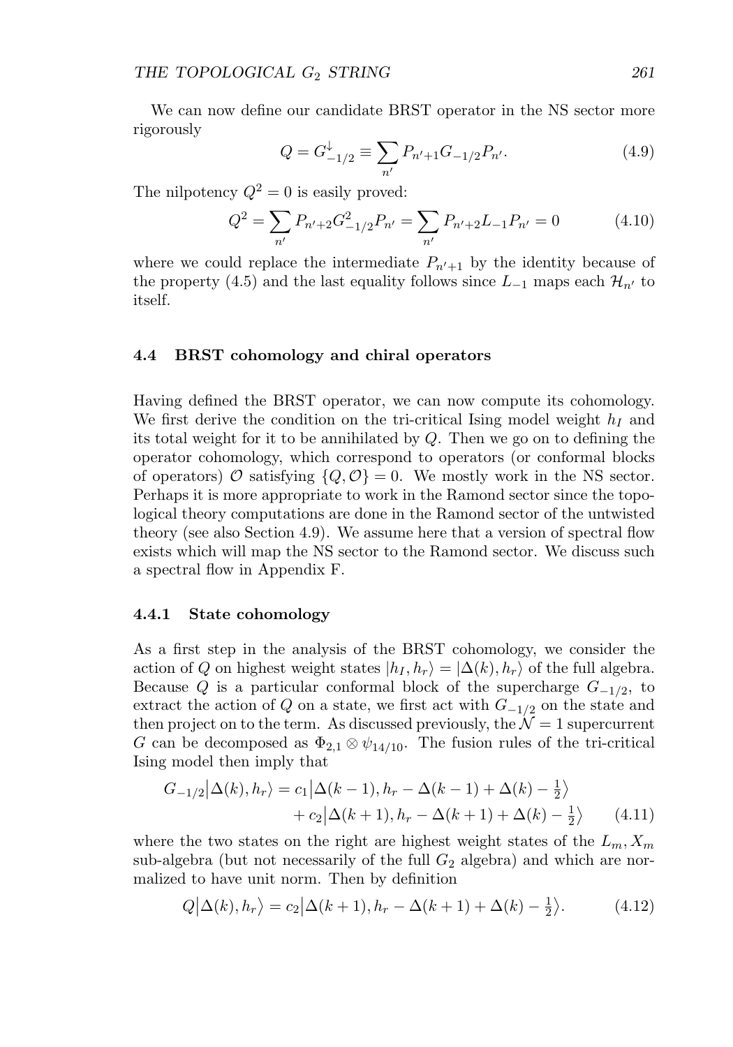We can now define our candidate BRST operator in the NS sector more rigorously

$$Q = G^{\downarrow}_{-1/2} \equiv \sum_{n'} P_{n'+1} G_{-1/2} P_{n'}. \tag{4.9}$$

The nilpotency $Q^2 = 0$ is easily proved:

$$Q^2 = \sum_{n'} P_{n'+2} G^2_{-1/2} P_{n'} = \sum_{n'} P_{n'+2} L_{-1} P_{n'} = 0 \tag{4.10}$$

where we could replace the intermediate $P_{n'+1}$ by the identity because of the property (4.5) and the last equality follows since $L_{-1}$ maps each $\mathcal{H}_{n'}$ to itself.

### 4.4 BRST cohomology and chiral operators

Having defined the BRST operator, we can now compute its cohomology. We first derive the condition on the tri-critical Ising model weight $h_I$ and its total weight for it to be annihilated by $Q$. Then we go on to defining the operator cohomology, which correspond to operators (or conformal blocks of operators) $\mathcal{O}$ satisfying $\{Q, \mathcal{O}\} = 0$. We mostly work in the NS sector. Perhaps it is more appropriate to work in the Ramond sector since the topological theory computations are done in the Ramond sector of the untwisted theory (see also Section 4.9). We assume here that a version of spectral flow exists which will map the NS sector to the Ramond sector. We discuss such a spectral flow in Appendix F.

#### 4.4.1 State cohomology

As a first step in the analysis of the BRST cohomology, we consider the action of $Q$ on highest weight states $|h_I, h_r\rangle = |\Delta(k), h_r\rangle$ of the full algebra. Because $Q$ is a particular conformal block of the supercharge $G_{-1/2}$, to extract the action of $Q$ on a state, we first act with $G_{-1/2}$ on the state and then project on to the term. As discussed previously, the $\mathcal{N} = 1$ supercurrent $G$ can be decomposed as $\Phi_{2,1} \otimes \psi_{14/10}$. The fusion rules of the tri-critical Ising model then imply that

$$\begin{aligned} G_{-1/2}\big|\Delta(k), h_r\big\rangle = c_1\big|\Delta(k-1), h_r - \Delta(k-1) + \Delta(k) - \tfrac{1}{2}\big\rangle \\ + c_2\big|\Delta(k+1), h_r - \Delta(k+1) + \Delta(k) - \tfrac{1}{2}\big\rangle \end{aligned} \tag{4.11}$$

where the two states on the right are highest weight states of the $L_m, X_m$ sub-algebra (but not necessarily of the full $G_2$ algebra) and which are normalized to have unit norm. Then by definition

$$Q\big|\Delta(k), h_r\big\rangle = c_2\big|\Delta(k+1), h_r - \Delta(k+1) + \Delta(k) - \tfrac{1}{2}\big\rangle. \tag{4.12}$$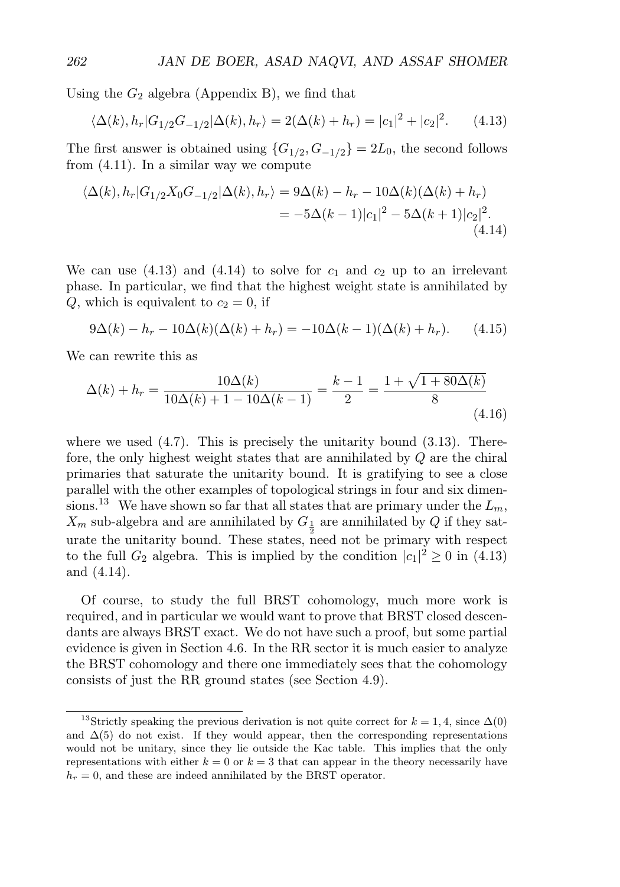Using the $G_2$ algebra (Appendix B), we find that

$$\langle \Delta(k), h_r | G_{1/2} G_{-1/2} | \Delta(k), h_r \rangle = 2(\Delta(k) + h_r) = |c_1|^2 + |c_2|^2. \tag{4.13}$$

The first answer is obtained using $\{G_{1/2}, G_{-1/2}\} = 2L_0$, the second follows from (4.11). In a similar way we compute

$$\begin{aligned}\langle \Delta(k), h_r | G_{1/2} X_0 G_{-1/2} | \Delta(k), h_r \rangle &= 9\Delta(k) - h_r - 10\Delta(k)(\Delta(k) + h_r) \\ &= -5\Delta(k-1)|c_1|^2 - 5\Delta(k+1)|c_2|^2.\end{aligned} \tag{4.14}$$

We can use (4.13) and (4.14) to solve for $c_1$ and $c_2$ up to an irrelevant phase. In particular, we find that the highest weight state is annihilated by $Q$, which is equivalent to $c_2 = 0$, if

$$9\Delta(k) - h_r - 10\Delta(k)(\Delta(k) + h_r) = -10\Delta(k-1)(\Delta(k) + h_r). \tag{4.15}$$

We can rewrite this as

$$\Delta(k) + h_r = \frac{10\Delta(k)}{10\Delta(k) + 1 - 10\Delta(k-1)} = \frac{k-1}{2} = \frac{1 + \sqrt{1 + 80\Delta(k)}}{8} \tag{4.16}$$

where we used (4.7). This is precisely the unitarity bound (3.13). Therefore, the only highest weight states that are annihilated by $Q$ are the chiral primaries that saturate the unitarity bound. It is gratifying to see a close parallel with the other examples of topological strings in four and six dimensions.[13] We have shown so far that all states that are primary under the $L_m$, $X_m$ sub-algebra and are annihilated by $G_{\frac{1}{2}}$ are annihilated by $Q$ if they saturate the unitarity bound. These states, need not be primary with respect to the full $G_2$ algebra. This is implied by the condition $|c_1|^2 \geq 0$ in (4.13) and (4.14).

Of course, to study the full BRST cohomology, much more work is required, and in particular we would want to prove that BRST closed descendants are always BRST exact. We do not have such a proof, but some partial evidence is given in Section 4.6. In the RR sector it is much easier to analyze the BRST cohomology and there one immediately sees that the cohomology consists of just the RR ground states (see Section 4.9).

[13] Strictly speaking the previous derivation is not quite correct for $k = 1, 4$, since $\Delta(0)$ and $\Delta(5)$ do not exist. If they would appear, then the corresponding representations would not be unitary, since they lie outside the Kac table. This implies that the only representations with either $k = 0$ or $k = 3$ that can appear in the theory necessarily have $h_r = 0$, and these are indeed annihilated by the BRST operator.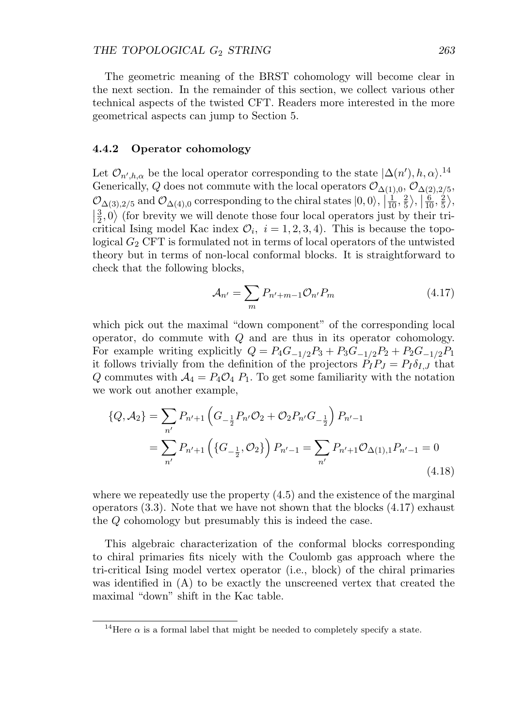The geometric meaning of the BRST cohomology will become clear in the next section. In the remainder of this section, we collect various other technical aspects of the twisted CFT. Readers more interested in the more geometrical aspects can jump to Section 5.

### 4.4.2 Operator cohomology

Let $\mathcal{O}_{n',h,\alpha}$ be the local operator corresponding to the state $|\Delta(n'), h, \alpha\rangle$.[14] Generically, $Q$ does not commute with the local operators $\mathcal{O}_{\Delta(1),0}$, $\mathcal{O}_{\Delta(2),2/5}$, $\mathcal{O}_{\Delta(3),2/5}$ and $\mathcal{O}_{\Delta(4),0}$ corresponding to the chiral states $|0,0\rangle$, $\left|\frac{1}{10},\frac{2}{5}\right\rangle$, $\left|\frac{6}{10},\frac{2}{5}\right\rangle$, $\left|\frac{3}{2},0\right\rangle$ (for brevity we will denote those four local operators just by their tri-critical Ising model Kac index $\mathcal{O}_i,\ i=1,2,3,4$). This is because the topological $G_2$ CFT is formulated not in terms of local operators of the untwisted theory but in terms of non-local conformal blocks. It is straightforward to check that the following blocks,

$$
\mathcal{A}_{n'} = \sum_m P_{n'+m-1} \mathcal{O}_{n'} P_m \tag{4.17}
$$

which pick out the maximal "down component" of the corresponding local operator, do commute with $Q$ and are thus in its operator cohomology. For example writing explicitly $Q = P_4 G_{-1/2} P_3 + P_3 G_{-1/2} P_2 + P_2 G_{-1/2} P_1$ it follows trivially from the definition of the projectors $P_I P_J = P_I \delta_{I,J}$ that $Q$ commutes with $\mathcal{A}_4 = P_4 \mathcal{O}_4\, P_1$. To get some familiarity with the notation we work out another example,

$$
\begin{aligned}
\{Q, \mathcal{A}_2\} &= \sum_{n'} P_{n'+1} \left( G_{-\frac{1}{2}} P_{n'} \mathcal{O}_2 + \mathcal{O}_2 P_{n'} G_{-\frac{1}{2}} \right) P_{n'-1} \\
&= \sum_{n'} P_{n'+1} \left( \{ G_{-\frac{1}{2}}, \mathcal{O}_2 \} \right) P_{n'-1} = \sum_{n'} P_{n'+1} \mathcal{O}_{\Delta(1),1} P_{n'-1} = 0
\end{aligned} \tag{4.18}
$$

where we repeatedly use the property (4.5) and the existence of the marginal operators (3.3). Note that we have not shown that the blocks (4.17) exhaust the $Q$ cohomology but presumably this is indeed the case.

This algebraic characterization of the conformal blocks corresponding to chiral primaries fits nicely with the Coulomb gas approach where the tri-critical Ising model vertex operator (i.e., block) of the chiral primaries was identified in (A) to be exactly the unscreened vertex that created the maximal "down" shift in the Kac table.

[14] Here $\alpha$ is a formal label that might be needed to completely specify a state.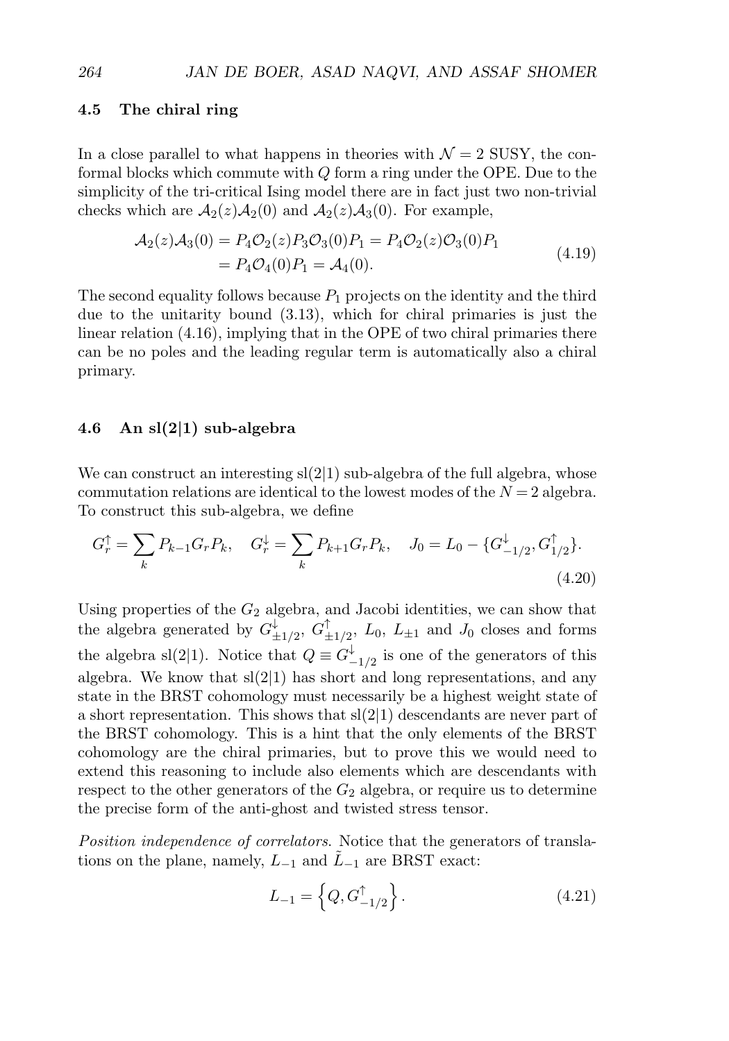### 4.5 The chiral ring

In a close parallel to what happens in theories with $\mathcal{N}=2$ SUSY, the conformal blocks which commute with $Q$ form a ring under the OPE. Due to the simplicity of the tri-critical Ising model there are in fact just two non-trivial checks which are $\mathcal{A}_2(z)\mathcal{A}_2(0)$ and $\mathcal{A}_2(z)\mathcal{A}_3(0)$. For example,

$$
\begin{aligned}
\mathcal{A}_2(z)\mathcal{A}_3(0) &= P_4\mathcal{O}_2(z)P_3\mathcal{O}_3(0)P_1 = P_4\mathcal{O}_2(z)\mathcal{O}_3(0)P_1 \\
&= P_4\mathcal{O}_4(0)P_1 = \mathcal{A}_4(0).
\end{aligned}
\tag{4.19}
$$

The second equality follows because $P_1$ projects on the identity and the third due to the unitarity bound (3.13), which for chiral primaries is just the linear relation (4.16), implying that in the OPE of two chiral primaries there can be no poles and the leading regular term is automatically also a chiral primary.

### 4.6 An sl(2|1) sub-algebra

We can construct an interesting sl(2|1) sub-algebra of the full algebra, whose commutation relations are identical to the lowest modes of the $N=2$ algebra. To construct this sub-algebra, we define

$$
G_r^{\uparrow} = \sum_k P_{k-1}G_rP_k, \quad G_r^{\downarrow} = \sum_k P_{k+1}G_rP_k, \quad J_0 = L_0 - \{G^{\downarrow}_{-1/2}, G^{\uparrow}_{1/2}\}.
\tag{4.20}
$$

Using properties of the $G_2$ algebra, and Jacobi identities, we can show that the algebra generated by $G^{\downarrow}_{\pm 1/2}$, $G^{\uparrow}_{\pm 1/2}$, $L_0$, $L_{\pm 1}$ and $J_0$ closes and forms the algebra sl(2|1). Notice that $Q \equiv G^{\downarrow}_{-1/2}$ is one of the generators of this algebra. We know that sl(2|1) has short and long representations, and any state in the BRST cohomology must necessarily be a highest weight state of a short representation. This shows that sl(2|1) descendants are never part of the BRST cohomology. This is a hint that the only elements of the BRST cohomology are the chiral primaries, but to prove this we would need to extend this reasoning to include also elements which are descendants with respect to the other generators of the $G_2$ algebra, or require us to determine the precise form of the anti-ghost and twisted stress tensor.

*Position independence of correlators.* Notice that the generators of translations on the plane, namely, $L_{-1}$ and $\tilde{L}_{-1}$ are BRST exact:

$$
L_{-1} = \left\{ Q, G^{\uparrow}_{-1/2} \right\}.
\tag{4.21}
$$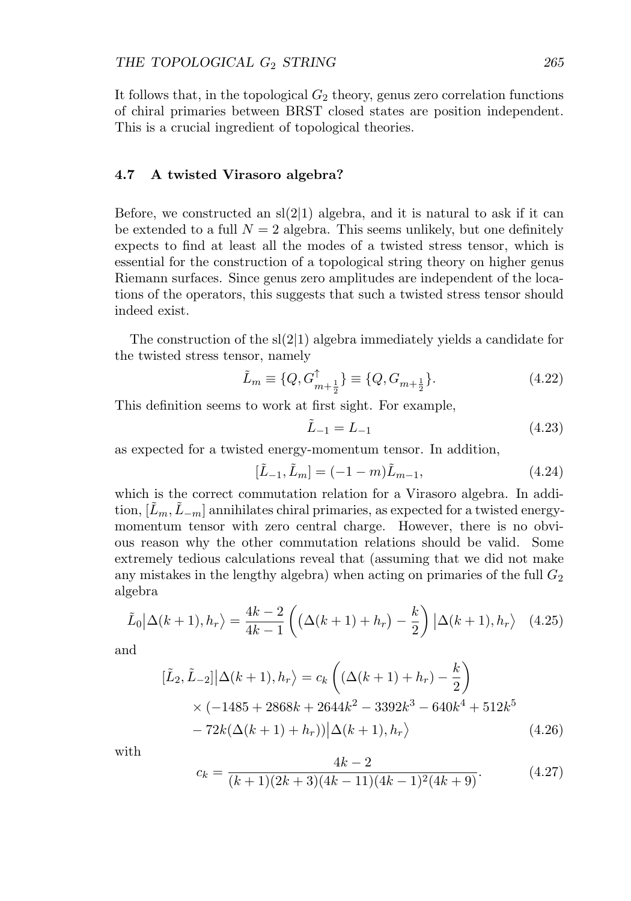It follows that, in the topological $G_2$ theory, genus zero correlation functions of chiral primaries between BRST closed states are position independent. This is a crucial ingredient of topological theories.

### 4.7 A twisted Virasoro algebra?

Before, we constructed an sl(2|1) algebra, and it is natural to ask if it can be extended to a full $N = 2$ algebra. This seems unlikely, but one definitely expects to find at least all the modes of a twisted stress tensor, which is essential for the construction of a topological string theory on higher genus Riemann surfaces. Since genus zero amplitudes are independent of the locations of the operators, this suggests that such a twisted stress tensor should indeed exist.

The construction of the sl(2|1) algebra immediately yields a candidate for the twisted stress tensor, namely

$$\tilde{L}_m \equiv \{Q, G^{\uparrow}_{m+\frac{1}{2}}\} \equiv \{Q, G_{m+\frac{1}{2}}\}. \tag{4.22}$$

This definition seems to work at first sight. For example,

$$\tilde{L}_{-1} = L_{-1} \tag{4.23}$$

as expected for a twisted energy-momentum tensor. In addition,

$$[\tilde{L}_{-1}, \tilde{L}_m] = (-1-m)\tilde{L}_{m-1}, \tag{4.24}$$

which is the correct commutation relation for a Virasoro algebra. In addition, $[\tilde{L}_m, \tilde{L}_{-m}]$ annihilates chiral primaries, as expected for a twisted energy-momentum tensor with zero central charge. However, there is no obvious reason why the other commutation relations should be valid. Some extremely tedious calculations reveal that (assuming that we did not make any mistakes in the lengthy algebra) when acting on primaries of the full $G_2$ algebra

$$\tilde{L}_0 \big|\Delta(k+1), h_r\big\rangle = \frac{4k-2}{4k-1}\left(\big(\Delta(k+1) + h_r\big) - \frac{k}{2}\right)\big|\Delta(k+1), h_r\big\rangle \tag{4.25}$$

and

$$\begin{aligned}
[\tilde{L}_2, \tilde{L}_{-2}]\big|\Delta(k+1), h_r\big\rangle &= c_k \left((\Delta(k+1) + h_r) - \frac{k}{2}\right) \\
&\times (-1485 + 2868k + 2644k^2 - 3392k^3 - 640k^4 + 512k^5 \\
&- 72k(\Delta(k+1) + h_r))\big|\Delta(k+1), h_r\big\rangle
\end{aligned} \tag{4.26}$$

with

$$c_k = \frac{4k-2}{(k+1)(2k+3)(4k-11)(4k-1)^2(4k+9)}. \tag{4.27}$$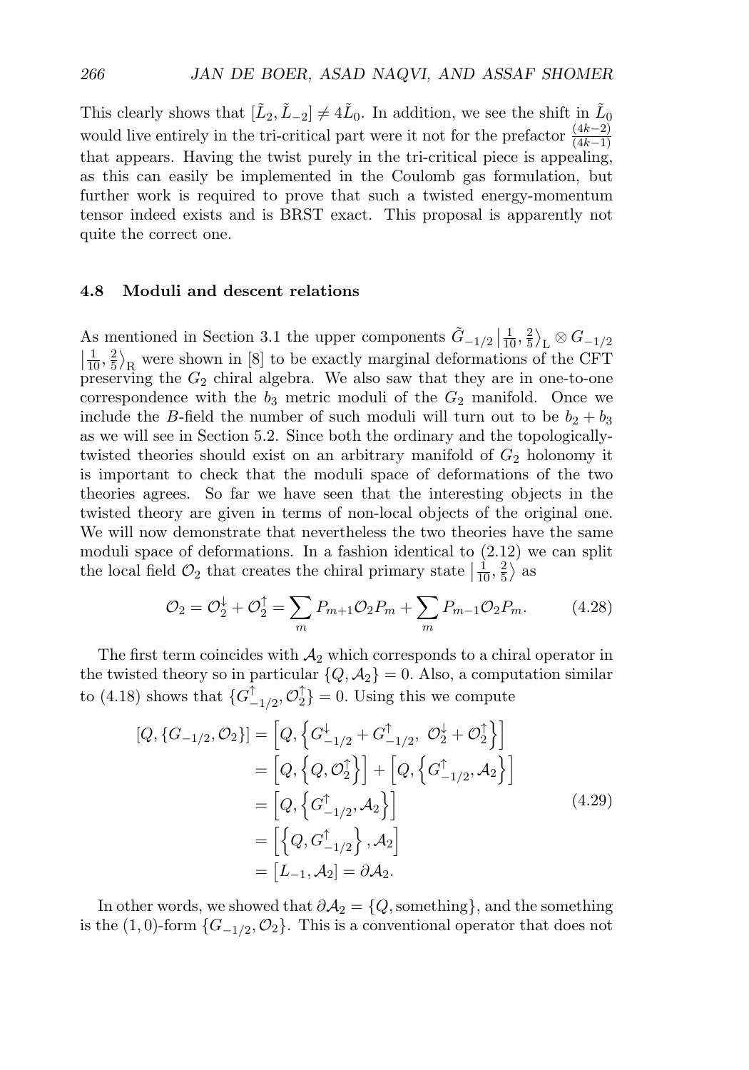This clearly shows that $[\tilde{L}_2, \tilde{L}_{-2}] \neq 4\tilde{L}_0$. In addition, we see the shift in $\tilde{L}_0$ would live entirely in the tri-critical part were it not for the prefactor $\frac{(4k-2)}{(4k-1)}$ that appears. Having the twist purely in the tri-critical piece is appealing, as this can easily be implemented in the Coulomb gas formulation, but further work is required to prove that such a twisted energy-momentum tensor indeed exists and is BRST exact. This proposal is apparently not quite the correct one.

### 4.8 Moduli and descent relations

As mentioned in Section 3.1 the upper components $\tilde{G}_{-1/2}\left|\frac{1}{10},\frac{2}{5}\right\rangle_{\rm L} \otimes G_{-1/2}\left|\frac{1}{10},\frac{2}{5}\right\rangle_{\rm R}$ were shown in [8] to be exactly marginal deformations of the CFT preserving the $G_2$ chiral algebra. We also saw that they are in one-to-one correspondence with the $b_3$ metric moduli of the $G_2$ manifold. Once we include the $B$-field the number of such moduli will turn out to be $b_2 + b_3$ as we will see in Section 5.2. Since both the ordinary and the topologically-twisted theories should exist on an arbitrary manifold of $G_2$ holonomy it is important to check that the moduli space of deformations of the two theories agrees. So far we have seen that the interesting objects in the twisted theory are given in terms of non-local objects of the original one. We will now demonstrate that nevertheless the two theories have the same moduli space of deformations. In a fashion identical to (2.12) we can split the local field $\mathcal{O}_2$ that creates the chiral primary state $\left|\frac{1}{10},\frac{2}{5}\right\rangle$ as

$$\mathcal{O}_2 = \mathcal{O}_2^{\downarrow} + \mathcal{O}_2^{\uparrow} = \sum_m P_{m+1}\mathcal{O}_2 P_m + \sum_m P_{m-1}\mathcal{O}_2 P_m. \tag{4.28}$$

The first term coincides with $\mathcal{A}_2$ which corresponds to a chiral operator in the twisted theory so in particular $\{Q, \mathcal{A}_2\} = 0$. Also, a computation similar to (4.18) shows that $\{G^{\uparrow}_{-1/2}, \mathcal{O}_2^{\uparrow}\} = 0$. Using this we compute

$$\begin{aligned}
[Q, \{G_{-1/2}, \mathcal{O}_2\}] &= \left[Q, \left\{G^{\downarrow}_{-1/2} + G^{\uparrow}_{-1/2},\ \mathcal{O}_2^{\downarrow} + \mathcal{O}_2^{\uparrow}\right\}\right] \\
&= \left[Q, \left\{Q, \mathcal{O}_2^{\uparrow}\right\}\right] + \left[Q, \left\{G^{\uparrow}_{-1/2}, \mathcal{A}_2\right\}\right] \\
&= \left[Q, \left\{G^{\uparrow}_{-1/2}, \mathcal{A}_2\right\}\right] \\
&= \left[\left\{Q, G^{\uparrow}_{-1/2}\right\}, \mathcal{A}_2\right] \\
&= [L_{-1}, \mathcal{A}_2] = \partial\mathcal{A}_2.
\end{aligned} \tag{4.29}$$

In other words, we showed that $\partial\mathcal{A}_2 = \{Q, \text{something}\}$, and the something is the $(1,0)$-form $\{G_{-1/2}, \mathcal{O}_2\}$. This is a conventional operator that does not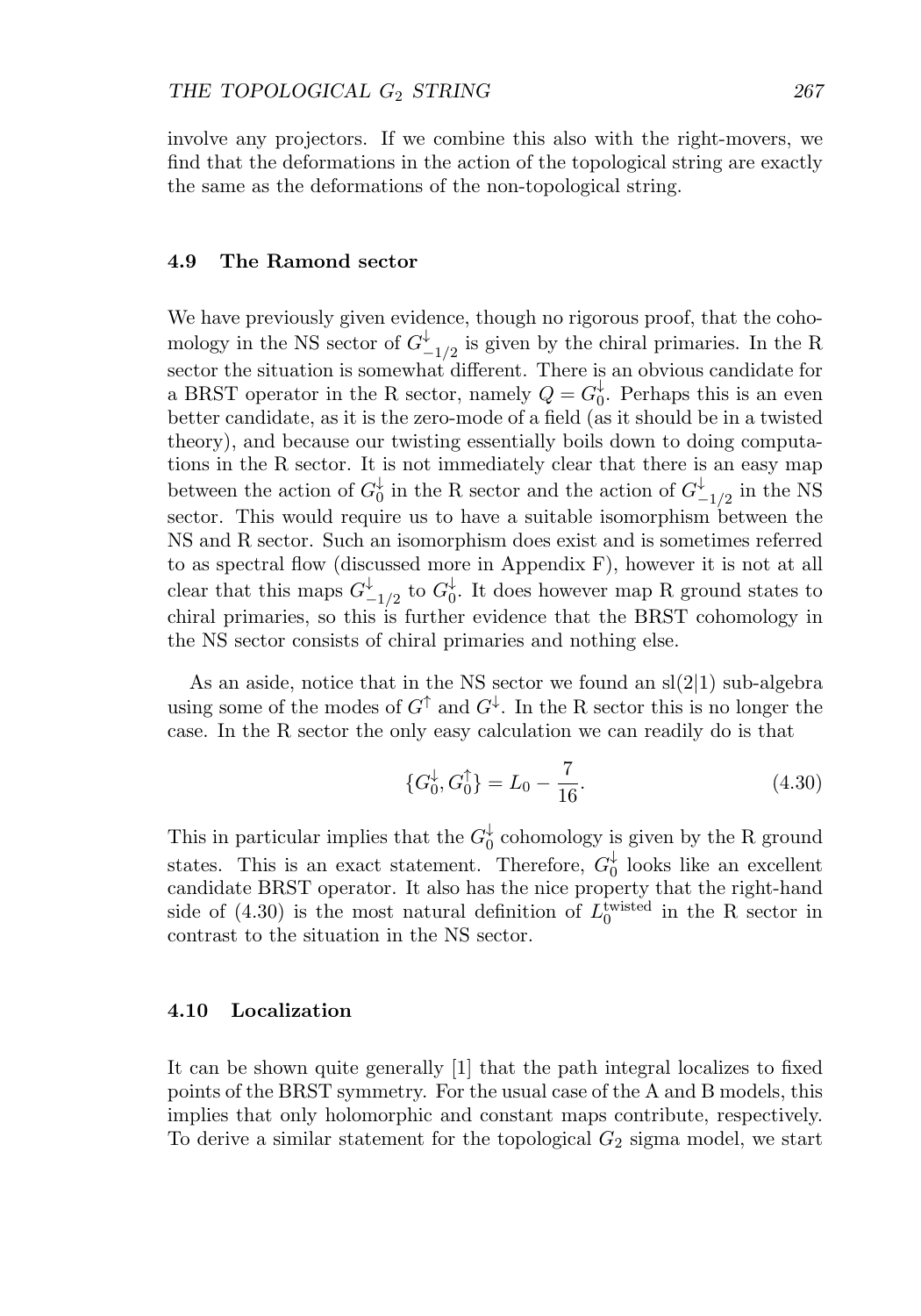involve any projectors. If we combine this also with the right-movers, we find that the deformations in the action of the topological string are exactly the same as the deformations of the non-topological string.

### 4.9 The Ramond sector

We have previously given evidence, though no rigorous proof, that the cohomology in the NS sector of $G^{\downarrow}_{-1/2}$ is given by the chiral primaries. In the R sector the situation is somewhat different. There is an obvious candidate for a BRST operator in the R sector, namely $Q = G^{\downarrow}_0$. Perhaps this is an even better candidate, as it is the zero-mode of a field (as it should be in a twisted theory), and because our twisting essentially boils down to doing computations in the R sector. It is not immediately clear that there is an easy map between the action of $G^{\downarrow}_0$ in the R sector and the action of $G^{\downarrow}_{-1/2}$ in the NS sector. This would require us to have a suitable isomorphism between the NS and R sector. Such an isomorphism does exist and is sometimes referred to as spectral flow (discussed more in Appendix F), however it is not at all clear that this maps $G^{\downarrow}_{-1/2}$ to $G^{\downarrow}_0$. It does however map R ground states to chiral primaries, so this is further evidence that the BRST cohomology in the NS sector consists of chiral primaries and nothing else.

As an aside, notice that in the NS sector we found an sl(2|1) sub-algebra using some of the modes of $G^{\uparrow}$ and $G^{\downarrow}$. In the R sector this is no longer the case. In the R sector the only easy calculation we can readily do is that

$$\{G^{\downarrow}_0, G^{\uparrow}_0\} = L_0 - \frac{7}{16}. \tag{4.30}$$

This in particular implies that the $G^{\downarrow}_0$ cohomology is given by the R ground states. This is an exact statement. Therefore, $G^{\downarrow}_0$ looks like an excellent candidate BRST operator. It also has the nice property that the right-hand side of (4.30) is the most natural definition of $L^{\text{twisted}}_0$ in the R sector in contrast to the situation in the NS sector.

### 4.10 Localization

It can be shown quite generally [1] that the path integral localizes to fixed points of the BRST symmetry. For the usual case of the A and B models, this implies that only holomorphic and constant maps contribute, respectively. To derive a similar statement for the topological $G_2$ sigma model, we start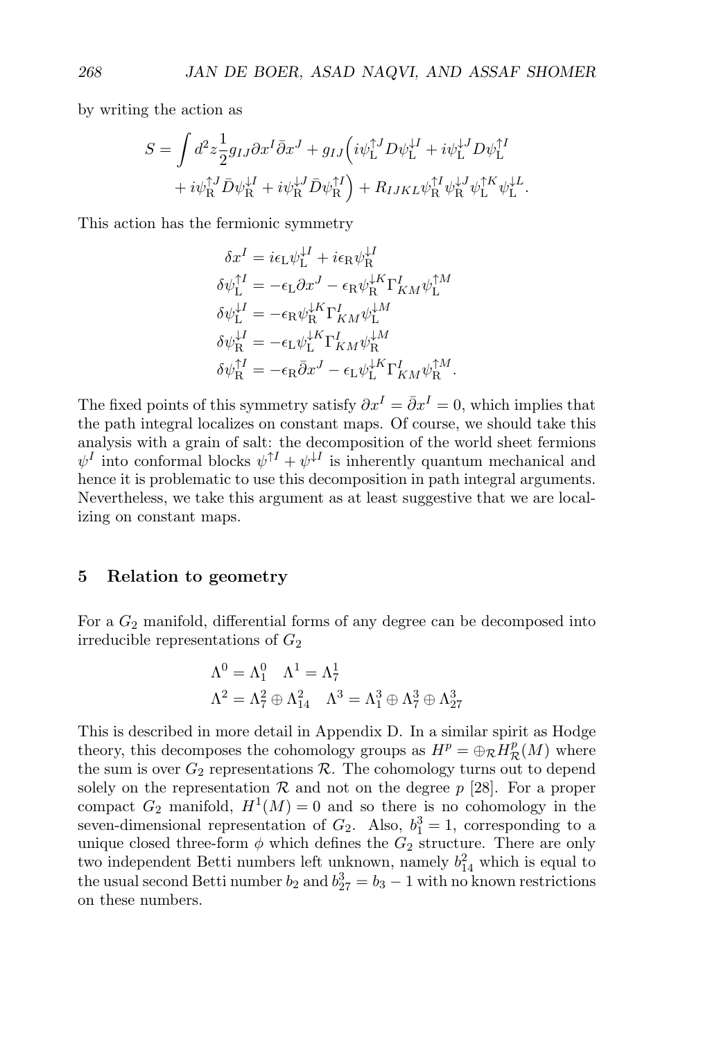by writing the action as

$$
\begin{aligned}
S = \int d^2 z \frac{1}{2} g_{IJ} \partial x^I \bar{\partial} x^J &+ g_{IJ}\Big( i\psi_{\rm L}^{\uparrow J} D \psi_{\rm L}^{\downarrow I} + i\psi_{\rm L}^{\downarrow J} D \psi_{\rm L}^{\uparrow I} \\
&+ i\psi_{\rm R}^{\uparrow J} \bar{D} \psi_{\rm R}^{\downarrow I} + i\psi_{\rm R}^{\downarrow J} \bar{D} \psi_{\rm R}^{\uparrow I} \Big) + R_{IJKL} \psi_{\rm R}^{\uparrow I} \psi_{\rm R}^{\downarrow J} \psi_{\rm L}^{\uparrow K} \psi_{\rm L}^{\downarrow L}.
\end{aligned}
$$

This action has the fermionic symmetry

$$
\begin{aligned}
\delta x^I &= i\epsilon_{\rm L} \psi_{\rm L}^{\downarrow I} + i\epsilon_{\rm R} \psi_{\rm R}^{\downarrow I} \\
\delta \psi_{\rm L}^{\uparrow I} &= -\epsilon_{\rm L} \partial x^J - \epsilon_{\rm R} \psi_{\rm R}^{\downarrow K} \Gamma^I_{KM} \psi_{\rm L}^{\uparrow M} \\
\delta \psi_{\rm L}^{\downarrow I} &= -\epsilon_{\rm R} \psi_{\rm R}^{\downarrow K} \Gamma^I_{KM} \psi_{\rm L}^{\downarrow M} \\
\delta \psi_{\rm R}^{\downarrow I} &= -\epsilon_{\rm L} \psi_{\rm L}^{\downarrow K} \Gamma^I_{KM} \psi_{\rm R}^{\downarrow M} \\
\delta \psi_{\rm R}^{\uparrow I} &= -\epsilon_{\rm R} \bar{\partial} x^J - \epsilon_{\rm L} \psi_{\rm L}^{\downarrow K} \Gamma^I_{KM} \psi_{\rm R}^{\uparrow M}.
\end{aligned}
$$

The fixed points of this symmetry satisfy $\partial x^I = \bar{\partial} x^I = 0$, which implies that the path integral localizes on constant maps. Of course, we should take this analysis with a grain of salt: the decomposition of the world sheet fermions $\psi^I$ into conformal blocks $\psi^{\uparrow I} + \psi^{\downarrow I}$ is inherently quantum mechanical and hence it is problematic to use this decomposition in path integral arguments. Nevertheless, we take this argument as at least suggestive that we are localizing on constant maps.

## 5 Relation to geometry

For a $G_2$ manifold, differential forms of any degree can be decomposed into irreducible representations of $G_2$

$$
\begin{aligned}
&\Lambda^0 = \Lambda^0_1 \quad \Lambda^1 = \Lambda^1_7 \\
&\Lambda^2 = \Lambda^2_7 \oplus \Lambda^2_{14} \quad \Lambda^3 = \Lambda^3_1 \oplus \Lambda^3_7 \oplus \Lambda^3_{27}
\end{aligned}
$$

This is described in more detail in Appendix D. In a similar spirit as Hodge theory, this decomposes the cohomology groups as $H^p = \oplus_{\mathcal{R}} H^p_{\mathcal{R}}(M)$ where the sum is over $G_2$ representations $\mathcal{R}$. The cohomology turns out to depend solely on the representation $\mathcal{R}$ and not on the degree $p$ [28]. For a proper compact $G_2$ manifold, $H^1(M) = 0$ and so there is no cohomology in the seven-dimensional representation of $G_2$. Also, $b^3_1 = 1$, corresponding to a unique closed three-form $\phi$ which defines the $G_2$ structure. There are only two independent Betti numbers left unknown, namely $b^2_{14}$ which is equal to the usual second Betti number $b_2$ and $b^3_{27} = b_3 - 1$ with no known restrictions on these numbers.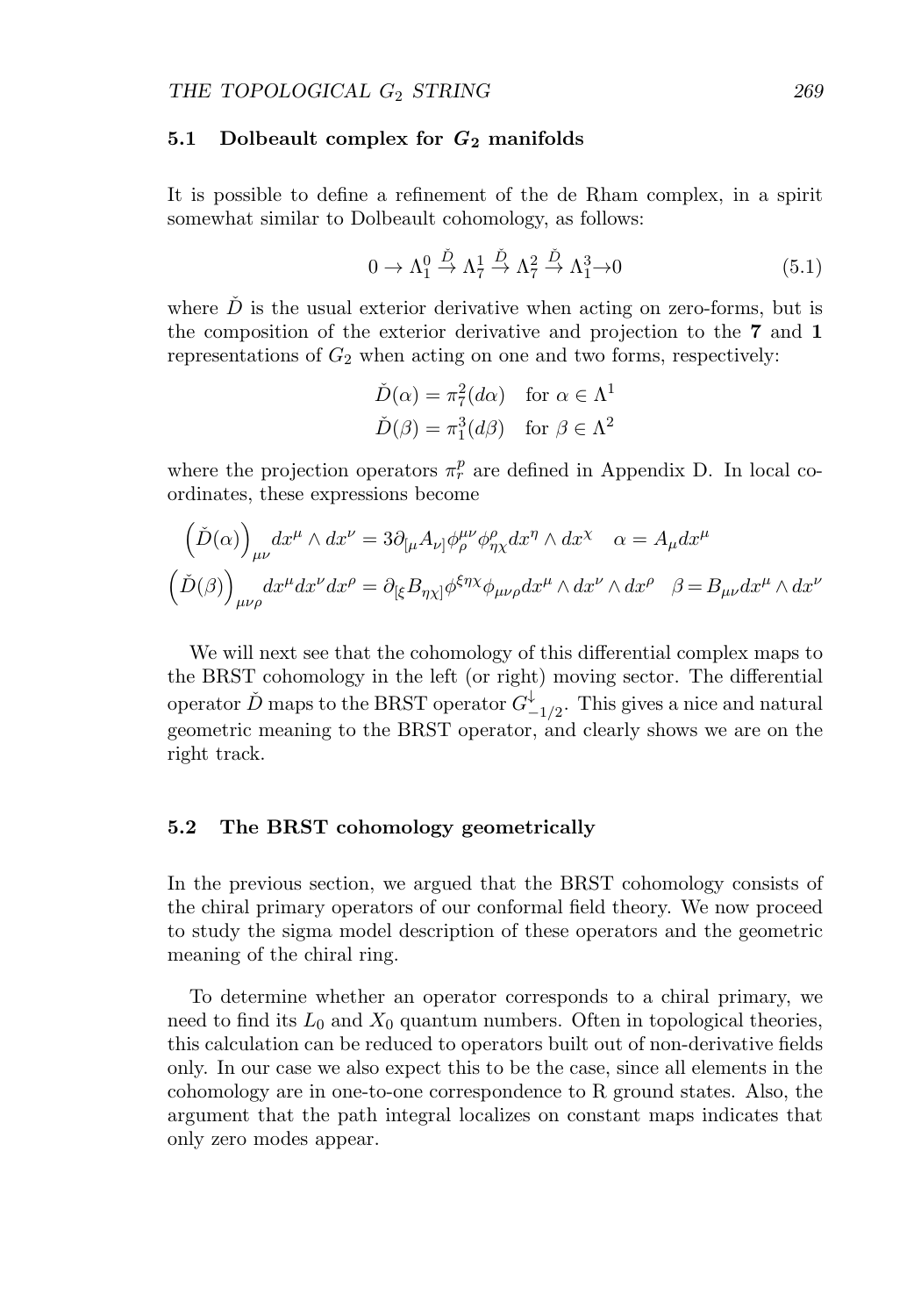### 5.1 Dolbeault complex for $G_2$ manifolds

It is possible to define a refinement of the de Rham complex, in a spirit somewhat similar to Dolbeault cohomology, as follows:

$$0 \to \Lambda^0_1 \overset{\check{D}}{\to} \Lambda^1_7 \overset{\check{D}}{\to} \Lambda^2_7 \overset{\check{D}}{\to} \Lambda^3_1 \to 0 \tag{5.1}$$

where $\check{D}$ is the usual exterior derivative when acting on zero-forms, but is the composition of the exterior derivative and projection to the **7** and **1** representations of $G_2$ when acting on one and two forms, respectively:

$$\check{D}(\alpha) = \pi^2_7(d\alpha) \quad \text{for } \alpha \in \Lambda^1$$
$$\check{D}(\beta) = \pi^3_1(d\beta) \quad \text{for } \beta \in \Lambda^2$$

where the projection operators $\pi^p_r$ are defined in Appendix D. In local coordinates, these expressions become

$$\left(\check{D}(\alpha)\right)_{\mu\nu} dx^\mu \wedge dx^\nu = 3\partial_{[\mu}A_{\nu]}\phi^{\mu\nu}_{\rho}\phi^{\rho}_{\eta\chi} dx^\eta \wedge dx^\chi \quad \alpha = A_\mu dx^\mu$$
$$\left(\check{D}(\beta)\right)_{\mu\nu\rho} dx^\mu dx^\nu dx^\rho = \partial_{[\xi}B_{\eta\chi]}\phi^{\xi\eta\chi}\phi_{\mu\nu\rho} dx^\mu \wedge dx^\nu \wedge dx^\rho \quad \beta = B_{\mu\nu} dx^\mu \wedge dx^\nu$$

We will next see that the cohomology of this differential complex maps to the BRST cohomology in the left (or right) moving sector. The differential operator $\check{D}$ maps to the BRST operator $G^{\downarrow}_{-1/2}$. This gives a nice and natural geometric meaning to the BRST operator, and clearly shows we are on the right track.

### 5.2 The BRST cohomology geometrically

In the previous section, we argued that the BRST cohomology consists of the chiral primary operators of our conformal field theory. We now proceed to study the sigma model description of these operators and the geometric meaning of the chiral ring.

To determine whether an operator corresponds to a chiral primary, we need to find its $L_0$ and $X_0$ quantum numbers. Often in topological theories, this calculation can be reduced to operators built out of non-derivative fields only. In our case we also expect this to be the case, since all elements in the cohomology are in one-to-one correspondence to R ground states. Also, the argument that the path integral localizes on constant maps indicates that only zero modes appear.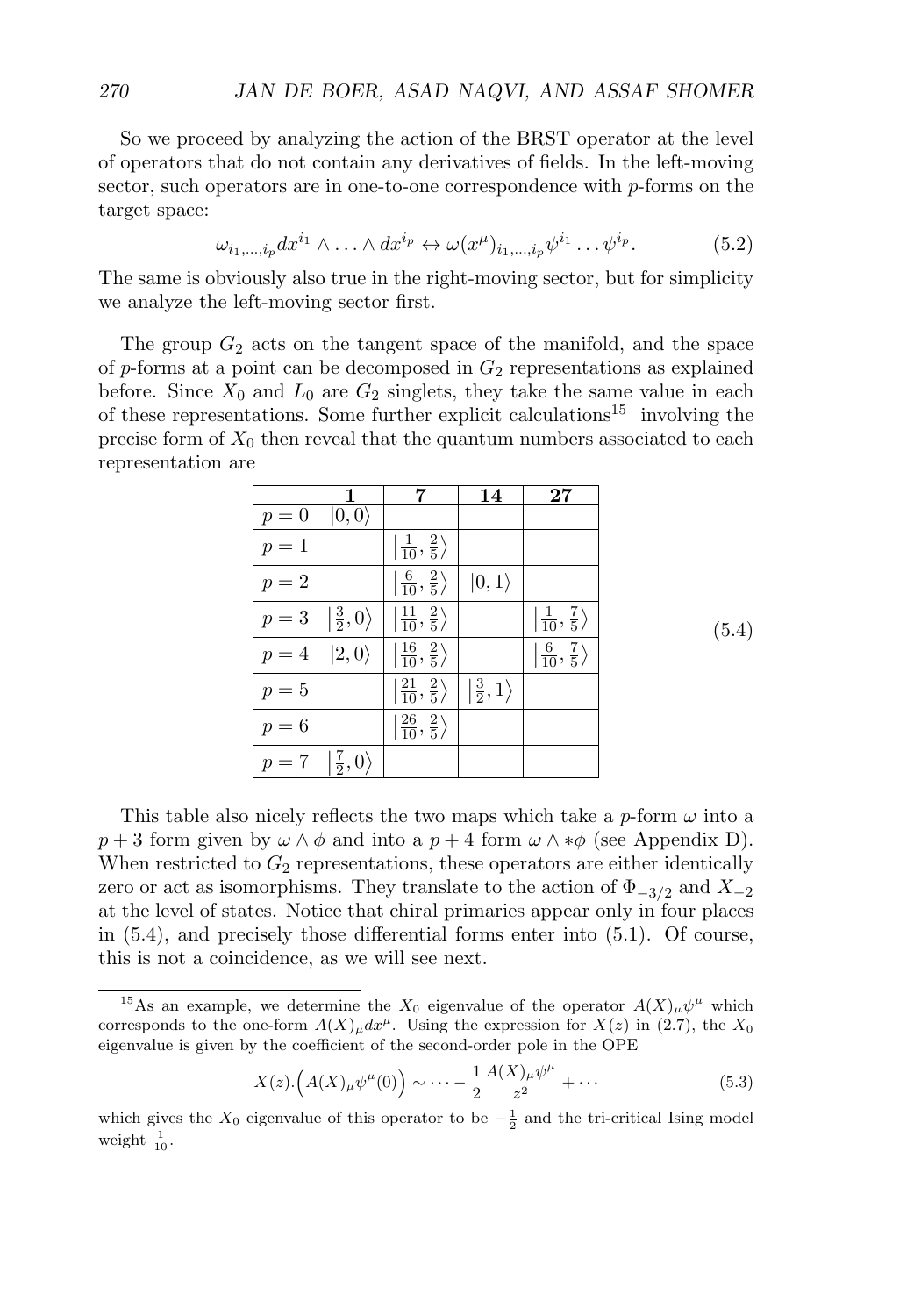So we proceed by analyzing the action of the BRST operator at the level of operators that do not contain any derivatives of fields. In the left-moving sector, such operators are in one-to-one correspondence with $p$-forms on the target space:

$$\omega_{i_1,\ldots,i_p} dx^{i_1} \wedge \ldots \wedge dx^{i_p} \leftrightarrow \omega(x^\mu)_{i_1,\ldots,i_p} \psi^{i_1} \ldots \psi^{i_p}. \tag{5.2}$$

The same is obviously also true in the right-moving sector, but for simplicity we analyze the left-moving sector first.

The group $G_2$ acts on the tangent space of the manifold, and the space of $p$-forms at a point can be decomposed in $G_2$ representations as explained before. Since $X_0$ and $L_0$ are $G_2$ singlets, they take the same value in each of these representations. Some further explicit calculations[15] involving the precise form of $X_0$ then reveal that the quantum numbers associated to each representation are

|  | **1** | **7** | **14** | **27** |
|---|---|---|---|---|
| $p=0$ | $\|0,0\rangle$ |  |  |  |
| $p=1$ |  | $\left\|\frac{1}{10},\frac{2}{5}\right\rangle$ |  |  |
| $p=2$ |  | $\left\|\frac{6}{10},\frac{2}{5}\right\rangle$ | $\|0,1\rangle$ |  |
| $p=3$ | $\left\|\frac{3}{2},0\right\rangle$ | $\left\|\frac{11}{10},\frac{2}{5}\right\rangle$ |  | $\left\|\frac{1}{10},\frac{7}{5}\right\rangle$ |
| $p=4$ | $\|2,0\rangle$ | $\left\|\frac{16}{10},\frac{2}{5}\right\rangle$ |  | $\left\|\frac{6}{10},\frac{7}{5}\right\rangle$ |
| $p=5$ |  | $\left\|\frac{21}{10},\frac{2}{5}\right\rangle$ | $\left\|\frac{3}{2},1\right\rangle$ |  |
| $p=6$ |  | $\left\|\frac{26}{10},\frac{2}{5}\right\rangle$ |  |  |
| $p=7$ | $\left\|\frac{7}{2},0\right\rangle$ |  |  |  |

(5.4)

This table also nicely reflects the two maps which take a $p$-form $\omega$ into a $p+3$ form given by $\omega \wedge \phi$ and into a $p+4$ form $\omega \wedge *\phi$ (see Appendix D). When restricted to $G_2$ representations, these operators are either identically zero or act as isomorphisms. They translate to the action of $\Phi_{-3/2}$ and $X_{-2}$ at the level of states. Notice that chiral primaries appear only in four places in (5.4), and precisely those differential forms enter into (5.1). Of course, this is not a coincidence, as we will see next.

---

[15] As an example, we determine the $X_0$ eigenvalue of the operator $A(X)_\mu \psi^\mu$ which corresponds to the one-form $A(X)_\mu dx^\mu$. Using the expression for $X(z)$ in (2.7), the $X_0$ eigenvalue is given by the coefficient of the second-order pole in the OPE

$$X(z).\Big(A(X)_\mu \psi^\mu(0)\Big) \sim \cdots - \frac{1}{2}\frac{A(X)_\mu \psi^\mu}{z^2} + \cdots \tag{5.3}$$

which gives the $X_0$ eigenvalue of this operator to be $-\frac{1}{2}$ and the tri-critical Ising model weight $\frac{1}{10}$.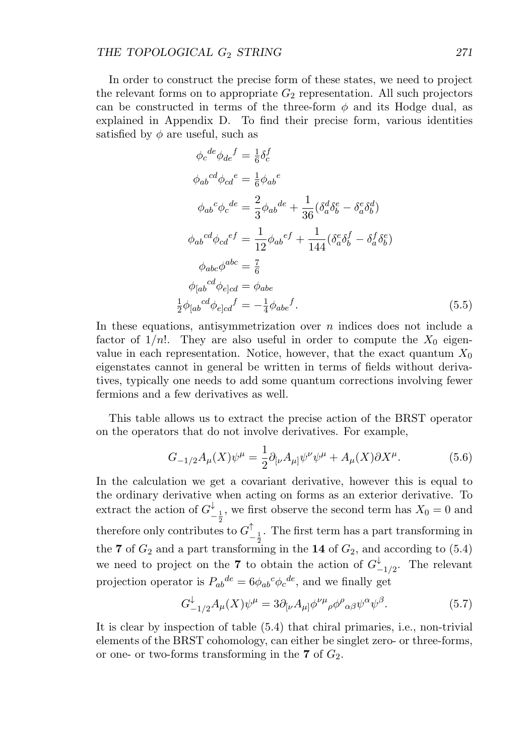In order to construct the precise form of these states, we need to project the relevant forms on to appropriate $G_2$ representation. All such projectors can be constructed in terms of the three-form $\phi$ and its Hodge dual, as explained in Appendix D. To find their precise form, various identities satisfied by $\phi$ are useful, such as

$$
\begin{aligned}
\phi_c{}^{de}\phi_{de}{}^f &= \tfrac{1}{6}\delta_c^f \\
\phi_{ab}{}^{cd}\phi_{cd}{}^e &= \tfrac{1}{6}\phi_{ab}{}^e \\
\phi_{ab}{}^c\phi_c{}^{de} &= \frac{2}{3}\phi_{ab}{}^{de} + \frac{1}{36}(\delta_a^d\delta_b^e - \delta_a^e\delta_b^d) \\
\phi_{ab}{}^{cd}\phi_{cd}{}^{ef} &= \frac{1}{12}\phi_{ab}{}^{ef} + \frac{1}{144}(\delta_a^e\delta_b^f - \delta_a^f\delta_b^e) \\
\phi_{abc}\phi^{abc} &= \tfrac{7}{6} \\
\phi_{[ab}{}^{cd}\phi_{e]cd} &= \phi_{abe} \\
\tfrac{1}{2}\phi_{[ab}{}^{cd}\phi_{e]cd}{}^f &= -\tfrac{1}{4}\phi_{abe}{}^f.
\end{aligned} \tag{5.5}
$$

In these equations, antisymmetrization over $n$ indices does not include a factor of $1/n!$. They are also useful in order to compute the $X_0$ eigenvalue in each representation. Notice, however, that the exact quantum $X_0$ eigenstates cannot in general be written in terms of fields without derivatives, typically one needs to add some quantum corrections involving fewer fermions and a few derivatives as well.

This table allows us to extract the precise action of the BRST operator on the operators that do not involve derivatives. For example,

$$
G_{-1/2}A_\mu(X)\psi^\mu = \frac{1}{2}\partial_{[\nu}A_{\mu]}\psi^\nu\psi^\mu + A_\mu(X)\partial X^\mu. \tag{5.6}
$$

In the calculation we get a covariant derivative, however this is equal to the ordinary derivative when acting on forms as an exterior derivative. To extract the action of $G^\downarrow_{-\frac{1}{2}}$, we first observe the second term has $X_0 = 0$ and therefore only contributes to $G^\uparrow_{-\frac{1}{2}}$. The first term has a part transforming in the **7** of $G_2$ and a part transforming in the **14** of $G_2$, and according to (5.4) we need to project on the **7** to obtain the action of $G^\downarrow_{-1/2}$. The relevant projection operator is $P_{ab}{}^{de} = 6\phi_{ab}{}^c\phi_c{}^{de}$, and we finally get

$$
G^\downarrow_{-1/2}A_\mu(X)\psi^\mu = 3\partial_{[\nu}A_{\mu]}\phi^{\nu\mu}{}_\rho\phi^\rho{}_{\alpha\beta}\psi^\alpha\psi^\beta. \tag{5.7}
$$

It is clear by inspection of table (5.4) that chiral primaries, i.e., non-trivial elements of the BRST cohomology, can either be singlet zero- or three-forms, or one- or two-forms transforming in the **7** of $G_2$.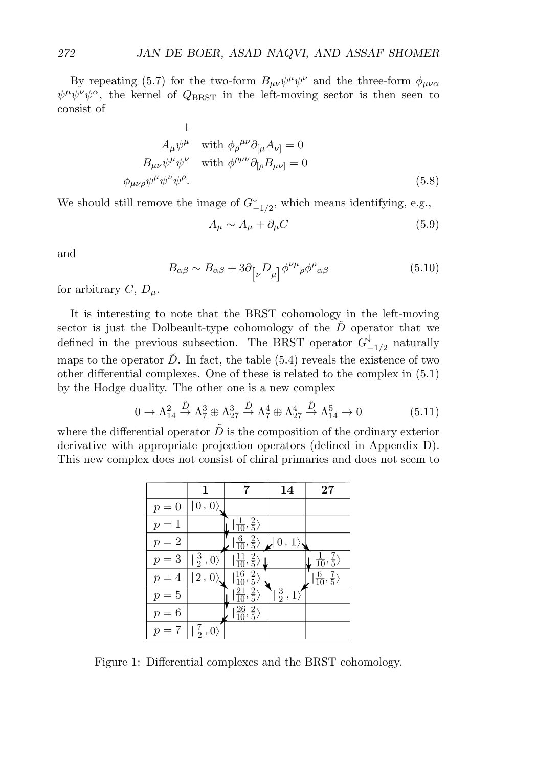By repeating (5.7) for the two-form $B_{\mu\nu}\psi^\mu\psi^\nu$ and the three-form $\phi_{\mu\nu\alpha}$ $\psi^\mu\psi^\nu\psi^\alpha$, the kernel of $Q_{\text{BRST}}$ in the left-moving sector is then seen to consist of

$$
\begin{aligned}
&1 \\
A_\mu\psi^\mu \quad &\text{with } \phi_\rho{}^{\mu\nu}\partial_{[\mu}A_{\nu]} = 0 \\
B_{\mu\nu}\psi^\mu\psi^\nu \quad &\text{with } \phi^{\rho\mu\nu}\partial_{[\rho}B_{\mu\nu]} = 0 \\
\phi_{\mu\nu\rho}\psi^\mu\psi^\nu\psi^\rho. &
\end{aligned}
\tag{5.8}
$$

We should still remove the image of $G^\downarrow_{-1/2}$, which means identifying, e.g.,

$$A_\mu \sim A_\mu + \partial_\mu C \tag{5.9}$$

and

$$B_{\alpha\beta} \sim B_{\alpha\beta} + 3\partial_{\left[\nu\right.}D_{\left.\mu\right]}\phi^{\nu\mu}{}_\rho\phi^\rho{}_{\alpha\beta} \tag{5.10}$$

for arbitrary $C$, $D_\mu$.

It is interesting to note that the BRST cohomology in the left-moving sector is just the Dolbeault-type cohomology of the $\check{D}$ operator that we defined in the previous subsection. The BRST operator $G^\downarrow_{-1/2}$ naturally maps to the operator $\check{D}$. In fact, the table (5.4) reveals the existence of two other differential complexes. One of these is related to the complex in (5.1) by the Hodge duality. The other one is a new complex

$$0 \to \Lambda^2_{14} \overset{\tilde{D}}{\to} \Lambda^3_7 \oplus \Lambda^3_{27} \overset{\tilde{D}}{\to} \Lambda^4_7 \oplus \Lambda^4_{27} \overset{\tilde{D}}{\to} \Lambda^5_{14} \to 0 \tag{5.11}$$

where the differential operator $\tilde{D}$ is the composition of the ordinary exterior derivative with appropriate projection operators (defined in Appendix D). This new complex does not consist of chiral primaries and does not seem to

| | **1** | **7** | **14** | **27** |
|---|---|---|---|---|
| $p=0$ | $\lvert 0\,,0\rangle$ | | | |
| $p=1$ | | $\lvert \frac{1}{10},\frac{2}{5}\rangle$ | | |
| $p=2$ | | $\lvert \frac{6}{10},\frac{2}{5}\rangle$ | $\lvert 0\,,1\rangle$ | |
| $p=3$ | $\lvert \frac{3}{2},0\rangle$ | $\lvert \frac{11}{10},\frac{2}{5}\rangle$ | | $\lvert \frac{1}{10},\frac{7}{5}\rangle$ |
| $p=4$ | $\lvert 2\,,0\rangle$ | $\lvert \frac{16}{10},\frac{2}{5}\rangle$ | | $\lvert \frac{6}{10},\frac{7}{5}\rangle$ |
| $p=5$ | | $\lvert \frac{21}{10},\frac{2}{5}\rangle$ | $\lvert \frac{3}{2},1\rangle$ | |
| $p=6$ | | $\lvert \frac{26}{10},\frac{2}{5}\rangle$ | | |
| $p=7$ | $\lvert \frac{7}{2},0\rangle$ | | | |

Figure 1: Differential complexes and the BRST cohomology.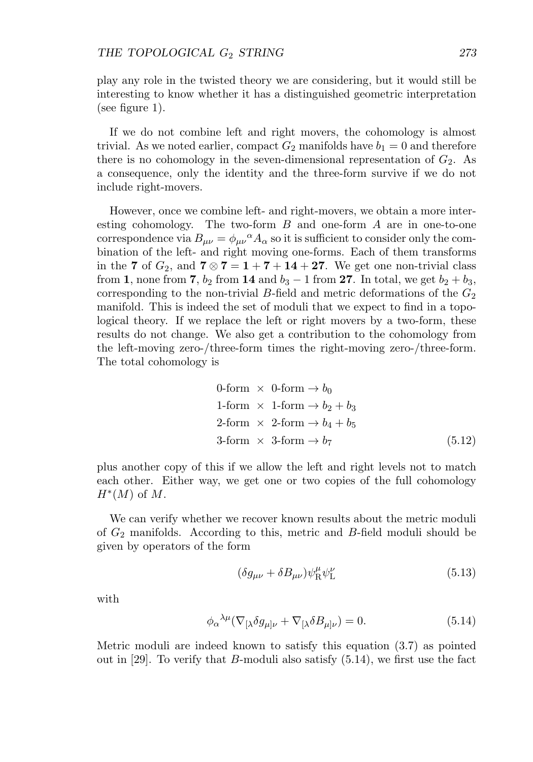play any role in the twisted theory we are considering, but it would still be interesting to know whether it has a distinguished geometric interpretation (see figure 1).

If we do not combine left and right movers, the cohomology is almost trivial. As we noted earlier, compact $G_2$ manifolds have $b_1 = 0$ and therefore there is no cohomology in the seven-dimensional representation of $G_2$. As a consequence, only the identity and the three-form survive if we do not include right-movers.

However, once we combine left- and right-movers, we obtain a more interesting cohomology. The two-form $B$ and one-form $A$ are in one-to-one correspondence via $B_{\mu\nu} = \phi_{\mu\nu}{}^{\alpha} A_\alpha$ so it is sufficient to consider only the combination of the left- and right moving one-forms. Each of them transforms in the $\mathbf{7}$ of $G_2$, and $\mathbf{7} \otimes \mathbf{7} = \mathbf{1} + \mathbf{7} + \mathbf{14} + \mathbf{27}$. We get one non-trivial class from $\mathbf{1}$, none from $\mathbf{7}$, $b_2$ from $\mathbf{14}$ and $b_3 - 1$ from $\mathbf{27}$. In total, we get $b_2 + b_3$, corresponding to the non-trivial $B$-field and metric deformations of the $G_2$ manifold. This is indeed the set of moduli that we expect to find in a topological theory. If we replace the left or right movers by a two-form, these results do not change. We also get a contribution to the cohomology from the left-moving zero-/three-form times the right-moving zero-/three-form. The total cohomology is

$$
\begin{aligned}
&\text{0-form} \;\times\; \text{0-form} \to b_0 \\
&\text{1-form} \;\times\; \text{1-form} \to b_2 + b_3 \\
&\text{2-form} \;\times\; \text{2-form} \to b_4 + b_5 \\
&\text{3-form} \;\times\; \text{3-form} \to b_7
\end{aligned}
\tag{5.12}
$$

plus another copy of this if we allow the left and right levels not to match each other. Either way, we get one or two copies of the full cohomology $H^*(M)$ of $M$.

We can verify whether we recover known results about the metric moduli of $G_2$ manifolds. According to this, metric and $B$-field moduli should be given by operators of the form

$$
(\delta g_{\mu\nu} + \delta B_{\mu\nu}) \psi^\mu_{\rm R} \psi^\nu_{\rm L} \tag{5.13}
$$

with

$$
\phi_\alpha{}^{\lambda\mu} (\nabla_{[\lambda} \delta g_{\mu]\nu} + \nabla_{[\lambda} \delta B_{\mu]\nu}) = 0. \tag{5.14}
$$

Metric moduli are indeed known to satisfy this equation (3.7) as pointed out in [29]. To verify that $B$-moduli also satisfy (5.14), we first use the fact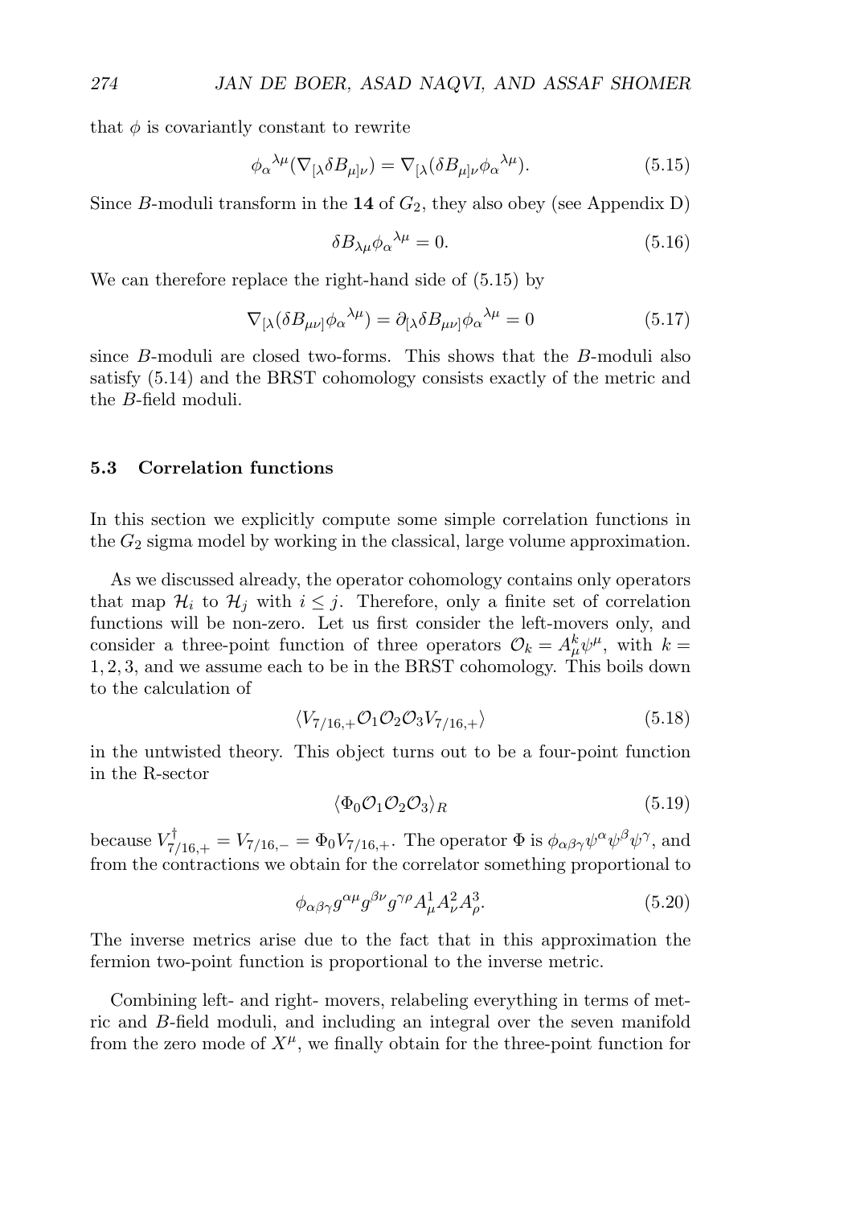that $\phi$ is covariantly constant to rewrite

$$\phi_\alpha{}^{\lambda\mu}(\nabla_{[\lambda}\delta B_{\mu]\nu}) = \nabla_{[\lambda}(\delta B_{\mu]\nu}\phi_\alpha{}^{\lambda\mu}). \tag{5.15}$$

Since $B$-moduli transform in the **14** of $G_2$, they also obey (see Appendix D)

$$\delta B_{\lambda\mu}\phi_\alpha{}^{\lambda\mu} = 0. \tag{5.16}$$

We can therefore replace the right-hand side of (5.15) by

$$\nabla_{[\lambda}(\delta B_{\mu\nu]}\phi_\alpha{}^{\lambda\mu}) = \partial_{[\lambda}\delta B_{\mu\nu]}\phi_\alpha{}^{\lambda\mu} = 0 \tag{5.17}$$

since $B$-moduli are closed two-forms. This shows that the $B$-moduli also satisfy (5.14) and the BRST cohomology consists exactly of the metric and the $B$-field moduli.

### 5.3 Correlation functions

In this section we explicitly compute some simple correlation functions in the $G_2$ sigma model by working in the classical, large volume approximation.

As we discussed already, the operator cohomology contains only operators that map $\mathcal{H}_i$ to $\mathcal{H}_j$ with $i \leq j$. Therefore, only a finite set of correlation functions will be non-zero. Let us first consider the left-movers only, and consider a three-point function of three operators $\mathcal{O}_k = A^k_\mu \psi^\mu$, with $k = 1, 2, 3$, and we assume each to be in the BRST cohomology. This boils down to the calculation of

$$\langle V_{7/16,+}\mathcal{O}_1\mathcal{O}_2\mathcal{O}_3 V_{7/16,+}\rangle \tag{5.18}$$

in the untwisted theory. This object turns out to be a four-point function in the R-sector

$$\langle \Phi_0 \mathcal{O}_1\mathcal{O}_2\mathcal{O}_3\rangle_R \tag{5.19}$$

because $V^\dagger_{7/16,+} = V_{7/16,-} = \Phi_0 V_{7/16,+}$. The operator $\Phi$ is $\phi_{\alpha\beta\gamma}\psi^\alpha\psi^\beta\psi^\gamma$, and from the contractions we obtain for the correlator something proportional to

$$\phi_{\alpha\beta\gamma}g^{\alpha\mu}g^{\beta\nu}g^{\gamma\rho}A^1_\mu A^2_\nu A^3_\rho. \tag{5.20}$$

The inverse metrics arise due to the fact that in this approximation the fermion two-point function is proportional to the inverse metric.

Combining left- and right- movers, relabeling everything in terms of metric and $B$-field moduli, and including an integral over the seven manifold from the zero mode of $X^\mu$, we finally obtain for the three-point function for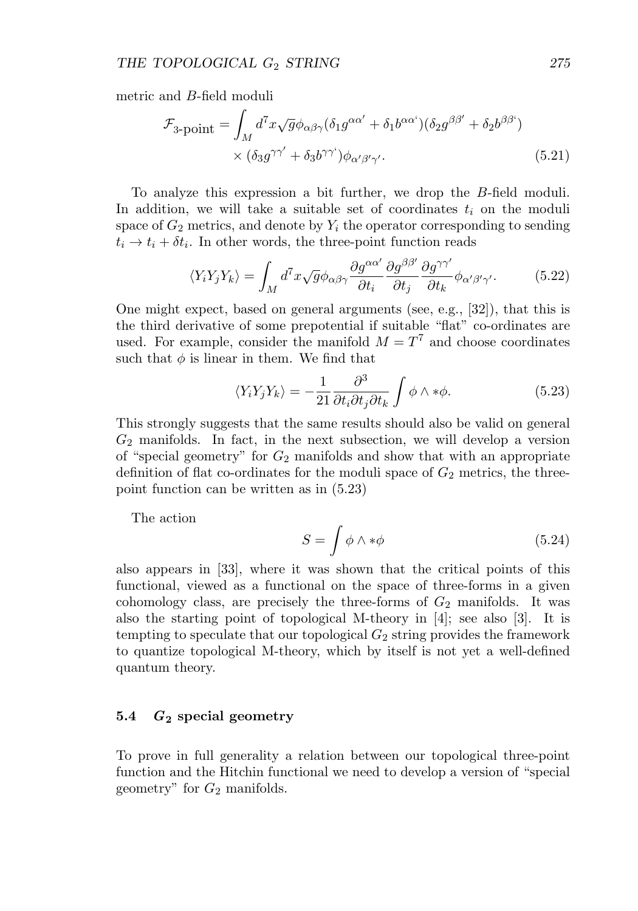metric and $B$-field moduli

$$\mathcal{F}_{\text{3-point}} = \int_M d^7x\sqrt{g}\phi_{\alpha\beta\gamma}(\delta_1 g^{\alpha\alpha'} + \delta_1 b^{\alpha\alpha'})(\delta_2 g^{\beta\beta'} + \delta_2 b^{\beta\beta'}) \times (\delta_3 g^{\gamma\gamma'} + \delta_3 b^{\gamma\gamma'})\phi_{\alpha'\beta'\gamma'}. \tag{5.21}$$

To analyze this expression a bit further, we drop the $B$-field moduli. In addition, we will take a suitable set of coordinates $t_i$ on the moduli space of $G_2$ metrics, and denote by $Y_i$ the operator corresponding to sending $t_i \to t_i + \delta t_i$. In other words, the three-point function reads

$$\langle Y_i Y_j Y_k \rangle = \int_M d^7x\sqrt{g}\phi_{\alpha\beta\gamma}\frac{\partial g^{\alpha\alpha'}}{\partial t_i}\frac{\partial g^{\beta\beta'}}{\partial t_j}\frac{\partial g^{\gamma\gamma'}}{\partial t_k}\phi_{\alpha'\beta'\gamma'}. \tag{5.22}$$

One might expect, based on general arguments (see, e.g., [32]), that this is the third derivative of some prepotential if suitable "flat" co-ordinates are used. For example, consider the manifold $M = T^7$ and choose coordinates such that $\phi$ is linear in them. We find that

$$\langle Y_i Y_j Y_k \rangle = -\frac{1}{21}\frac{\partial^3}{\partial t_i \partial t_j \partial t_k}\int \phi \wedge *\phi. \tag{5.23}$$

This strongly suggests that the same results should also be valid on general $G_2$ manifolds. In fact, in the next subsection, we will develop a version of "special geometry" for $G_2$ manifolds and show that with an appropriate definition of flat co-ordinates for the moduli space of $G_2$ metrics, the three-point function can be written as in (5.23)

The action

$$S = \int \phi \wedge *\phi \tag{5.24}$$

also appears in [33], where it was shown that the critical points of this functional, viewed as a functional on the space of three-forms in a given cohomology class, are precisely the three-forms of $G_2$ manifolds. It was also the starting point of topological M-theory in [4]; see also [3]. It is tempting to speculate that our topological $G_2$ string provides the framework to quantize topological M-theory, which by itself is not yet a well-defined quantum theory.

### 5.4 $G_2$ special geometry

To prove in full generality a relation between our topological three-point function and the Hitchin functional we need to develop a version of "special geometry" for $G_2$ manifolds.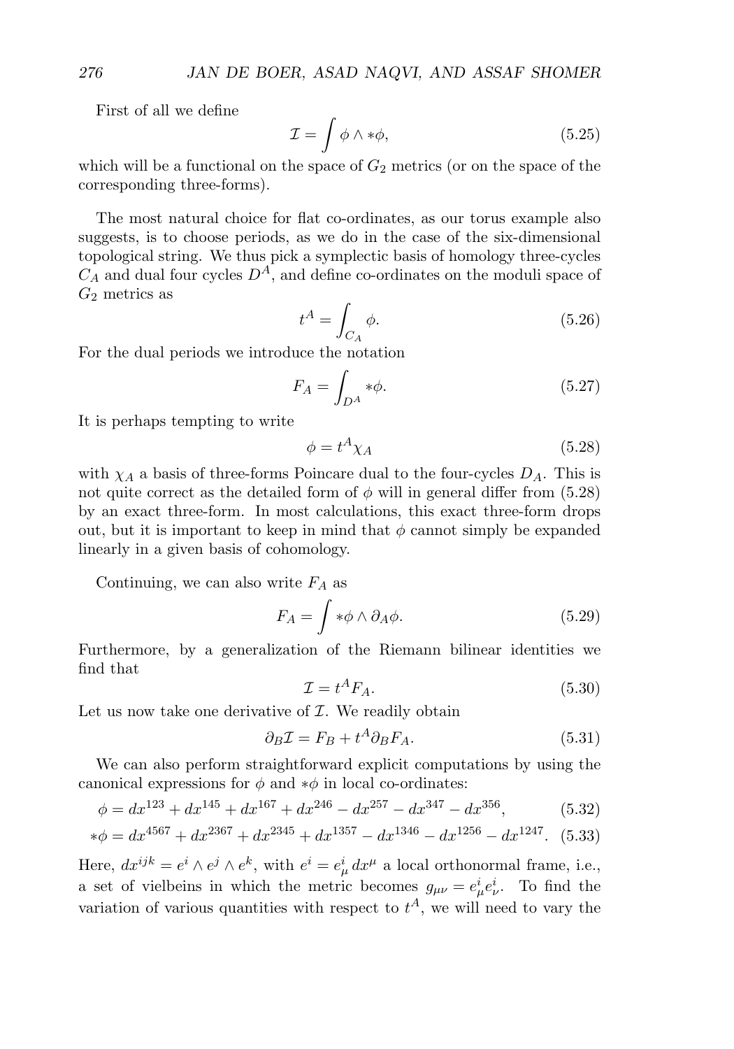First of all we define

$$\mathcal{I} = \int \phi \wedge *\phi, \tag{5.25}$$

which will be a functional on the space of $G_2$ metrics (or on the space of the corresponding three-forms).

The most natural choice for flat co-ordinates, as our torus example also suggests, is to choose periods, as we do in the case of the six-dimensional topological string. We thus pick a symplectic basis of homology three-cycles $C_A$ and dual four cycles $D^A$, and define co-ordinates on the moduli space of $G_2$ metrics as

$$t^A = \int_{C_A} \phi. \tag{5.26}$$

For the dual periods we introduce the notation

$$F_A = \int_{D^A} *\phi. \tag{5.27}$$

It is perhaps tempting to write

$$\phi = t^A \chi_A \tag{5.28}$$

with $\chi_A$ a basis of three-forms Poincare dual to the four-cycles $D_A$. This is not quite correct as the detailed form of $\phi$ will in general differ from (5.28) by an exact three-form. In most calculations, this exact three-form drops out, but it is important to keep in mind that $\phi$ cannot simply be expanded linearly in a given basis of cohomology.

Continuing, we can also write $F_A$ as

$$F_A = \int *\phi \wedge \partial_A \phi. \tag{5.29}$$

Furthermore, by a generalization of the Riemann bilinear identities we find that

$$\mathcal{I} = t^A F_A. \tag{5.30}$$

Let us now take one derivative of $\mathcal{I}$. We readily obtain

$$\partial_B \mathcal{I} = F_B + t^A \partial_B F_A. \tag{5.31}$$

We can also perform straightforward explicit computations by using the canonical expressions for $\phi$ and $*\phi$ in local co-ordinates:

$$\phi = dx^{123} + dx^{145} + dx^{167} + dx^{246} - dx^{257} - dx^{347} - dx^{356}, \tag{5.32}$$

$$*\phi = dx^{4567} + dx^{2367} + dx^{2345} + dx^{1357} - dx^{1346} - dx^{1256} - dx^{1247}. \tag{5.33}$$

Here, $dx^{ijk} = e^i \wedge e^j \wedge e^k$, with $e^i = e^i_\mu \, dx^\mu$ a local orthonormal frame, i.e., a set of vielbeins in which the metric becomes $g_{\mu\nu} = e^i_\mu e^i_\nu$. To find the variation of various quantities with respect to $t^A$, we will need to vary the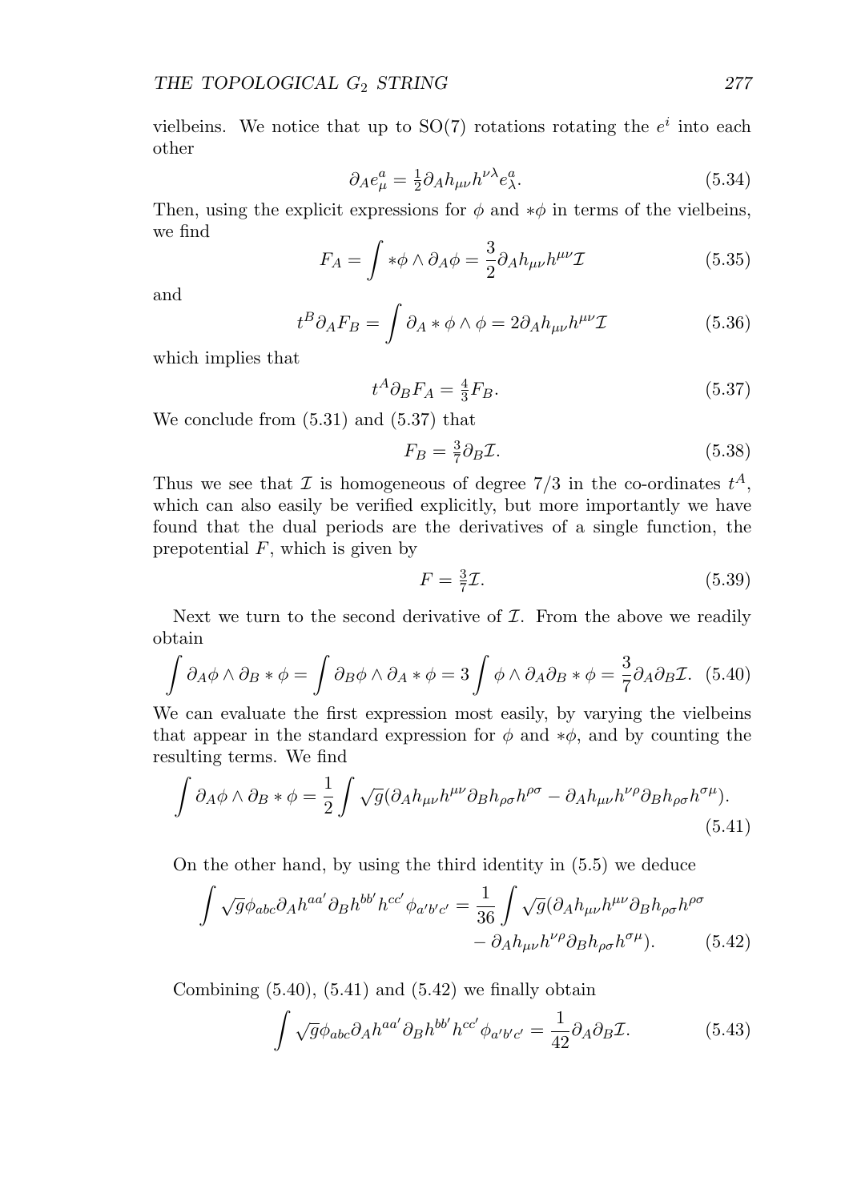vielbeins. We notice that up to SO(7) rotations rotating the $e^i$ into each other

$$\partial_A e^a_\mu = \tfrac{1}{2}\partial_A h_{\mu\nu} h^{\nu\lambda} e^a_\lambda. \tag{5.34}$$

Then, using the explicit expressions for $\phi$ and $*\phi$ in terms of the vielbeins, we find

$$F_A = \int *\phi \wedge \partial_A \phi = \frac{3}{2}\partial_A h_{\mu\nu} h^{\mu\nu} \mathcal{I} \tag{5.35}$$

and

$$t^B \partial_A F_B = \int \partial_A * \phi \wedge \phi = 2 \partial_A h_{\mu\nu} h^{\mu\nu} \mathcal{I} \tag{5.36}$$

which implies that

$$t^A \partial_B F_A = \tfrac{4}{3} F_B. \tag{5.37}$$

We conclude from (5.31) and (5.37) that

$$F_B = \tfrac{3}{7}\partial_B \mathcal{I}. \tag{5.38}$$

Thus we see that $\mathcal{I}$ is homogeneous of degree 7/3 in the co-ordinates $t^A$, which can also easily be verified explicitly, but more importantly we have found that the dual periods are the derivatives of a single function, the prepotential $F$, which is given by

$$F = \tfrac{3}{7}\mathcal{I}. \tag{5.39}$$

Next we turn to the second derivative of $\mathcal{I}$. From the above we readily obtain

$$\int \partial_A \phi \wedge \partial_B * \phi = \int \partial_B \phi \wedge \partial_A * \phi = 3 \int \phi \wedge \partial_A \partial_B * \phi = \frac{3}{7}\partial_A \partial_B \mathcal{I}. \tag{5.40}$$

We can evaluate the first expression most easily, by varying the vielbeins that appear in the standard expression for $\phi$ and $*\phi$, and by counting the resulting terms. We find

$$\int \partial_A \phi \wedge \partial_B * \phi = \frac{1}{2}\int \sqrt{g}(\partial_A h_{\mu\nu} h^{\mu\nu} \partial_B h_{\rho\sigma} h^{\rho\sigma} - \partial_A h_{\mu\nu} h^{\nu\rho} \partial_B h_{\rho\sigma} h^{\sigma\mu}). \tag{5.41}$$

On the other hand, by using the third identity in (5.5) we deduce

$$\int \sqrt{g}\phi_{abc}\partial_A h^{aa'} \partial_B h^{bb'} h^{cc'} \phi_{a'b'c'} = \frac{1}{36}\int \sqrt{g}(\partial_A h_{\mu\nu} h^{\mu\nu} \partial_B h_{\rho\sigma} h^{\rho\sigma} - \partial_A h_{\mu\nu} h^{\nu\rho} \partial_B h_{\rho\sigma} h^{\sigma\mu}). \tag{5.42}$$

Combining (5.40), (5.41) and (5.42) we finally obtain

$$\int \sqrt{g}\phi_{abc}\partial_A h^{aa'} \partial_B h^{bb'} h^{cc'} \phi_{a'b'c'} = \frac{1}{42}\partial_A \partial_B \mathcal{I}. \tag{5.43}$$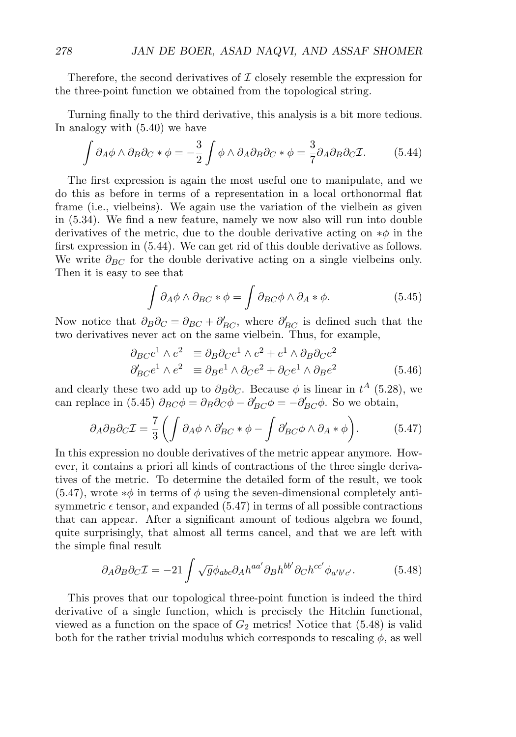Therefore, the second derivatives of $\mathcal{I}$ closely resemble the expression for the three-point function we obtained from the topological string.

Turning finally to the third derivative, this analysis is a bit more tedious. In analogy with (5.40) we have

$$\int \partial_A \phi \wedge \partial_B \partial_C * \phi = -\frac{3}{2} \int \phi \wedge \partial_A \partial_B \partial_C * \phi = \frac{3}{7} \partial_A \partial_B \partial_C \mathcal{I}. \tag{5.44}$$

The first expression is again the most useful one to manipulate, and we do this as before in terms of a representation in a local orthonormal flat frame (i.e., vielbeins). We again use the variation of the vielbein as given in (5.34). We find a new feature, namely we now also will run into double derivatives of the metric, due to the double derivative acting on $*\phi$ in the first expression in (5.44). We can get rid of this double derivative as follows. We write $\partial_{BC}$ for the double derivative acting on a single vielbeins only. Then it is easy to see that

$$\int \partial_A \phi \wedge \partial_{BC} * \phi = \int \partial_{BC} \phi \wedge \partial_A * \phi. \tag{5.45}$$

Now notice that $\partial_B \partial_C = \partial_{BC} + \partial'_{BC}$, where $\partial'_{BC}$ is defined such that the two derivatives never act on the same vielbein. Thus, for example,

$$\begin{aligned} \partial_{BC} e^1 \wedge e^2 &\equiv \partial_B \partial_C e^1 \wedge e^2 + e^1 \wedge \partial_B \partial_C e^2 \\ \partial'_{BC} e^1 \wedge e^2 &\equiv \partial_B e^1 \wedge \partial_C e^2 + \partial_C e^1 \wedge \partial_B e^2 \end{aligned} \tag{5.46}$$

and clearly these two add up to $\partial_B \partial_C$. Because $\phi$ is linear in $t^A$ (5.28), we can replace in (5.45) $\partial_{BC} \phi = \partial_B \partial_C \phi - \partial'_{BC} \phi = -\partial'_{BC} \phi$. So we obtain,

$$\partial_A \partial_B \partial_C \mathcal{I} = \frac{7}{3} \left( \int \partial_A \phi \wedge \partial'_{BC} * \phi - \int \partial'_{BC} \phi \wedge \partial_A * \phi \right). \tag{5.47}$$

In this expression no double derivatives of the metric appear anymore. However, it contains a priori all kinds of contractions of the three single derivatives of the metric. To determine the detailed form of the result, we took (5.47), wrote $*\phi$ in terms of $\phi$ using the seven-dimensional completely antisymmetric $\epsilon$ tensor, and expanded (5.47) in terms of all possible contractions that can appear. After a significant amount of tedious algebra we found, quite surprisingly, that almost all terms cancel, and that we are left with the simple final result

$$\partial_A \partial_B \partial_C \mathcal{I} = -21 \int \sqrt{g} \phi_{abc} \partial_A h^{aa'} \partial_B h^{bb'} \partial_C h^{cc'} \phi_{a'b'c'}. \tag{5.48}$$

This proves that our topological three-point function is indeed the third derivative of a single function, which is precisely the Hitchin functional, viewed as a function on the space of $G_2$ metrics! Notice that (5.48) is valid both for the rather trivial modulus which corresponds to rescaling $\phi$, as well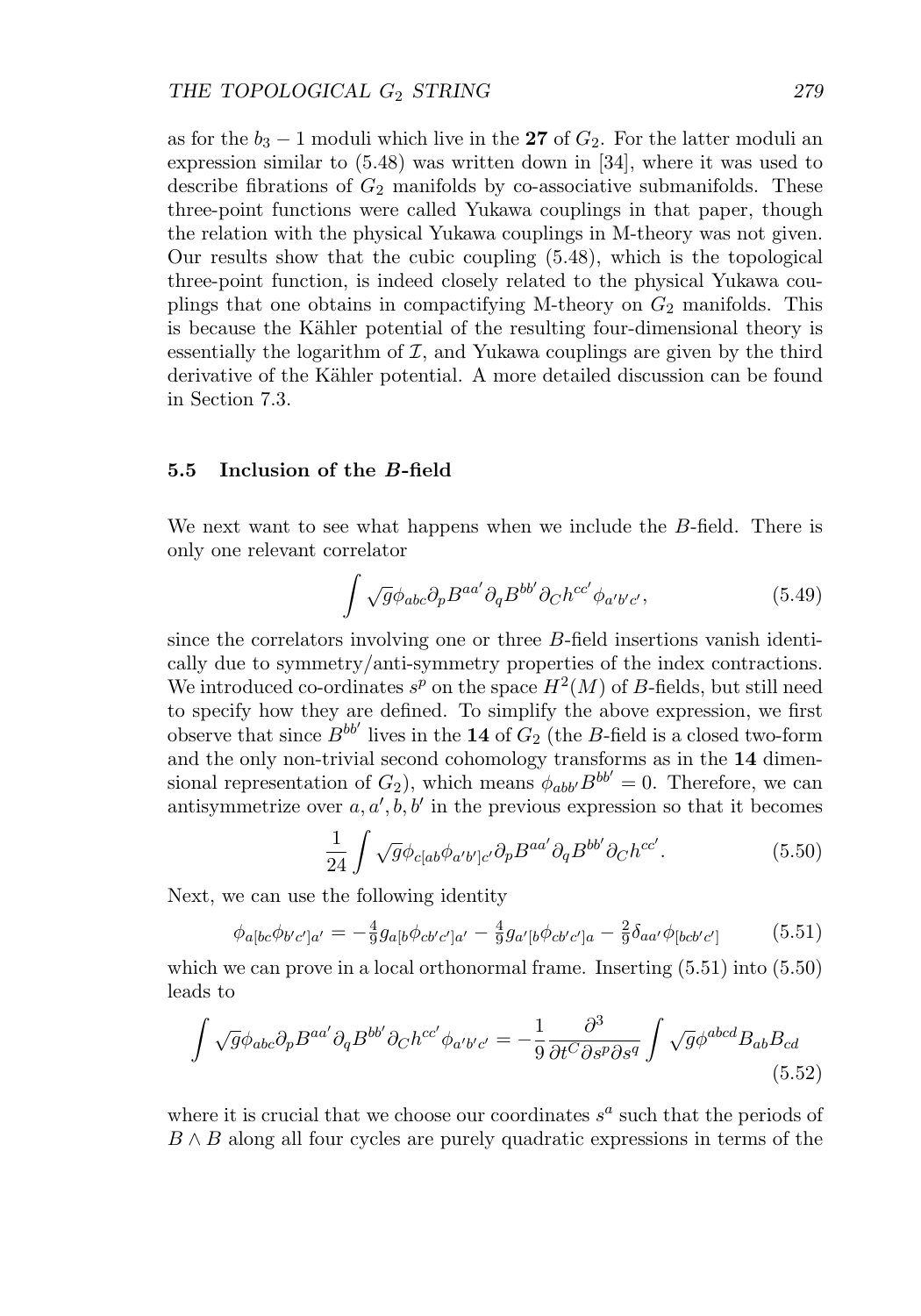as for the $b_3 - 1$ moduli which live in the **27** of $G_2$. For the latter moduli an expression similar to (5.48) was written down in [34], where it was used to describe fibrations of $G_2$ manifolds by co-associative submanifolds. These three-point functions were called Yukawa couplings in that paper, though the relation with the physical Yukawa couplings in M-theory was not given. Our results show that the cubic coupling (5.48), which is the topological three-point function, is indeed closely related to the physical Yukawa couplings that one obtains in compactifying M-theory on $G_2$ manifolds. This is because the Kähler potential of the resulting four-dimensional theory is essentially the logarithm of $\mathcal{I}$, and Yukawa couplings are given by the third derivative of the Kähler potential. A more detailed discussion can be found in Section 7.3.

### 5.5 Inclusion of the $B$-field

We next want to see what happens when we include the $B$-field. There is only one relevant correlator

$$\int \sqrt{g}\phi_{abc}\partial_p B^{aa'}\partial_q B^{bb'}\partial_C h^{cc'}\phi_{a'b'c'}, \tag{5.49}$$

since the correlators involving one or three $B$-field insertions vanish identically due to symmetry/anti-symmetry properties of the index contractions. We introduced co-ordinates $s^p$ on the space $H^2(M)$ of $B$-fields, but still need to specify how they are defined. To simplify the above expression, we first observe that since $B^{bb'}$ lives in the **14** of $G_2$ (the $B$-field is a closed two-form and the only non-trivial second cohomology transforms as in the **14** dimensional representation of $G_2$), which means $\phi_{abb'}B^{bb'} = 0$. Therefore, we can antisymmetrize over $a, a', b, b'$ in the previous expression so that it becomes

$$\frac{1}{24}\int \sqrt{g}\phi_{c[ab}\phi_{a'b']c'}\partial_p B^{aa'}\partial_q B^{bb'}\partial_C h^{cc'}. \tag{5.50}$$

Next, we can use the following identity

$$\phi_{a[bc}\phi_{b'c']a'} = -\tfrac{4}{9}g_{a[b}\phi_{cb'c']a'} - \tfrac{4}{9}g_{a'[b}\phi_{cb'c']a} - \tfrac{2}{9}\delta_{aa'}\phi_{[bcb'c']} \tag{5.51}$$

which we can prove in a local orthonormal frame. Inserting (5.51) into (5.50) leads to

$$\int \sqrt{g}\phi_{abc}\partial_p B^{aa'}\partial_q B^{bb'}\partial_C h^{cc'}\phi_{a'b'c'} = -\frac{1}{9}\frac{\partial^3}{\partial t^C\partial s^p\partial s^q}\int \sqrt{g}\phi^{abcd}B_{ab}B_{cd} \tag{5.52}$$

where it is crucial that we choose our coordinates $s^a$ such that the periods of $B \wedge B$ along all four cycles are purely quadratic expressions in terms of the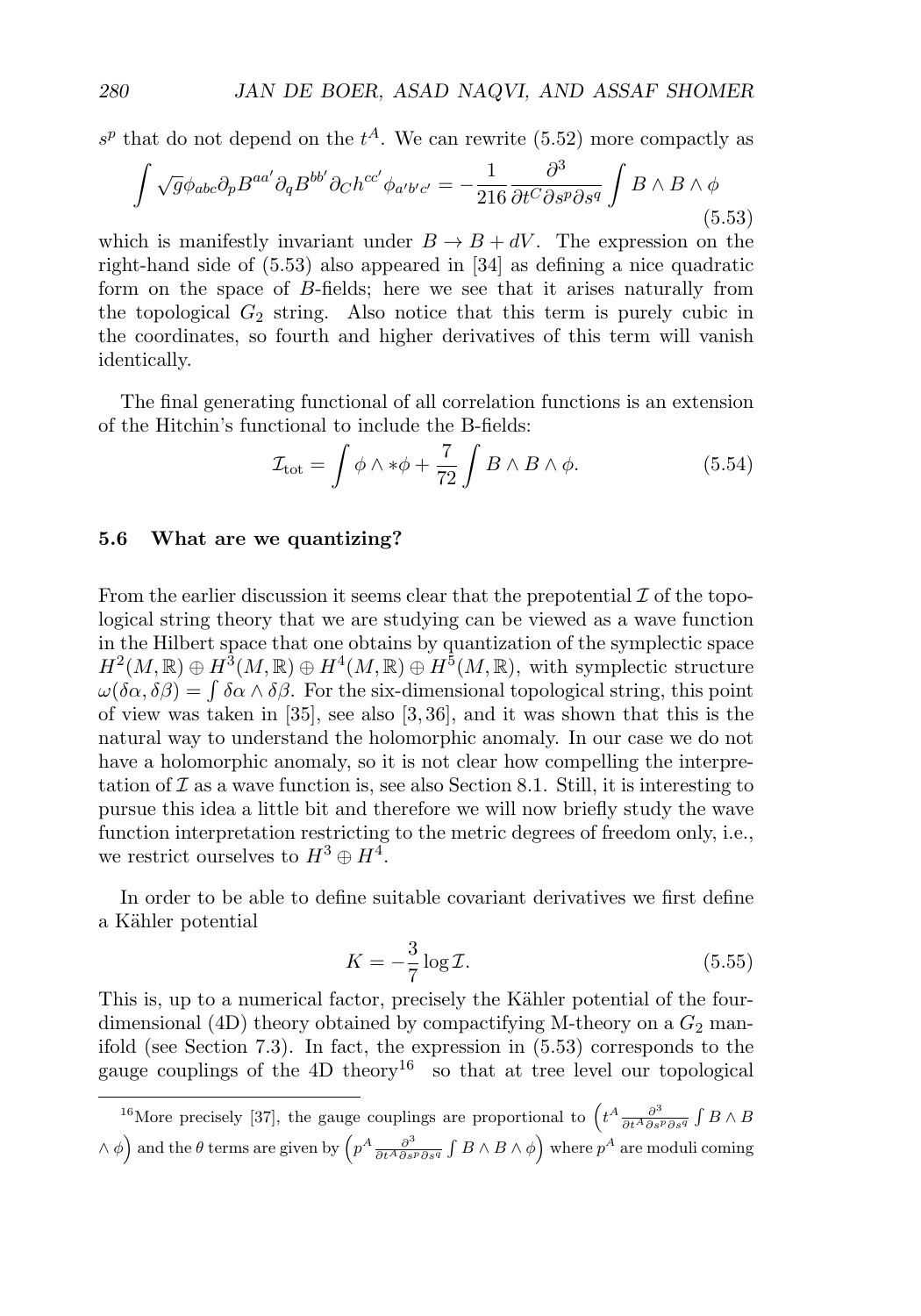$s^p$ that do not depend on the $t^A$. We can rewrite (5.52) more compactly as

$$\int \sqrt{g}\phi_{abc}\partial_p B^{aa'}\partial_q B^{bb'}\partial_C h^{cc'}\phi_{a'b'c'} = -\frac{1}{216}\frac{\partial^3}{\partial t^C \partial s^p \partial s^q}\int B \wedge B \wedge \phi \tag{5.53}$$

which is manifestly invariant under $B \to B + dV$. The expression on the right-hand side of (5.53) also appeared in [34] as defining a nice quadratic form on the space of $B$-fields; here we see that it arises naturally from the topological $G_2$ string. Also notice that this term is purely cubic in the coordinates, so fourth and higher derivatives of this term will vanish identically.

The final generating functional of all correlation functions is an extension of the Hitchin's functional to include the B-fields:

$$\mathcal{I}_{\text{tot}} = \int \phi \wedge *\phi + \frac{7}{72}\int B \wedge B \wedge \phi. \tag{5.54}$$

### 5.6 What are we quantizing?

From the earlier discussion it seems clear that the prepotential $\mathcal{I}$ of the topological string theory that we are studying can be viewed as a wave function in the Hilbert space that one obtains by quantization of the symplectic space $H^2(M,\mathbb{R}) \oplus H^3(M,\mathbb{R}) \oplus H^4(M,\mathbb{R}) \oplus H^5(M,\mathbb{R})$, with symplectic structure $\omega(\delta\alpha, \delta\beta) = \int \delta\alpha \wedge \delta\beta$. For the six-dimensional topological string, this point of view was taken in [35], see also [3, 36], and it was shown that this is the natural way to understand the holomorphic anomaly. In our case we do not have a holomorphic anomaly, so it is not clear how compelling the interpretation of $\mathcal{I}$ as a wave function is, see also Section 8.1. Still, it is interesting to pursue this idea a little bit and therefore we will now briefly study the wave function interpretation restricting to the metric degrees of freedom only, i.e., we restrict ourselves to $H^3 \oplus H^4$.

In order to be able to define suitable covariant derivatives we first define a Kähler potential

$$K = -\frac{3}{7}\log \mathcal{I}. \tag{5.55}$$

This is, up to a numerical factor, precisely the Kähler potential of the four-dimensional (4D) theory obtained by compactifying M-theory on a $G_2$ manifold (see Section 7.3). In fact, the expression in (5.53) corresponds to the gauge couplings of the 4D theory[16] so that at tree level our topological

[16] More precisely [37], the gauge couplings are proportional to $\left(t^A \frac{\partial^3}{\partial t^A \partial s^p \partial s^q}\int B \wedge B \wedge \phi\right)$ and the $\theta$ terms are given by $\left(p^A \frac{\partial^3}{\partial t^A \partial s^p \partial s^q}\int B \wedge B \wedge \phi\right)$ where $p^A$ are moduli coming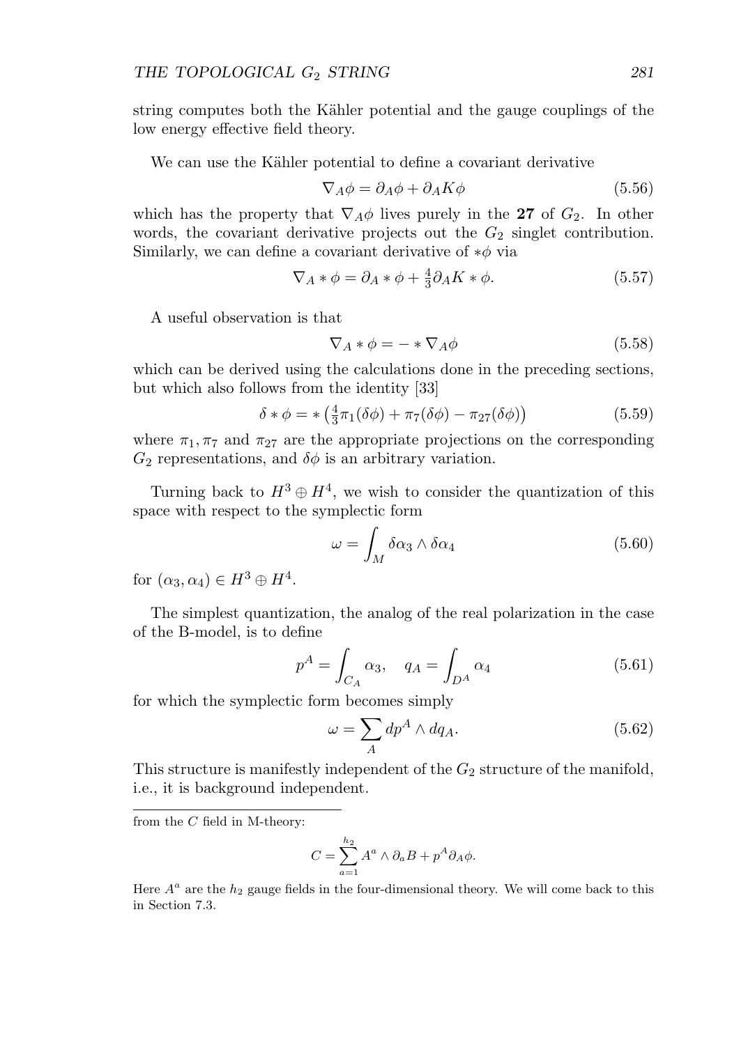string computes both the Kähler potential and the gauge couplings of the low energy effective field theory.

We can use the Kähler potential to define a covariant derivative

$$\nabla_A \phi = \partial_A \phi + \partial_A K \phi \tag{5.56}$$

which has the property that $\nabla_A \phi$ lives purely in the **27** of $G_2$. In other words, the covariant derivative projects out the $G_2$ singlet contribution. Similarly, we can define a covariant derivative of $*\phi$ via

$$\nabla_A * \phi = \partial_A * \phi + \tfrac{4}{3} \partial_A K * \phi. \tag{5.57}$$

A useful observation is that

$$\nabla_A * \phi = - * \nabla_A \phi \tag{5.58}$$

which can be derived using the calculations done in the preceding sections, but which also follows from the identity [33]

$$\delta * \phi = * \left( \tfrac{4}{3} \pi_1(\delta\phi) + \pi_7(\delta\phi) - \pi_{27}(\delta\phi) \right) \tag{5.59}$$

where $\pi_1, \pi_7$ and $\pi_{27}$ are the appropriate projections on the corresponding $G_2$ representations, and $\delta\phi$ is an arbitrary variation.

Turning back to $H^3 \oplus H^4$, we wish to consider the quantization of this space with respect to the symplectic form

$$\omega = \int_M \delta\alpha_3 \wedge \delta\alpha_4 \tag{5.60}$$

for $(\alpha_3, \alpha_4) \in H^3 \oplus H^4$.

The simplest quantization, the analog of the real polarization in the case of the B-model, is to define

$$p^A = \int_{C_A} \alpha_3, \quad q_A = \int_{D^A} \alpha_4 \tag{5.61}$$

for which the symplectic form becomes simply

$$\omega = \sum_A dp^A \wedge dq_A. \tag{5.62}$$

This structure is manifestly independent of the $G_2$ structure of the manifold, i.e., it is background independent.

---

from the $C$ field in M-theory:

$$C = \sum_{a=1}^{h_2} A^a \wedge \partial_a B + p^A \partial_A \phi.$$

Here $A^a$ are the $h_2$ gauge fields in the four-dimensional theory. We will come back to this in Section 7.3.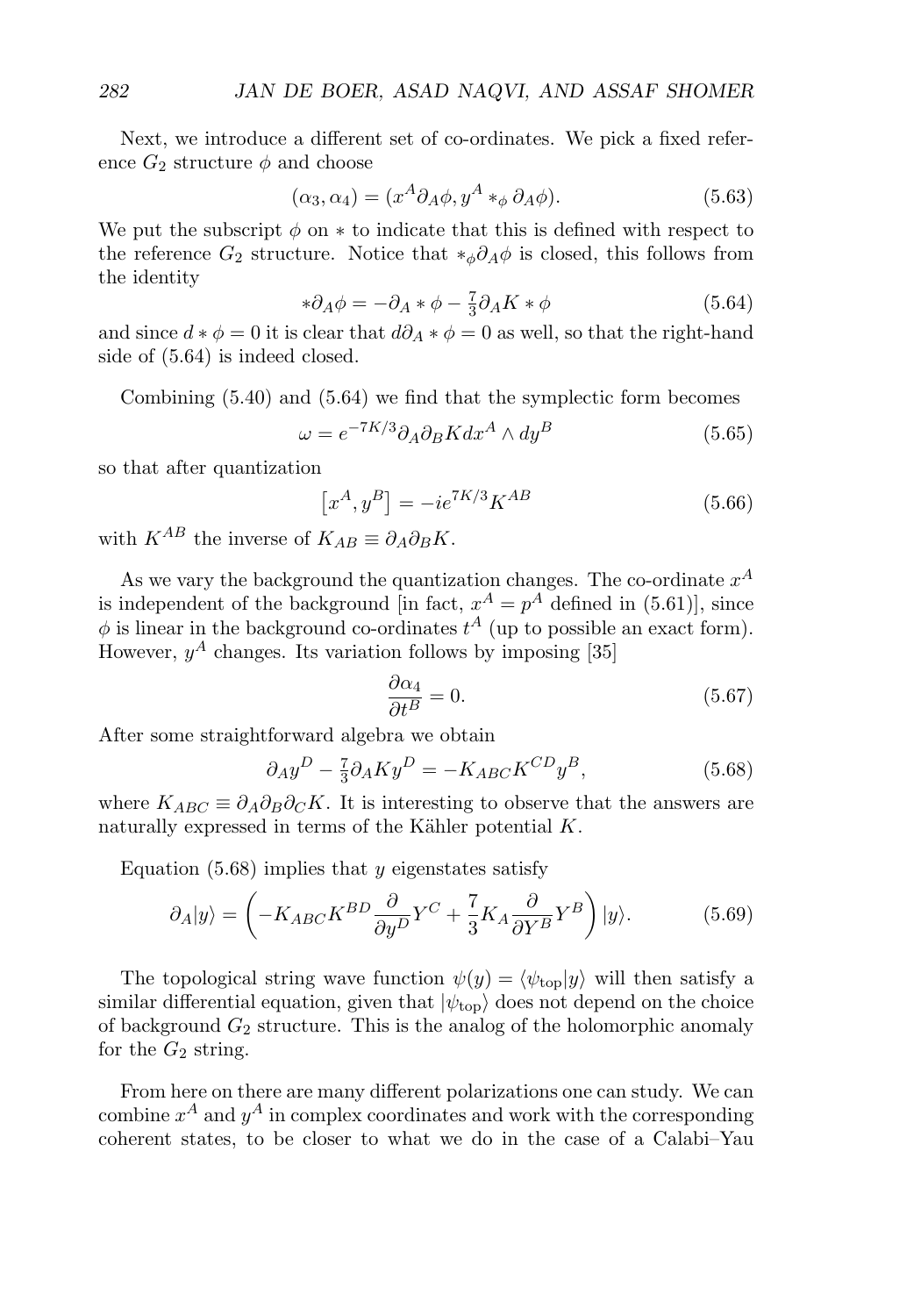Next, we introduce a different set of co-ordinates. We pick a fixed reference $G_2$ structure $\phi$ and choose

$$(\alpha_3, \alpha_4) = (x^A \partial_A \phi, y^A *_\phi \partial_A \phi). \tag{5.63}$$

We put the subscript $\phi$ on $*$ to indicate that this is defined with respect to the reference $G_2$ structure. Notice that $*_\phi \partial_A \phi$ is closed, this follows from the identity

$$*\partial_A \phi = -\partial_A * \phi - \tfrac{7}{3} \partial_A K * \phi \tag{5.64}$$

and since $d * \phi = 0$ it is clear that $d\partial_A * \phi = 0$ as well, so that the right-hand side of (5.64) is indeed closed.

Combining (5.40) and (5.64) we find that the symplectic form becomes

$$\omega = e^{-7K/3} \partial_A \partial_B K dx^A \wedge dy^B \tag{5.65}$$

so that after quantization

$$\left[x^A, y^B\right] = -i e^{7K/3} K^{AB} \tag{5.66}$$

with $K^{AB}$ the inverse of $K_{AB} \equiv \partial_A \partial_B K$.

As we vary the background the quantization changes. The co-ordinate $x^A$ is independent of the background [in fact, $x^A = p^A$ defined in (5.61)], since $\phi$ is linear in the background co-ordinates $t^A$ (up to possible an exact form). However, $y^A$ changes. Its variation follows by imposing [35]

$$\frac{\partial \alpha_4}{\partial t^B} = 0. \tag{5.67}$$

After some straightforward algebra we obtain

$$\partial_A y^D - \tfrac{7}{3} \partial_A K y^D = -K_{ABC} K^{CD} y^B, \tag{5.68}$$

where $K_{ABC} \equiv \partial_A \partial_B \partial_C K$. It is interesting to observe that the answers are naturally expressed in terms of the Kähler potential $K$.

Equation (5.68) implies that $y$ eigenstates satisfy

$$\partial_A |y\rangle = \left( -K_{ABC} K^{BD} \frac{\partial}{\partial y^D} Y^C + \frac{7}{3} K_A \frac{\partial}{\partial Y^B} Y^B \right) |y\rangle. \tag{5.69}$$

The topological string wave function $\psi(y) = \langle \psi_{\mathrm{top}} | y \rangle$ will then satisfy a similar differential equation, given that $|\psi_{\mathrm{top}}\rangle$ does not depend on the choice of background $G_2$ structure. This is the analog of the holomorphic anomaly for the $G_2$ string.

From here on there are many different polarizations one can study. We can combine $x^A$ and $y^A$ in complex coordinates and work with the corresponding coherent states, to be closer to what we do in the case of a Calabi–Yau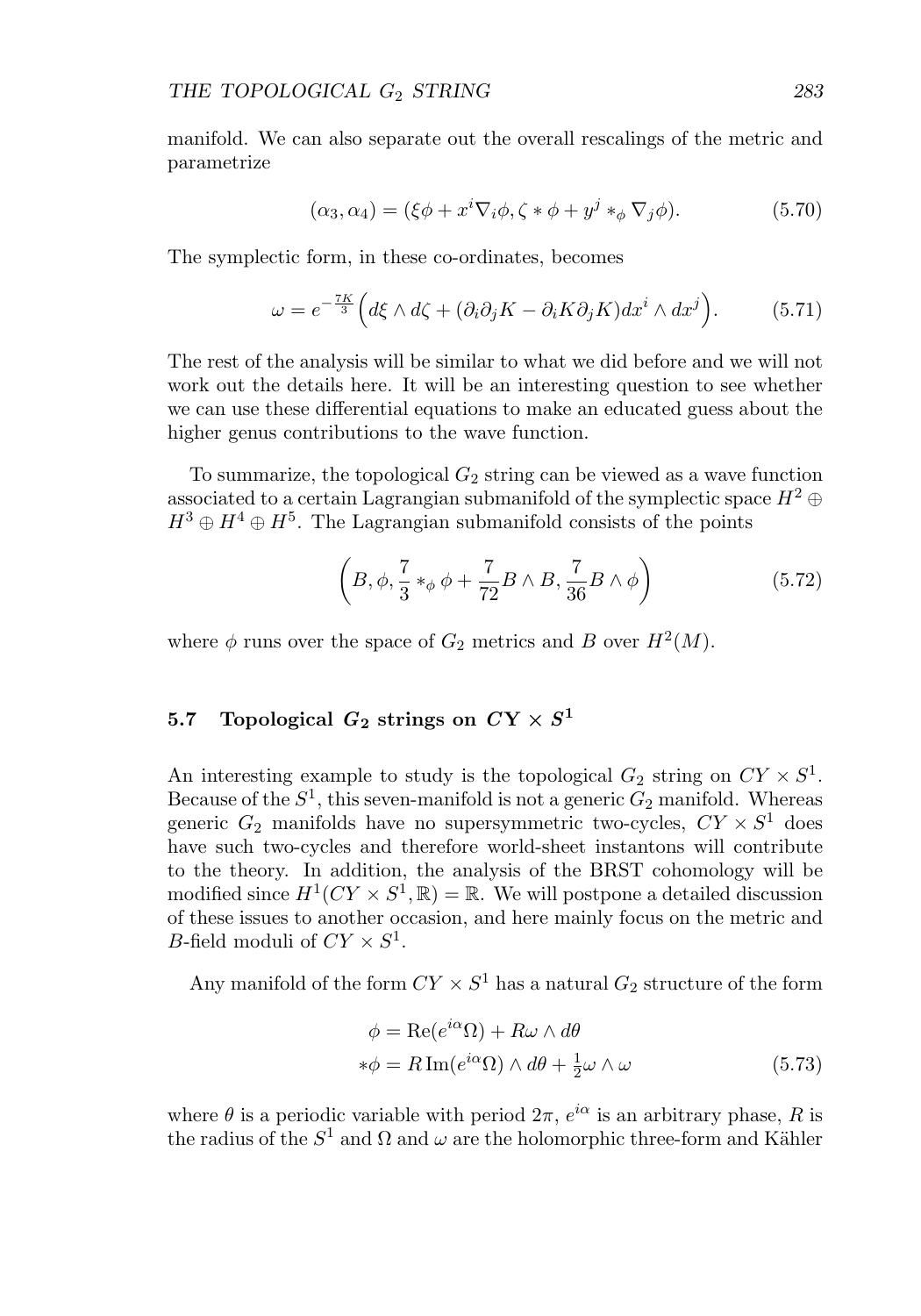manifold. We can also separate out the overall rescalings of the metric and parametrize

$$(\alpha_3, \alpha_4) = (\xi\phi + x^i \nabla_i \phi, \zeta * \phi + y^j *_\phi \nabla_j \phi). \tag{5.70}$$

The symplectic form, in these co-ordinates, becomes

$$\omega = e^{-\frac{7K}{3}} \Big( d\xi \wedge d\zeta + (\partial_i \partial_j K - \partial_i K \partial_j K) dx^i \wedge dx^j \Big). \tag{5.71}$$

The rest of the analysis will be similar to what we did before and we will not work out the details here. It will be an interesting question to see whether we can use these differential equations to make an educated guess about the higher genus contributions to the wave function.

To summarize, the topological $G_2$ string can be viewed as a wave function associated to a certain Lagrangian submanifold of the symplectic space $H^2 \oplus H^3 \oplus H^4 \oplus H^5$. The Lagrangian submanifold consists of the points

$$\left( B, \phi, \frac{7}{3} *_\phi \phi + \frac{7}{72} B \wedge B, \frac{7}{36} B \wedge \phi \right) \tag{5.72}$$

where $\phi$ runs over the space of $G_2$ metrics and $B$ over $H^2(M)$.

## 5.7 Topological $G_2$ strings on $CY \times S^1$

An interesting example to study is the topological $G_2$ string on $CY \times S^1$. Because of the $S^1$, this seven-manifold is not a generic $G_2$ manifold. Whereas generic $G_2$ manifolds have no supersymmetric two-cycles, $CY \times S^1$ does have such two-cycles and therefore world-sheet instantons will contribute to the theory. In addition, the analysis of the BRST cohomology will be modified since $H^1(CY \times S^1, \mathbb{R}) = \mathbb{R}$. We will postpone a detailed discussion of these issues to another occasion, and here mainly focus on the metric and $B$-field moduli of $CY \times S^1$.

Any manifold of the form $CY \times S^1$ has a natural $G_2$ structure of the form

$$\begin{aligned} \phi &= \mathrm{Re}(e^{i\alpha}\Omega) + R\omega \wedge d\theta \\ *\phi &= R\, \mathrm{Im}(e^{i\alpha}\Omega) \wedge d\theta + \tfrac{1}{2}\omega \wedge \omega \end{aligned} \tag{5.73}$$

where $\theta$ is a periodic variable with period $2\pi$, $e^{i\alpha}$ is an arbitrary phase, $R$ is the radius of the $S^1$ and $\Omega$ and $\omega$ are the holomorphic three-form and Kähler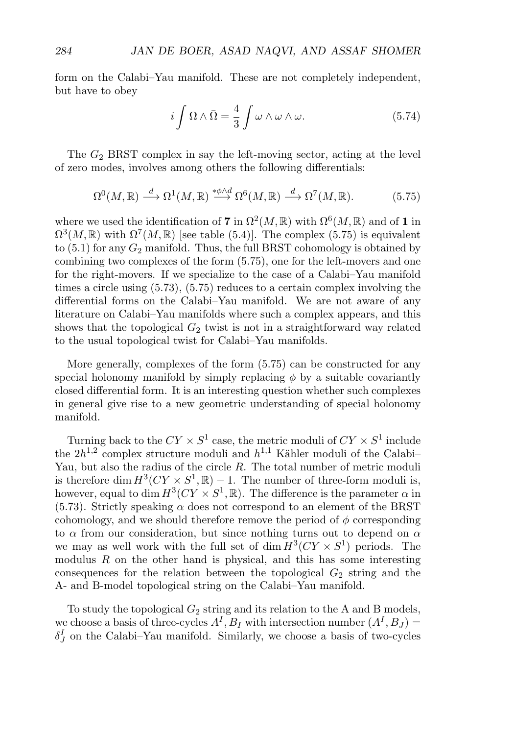form on the Calabi–Yau manifold. These are not completely independent, but have to obey

$$i \int \Omega \wedge \bar{\Omega} = \frac{4}{3} \int \omega \wedge \omega \wedge \omega. \tag{5.74}$$

The $G_2$ BRST complex in say the left-moving sector, acting at the level of zero modes, involves among others the following differentials:

$$\Omega^0(M, \mathbb{R}) \xrightarrow{d} \Omega^1(M, \mathbb{R}) \xrightarrow{*\phi\wedge d} \Omega^6(M, \mathbb{R}) \xrightarrow{d} \Omega^7(M, \mathbb{R}). \tag{5.75}$$

where we used the identification of $\mathbf{7}$ in $\Omega^2(M, \mathbb{R})$ with $\Omega^6(M, \mathbb{R})$ and of $\mathbf{1}$ in $\Omega^3(M, \mathbb{R})$ with $\Omega^7(M, \mathbb{R})$ [see table (5.4)]. The complex (5.75) is equivalent to (5.1) for any $G_2$ manifold. Thus, the full BRST cohomology is obtained by combining two complexes of the form (5.75), one for the left-movers and one for the right-movers. If we specialize to the case of a Calabi–Yau manifold times a circle using (5.73), (5.75) reduces to a certain complex involving the differential forms on the Calabi–Yau manifold. We are not aware of any literature on Calabi–Yau manifolds where such a complex appears, and this shows that the topological $G_2$ twist is not in a straightforward way related to the usual topological twist for Calabi–Yau manifolds.

More generally, complexes of the form (5.75) can be constructed for any special holonomy manifold by simply replacing $\phi$ by a suitable covariantly closed differential form. It is an interesting question whether such complexes in general give rise to a new geometric understanding of special holonomy manifold.

Turning back to the $CY \times S^1$ case, the metric moduli of $CY \times S^1$ include the $2h^{1,2}$ complex structure moduli and $h^{1,1}$ Kähler moduli of the Calabi–Yau, but also the radius of the circle $R$. The total number of metric moduli is therefore $\dim H^3(CY \times S^1, \mathbb{R}) - 1$. The number of three-form moduli is, however, equal to $\dim H^3(CY \times S^1, \mathbb{R})$. The difference is the parameter $\alpha$ in (5.73). Strictly speaking $\alpha$ does not correspond to an element of the BRST cohomology, and we should therefore remove the period of $\phi$ corresponding to $\alpha$ from our consideration, but since nothing turns out to depend on $\alpha$ we may as well work with the full set of $\dim H^3(CY \times S^1)$ periods. The modulus $R$ on the other hand is physical, and this has some interesting consequences for the relation between the topological $G_2$ string and the A- and B-model topological string on the Calabi–Yau manifold.

To study the topological $G_2$ string and its relation to the A and B models, we choose a basis of three-cycles $A^I, B_I$ with intersection number $(A^I, B_J) = \delta^I_J$ on the Calabi–Yau manifold. Similarly, we choose a basis of two-cycles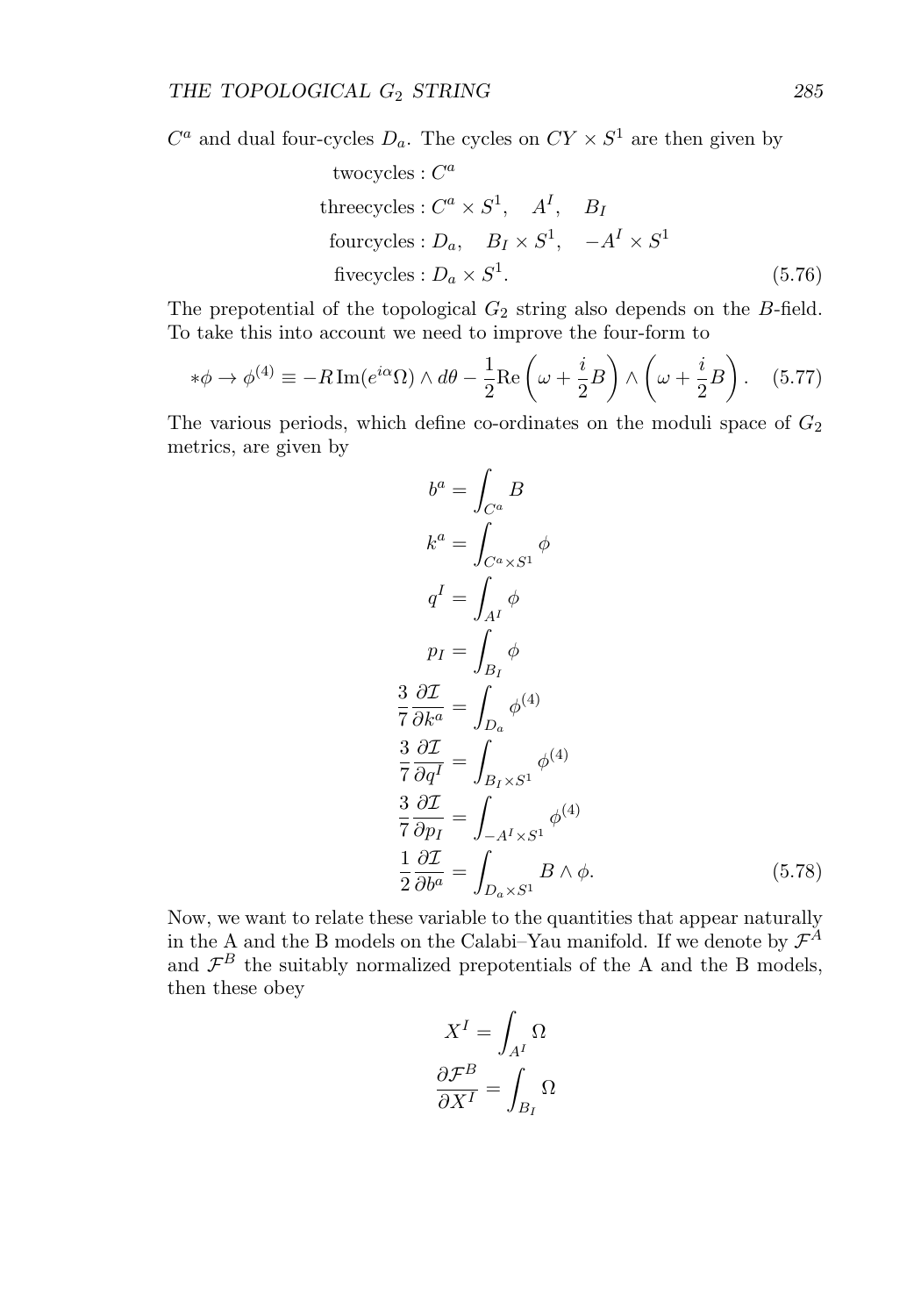$C^a$ and dual four-cycles $D_a$. The cycles on $CY \times S^1$ are then given by

$$
\begin{aligned}
\text{twocycles} &: C^a \\
\text{threecycles} &: C^a \times S^1, \quad A^I, \quad B_I \\
\text{fourcycles} &: D_a, \quad B_I \times S^1, \quad -A^I \times S^1 \\
\text{fivecycles} &: D_a \times S^1.
\end{aligned}
\tag{5.76}
$$

The prepotential of the topological $G_2$ string also depends on the $B$-field. To take this into account we need to improve the four-form to

$$
*\phi \to \phi^{(4)} \equiv -R\,\mathrm{Im}(e^{i\alpha}\Omega) \wedge d\theta - \frac{1}{2}\mathrm{Re}\left(\omega + \frac{i}{2}B\right) \wedge \left(\omega + \frac{i}{2}B\right). \tag{5.77}
$$

The various periods, which define co-ordinates on the moduli space of $G_2$ metrics, are given by

$$
\begin{aligned}
b^a &= \int_{C^a} B \\
k^a &= \int_{C^a \times S^1} \phi \\
q^I &= \int_{A^I} \phi \\
p_I &= \int_{B_I} \phi \\
\frac{3}{7}\frac{\partial \mathcal{I}}{\partial k^a} &= \int_{D_a} \phi^{(4)} \\
\frac{3}{7}\frac{\partial \mathcal{I}}{\partial q^I} &= \int_{B_I \times S^1} \phi^{(4)} \\
\frac{3}{7}\frac{\partial \mathcal{I}}{\partial p_I} &= \int_{-A^I \times S^1} \phi^{(4)} \\
\frac{1}{2}\frac{\partial \mathcal{I}}{\partial b^a} &= \int_{D_a \times S^1} B \wedge \phi.
\end{aligned}
\tag{5.78}
$$

Now, we want to relate these variable to the quantities that appear naturally in the A and the B models on the Calabi–Yau manifold. If we denote by $\mathcal{F}^A$ and $\mathcal{F}^B$ the suitably normalized prepotentials of the A and the B models, then these obey

$$
\begin{aligned}
X^I &= \int_{A^I} \Omega \\
\frac{\partial \mathcal{F}^B}{\partial X^I} &= \int_{B_I} \Omega
\end{aligned}
$$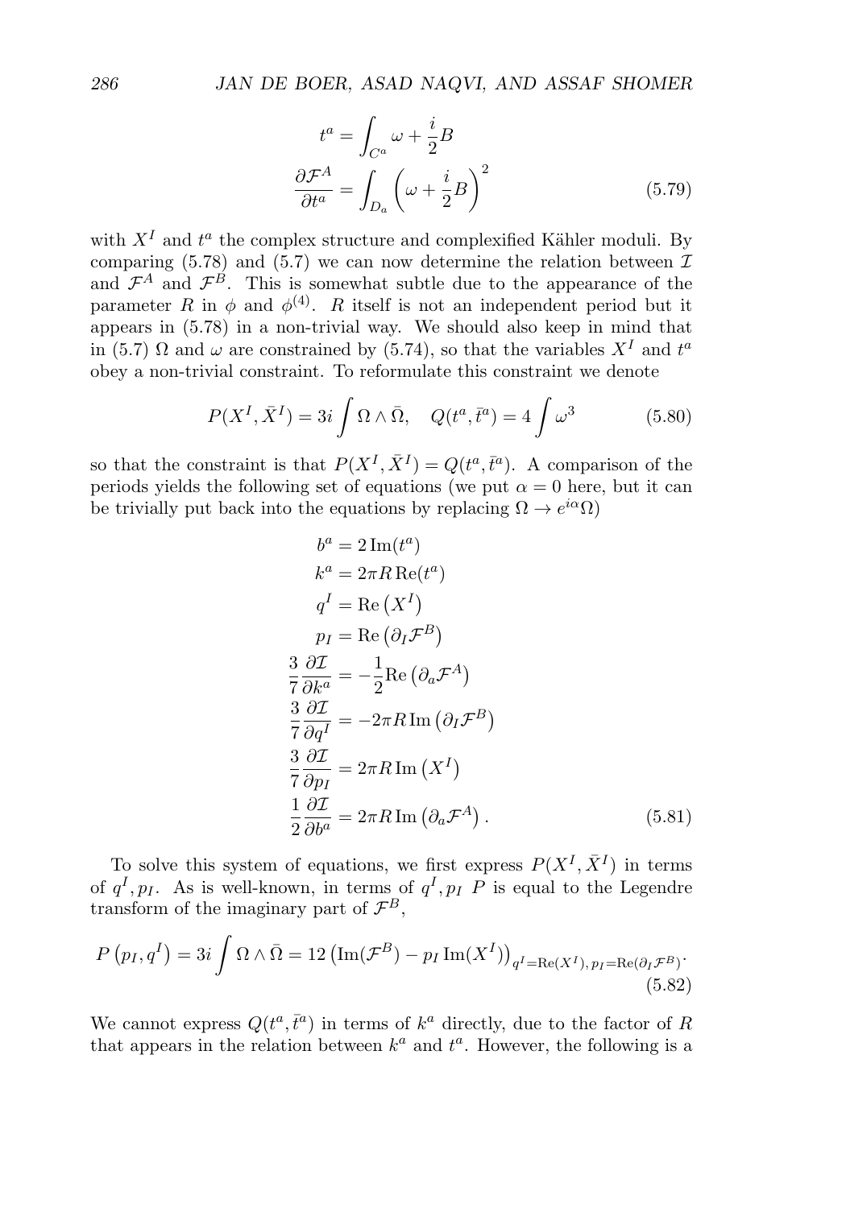$$
\begin{aligned}
t^a &= \int_{C^a} \omega + \frac{i}{2} B \\
\frac{\partial \mathcal{F}^A}{\partial t^a} &= \int_{D_a} \left( \omega + \frac{i}{2} B \right)^2
\end{aligned}
\tag{5.79}
$$

with $X^I$ and $t^a$ the complex structure and complexified Kähler moduli. By comparing (5.78) and (5.7) we can now determine the relation between $\mathcal{I}$ and $\mathcal{F}^A$ and $\mathcal{F}^B$. This is somewhat subtle due to the appearance of the parameter $R$ in $\phi$ and $\phi^{(4)}$. $R$ itself is not an independent period but it appears in (5.78) in a non-trivial way. We should also keep in mind that in (5.7) $\Omega$ and $\omega$ are constrained by (5.74), so that the variables $X^I$ and $t^a$ obey a non-trivial constraint. To reformulate this constraint we denote

$$
P(X^I, \bar{X}^I) = 3i \int \Omega \wedge \bar{\Omega}, \quad Q(t^a, \bar{t}^a) = 4 \int \omega^3 \tag{5.80}
$$

so that the constraint is that $P(X^I, \bar{X}^I) = Q(t^a, \bar{t}^a)$. A comparison of the periods yields the following set of equations (we put $\alpha = 0$ here, but it can be trivially put back into the equations by replacing $\Omega \to e^{i\alpha}\Omega$)

$$
\begin{aligned}
b^a &= 2 \operatorname{Im}(t^a) \\
k^a &= 2\pi R \operatorname{Re}(t^a) \\
q^I &= \operatorname{Re}\left(X^I\right) \\
p_I &= \operatorname{Re}\left(\partial_I \mathcal{F}^B\right) \\
\frac{3}{7} \frac{\partial \mathcal{I}}{\partial k^a} &= -\frac{1}{2} \operatorname{Re}\left(\partial_a \mathcal{F}^A\right) \\
\frac{3}{7} \frac{\partial \mathcal{I}}{\partial q^I} &= -2\pi R \operatorname{Im}\left(\partial_I \mathcal{F}^B\right) \\
\frac{3}{7} \frac{\partial \mathcal{I}}{\partial p_I} &= 2\pi R \operatorname{Im}\left(X^I\right) \\
\frac{1}{2} \frac{\partial \mathcal{I}}{\partial b^a} &= 2\pi R \operatorname{Im}\left(\partial_a \mathcal{F}^A\right).
\end{aligned}
\tag{5.81}
$$

To solve this system of equations, we first express $P(X^I, \bar{X}^I)$ in terms of $q^I, p_I$. As is well-known, in terms of $q^I, p_I$ $P$ is equal to the Legendre transform of the imaginary part of $\mathcal{F}^B$,

$$
P\left(p_I, q^I\right) = 3i \int \Omega \wedge \bar{\Omega} = 12 \left( \operatorname{Im}(\mathcal{F}^B) - p_I \operatorname{Im}(X^I) \right)_{q^I = \operatorname{Re}(X^I),\, p_I = \operatorname{Re}(\partial_I \mathcal{F}^B)}. \tag{5.82}
$$

We cannot express $Q(t^a, \bar{t}^a)$ in terms of $k^a$ directly, due to the factor of $R$ that appears in the relation between $k^a$ and $t^a$. However, the following is a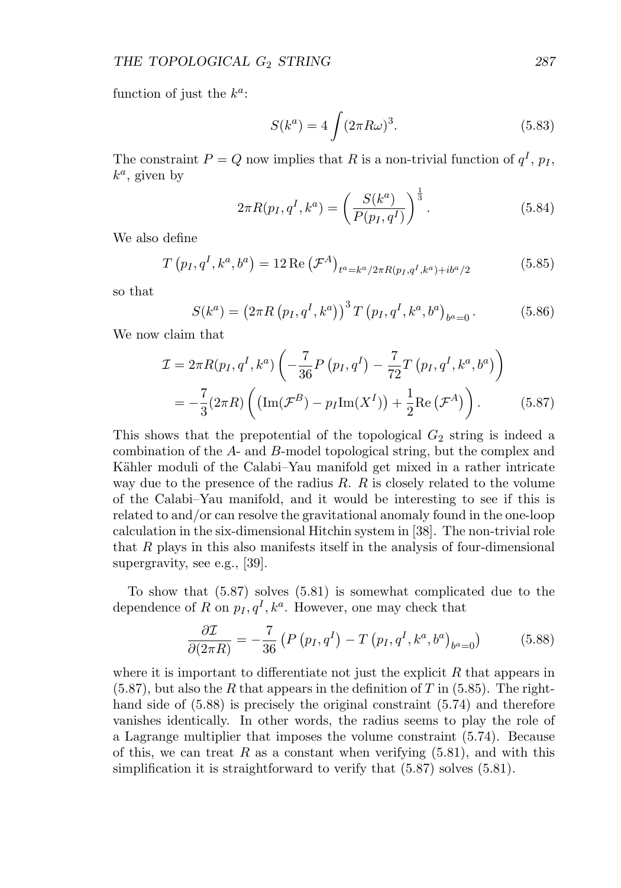function of just the $k^a$:

$$S(k^a) = 4 \int (2\pi R\omega)^3. \tag{5.83}$$

The constraint $P = Q$ now implies that $R$ is a non-trivial function of $q^I$, $p_I$, $k^a$, given by

$$2\pi R(p_I, q^I, k^a) = \left( \frac{S(k^a)}{P(p_I, q^I)} \right)^{\frac{1}{3}}. \tag{5.84}$$

We also define

$$T\left(p_I, q^I, k^a, b^a\right) = 12 \,\mathrm{Re}\left(\mathcal{F}^A\right)_{t^a = k^a/2\pi R(p_I, q^I, k^a) + i b^a/2} \tag{5.85}$$

so that

$$S(k^a) = \left(2\pi R\left(p_I, q^I, k^a\right)\right)^3 T\left(p_I, q^I, k^a, b^a\right)_{b^a=0}. \tag{5.86}$$

We now claim that

$$\begin{aligned} \mathcal{I} &= 2\pi R(p_I, q^I, k^a)\left(-\frac{7}{36} P\left(p_I, q^I\right) - \frac{7}{72} T\left(p_I, q^I, k^a, b^a\right)\right) \\ &= -\frac{7}{3}(2\pi R)\left(\left(\mathrm{Im}(\mathcal{F}^B) - p_I \mathrm{Im}(X^I)\right) + \frac{1}{2}\mathrm{Re}\left(\mathcal{F}^A\right)\right). \end{aligned} \tag{5.87}$$

This shows that the prepotential of the topological $G_2$ string is indeed a combination of the $A$- and $B$-model topological string, but the complex and Kähler moduli of the Calabi–Yau manifold get mixed in a rather intricate way due to the presence of the radius $R$. $R$ is closely related to the volume of the Calabi–Yau manifold, and it would be interesting to see if this is related to and/or can resolve the gravitational anomaly found in the one-loop calculation in the six-dimensional Hitchin system in [38]. The non-trivial role that $R$ plays in this also manifests itself in the analysis of four-dimensional supergravity, see e.g., [39].

To show that (5.87) solves (5.81) is somewhat complicated due to the dependence of $R$ on $p_I, q^I, k^a$. However, one may check that

$$\frac{\partial \mathcal{I}}{\partial(2\pi R)} = -\frac{7}{36}\left(P\left(p_I, q^I\right) - T\left(p_I, q^I, k^a, b^a\right)_{b^a=0}\right) \tag{5.88}$$

where it is important to differentiate not just the explicit $R$ that appears in (5.87), but also the $R$ that appears in the definition of $T$ in (5.85). The right-hand side of (5.88) is precisely the original constraint (5.74) and therefore vanishes identically. In other words, the radius seems to play the role of a Lagrange multiplier that imposes the volume constraint (5.74). Because of this, we can treat $R$ as a constant when verifying (5.81), and with this simplification it is straightforward to verify that (5.87) solves (5.81).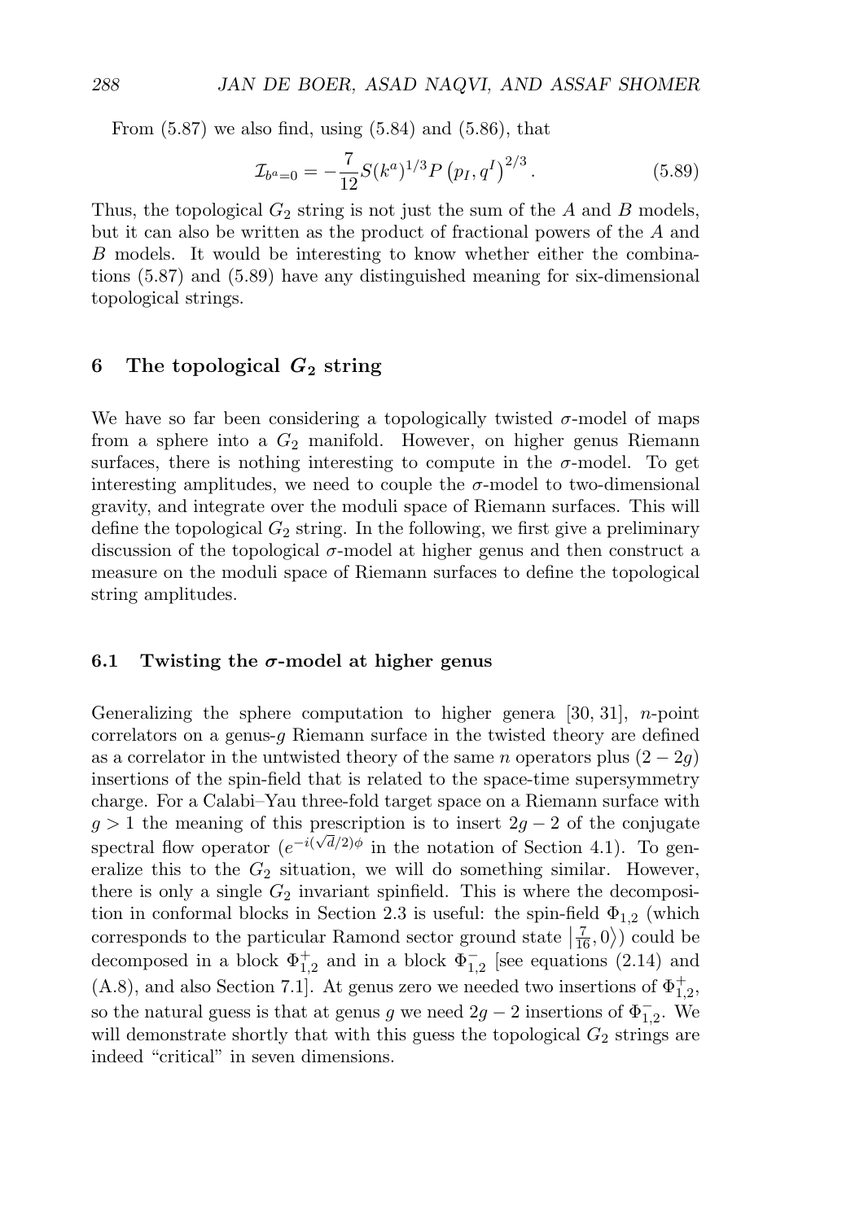From (5.87) we also find, using (5.84) and (5.86), that

$$\mathcal{I}_{b^a=0} = -\frac{7}{12} S(k^a)^{1/3} P\left(p_I, q^I\right)^{2/3}. \tag{5.89}$$

Thus, the topological $G_2$ string is not just the sum of the $A$ and $B$ models, but it can also be written as the product of fractional powers of the $A$ and $B$ models. It would be interesting to know whether either the combinations (5.87) and (5.89) have any distinguished meaning for six-dimensional topological strings.

## 6 The topological $G_2$ string

We have so far been considering a topologically twisted $\sigma$-model of maps from a sphere into a $G_2$ manifold. However, on higher genus Riemann surfaces, there is nothing interesting to compute in the $\sigma$-model. To get interesting amplitudes, we need to couple the $\sigma$-model to two-dimensional gravity, and integrate over the moduli space of Riemann surfaces. This will define the topological $G_2$ string. In the following, we first give a preliminary discussion of the topological $\sigma$-model at higher genus and then construct a measure on the moduli space of Riemann surfaces to define the topological string amplitudes.

### 6.1 Twisting the $\sigma$-model at higher genus

Generalizing the sphere computation to higher genera [30, 31], $n$-point correlators on a genus-$g$ Riemann surface in the twisted theory are defined as a correlator in the untwisted theory of the same $n$ operators plus $(2 - 2g)$ insertions of the spin-field that is related to the space-time supersymmetry charge. For a Calabi–Yau three-fold target space on a Riemann surface with $g > 1$ the meaning of this prescription is to insert $2g - 2$ of the conjugate spectral flow operator ($e^{-i(\sqrt{d}/2)\phi}$ in the notation of Section 4.1). To generalize this to the $G_2$ situation, we will do something similar. However, there is only a single $G_2$ invariant spinfield. This is where the decomposition in conformal blocks in Section 2.3 is useful: the spin-field $\Phi_{1,2}$ (which corresponds to the particular Ramond sector ground state $\left|\frac{7}{16}, 0\right\rangle$) could be decomposed in a block $\Phi_{1,2}^{+}$ and in a block $\Phi_{1,2}^{-}$ [see equations (2.14) and (A.8), and also Section 7.1]. At genus zero we needed two insertions of $\Phi_{1,2}^{+}$, so the natural guess is that at genus $g$ we need $2g-2$ insertions of $\Phi_{1,2}^{-}$. We will demonstrate shortly that with this guess the topological $G_2$ strings are indeed "critical" in seven dimensions.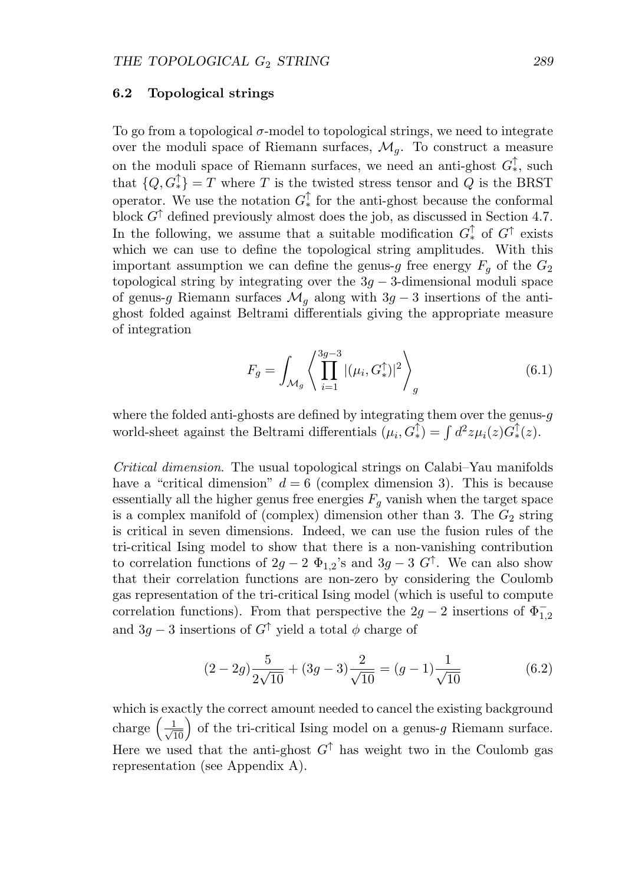### 6.2 Topological strings

To go from a topological $\sigma$-model to topological strings, we need to integrate over the moduli space of Riemann surfaces, $\mathcal{M}_g$. To construct a measure on the moduli space of Riemann surfaces, we need an anti-ghost $G_*^\uparrow$, such that $\{Q, G_*^\uparrow\} = T$ where $T$ is the twisted stress tensor and $Q$ is the BRST operator. We use the notation $G_*^\uparrow$ for the anti-ghost because the conformal block $G^\uparrow$ defined previously almost does the job, as discussed in Section 4.7. In the following, we assume that a suitable modification $G_*^\uparrow$ of $G^\uparrow$ exists which we can use to define the topological string amplitudes. With this important assumption we can define the genus-$g$ free energy $F_g$ of the $G_2$ topological string by integrating over the $3g-3$-dimensional moduli space of genus-$g$ Riemann surfaces $\mathcal{M}_g$ along with $3g-3$ insertions of the anti-ghost folded against Beltrami differentials giving the appropriate measure of integration

$$F_g = \int_{\mathcal{M}_g} \left\langle \prod_{i=1}^{3g-3} |(\mu_i, G_*^\uparrow)|^2 \right\rangle_g \tag{6.1}$$

where the folded anti-ghosts are defined by integrating them over the genus-$g$ world-sheet against the Beltrami differentials $(\mu_i, G_*^\uparrow) = \int d^2z \mu_i(z) G_*^\uparrow(z)$.

*Critical dimension.* The usual topological strings on Calabi–Yau manifolds have a "critical dimension" $d = 6$ (complex dimension 3). This is because essentially all the higher genus free energies $F_g$ vanish when the target space is a complex manifold of (complex) dimension other than 3. The $G_2$ string is critical in seven dimensions. Indeed, we can use the fusion rules of the tri-critical Ising model to show that there is a non-vanishing contribution to correlation functions of $2g-2$ $\Phi_{1,2}$'s and $3g-3$ $G^\uparrow$. We can also show that their correlation functions are non-zero by considering the Coulomb gas representation of the tri-critical Ising model (which is useful to compute correlation functions). From that perspective the $2g-2$ insertions of $\Phi_{1,2}^-$ and $3g-3$ insertions of $G^\uparrow$ yield a total $\phi$ charge of

$$(2-2g)\frac{5}{2\sqrt{10}} + (3g-3)\frac{2}{\sqrt{10}} = (g-1)\frac{1}{\sqrt{10}} \tag{6.2}$$

which is exactly the correct amount needed to cancel the existing background charge $\left(\frac{1}{\sqrt{10}}\right)$ of the tri-critical Ising model on a genus-$g$ Riemann surface. Here we used that the anti-ghost $G^\uparrow$ has weight two in the Coulomb gas representation (see Appendix A).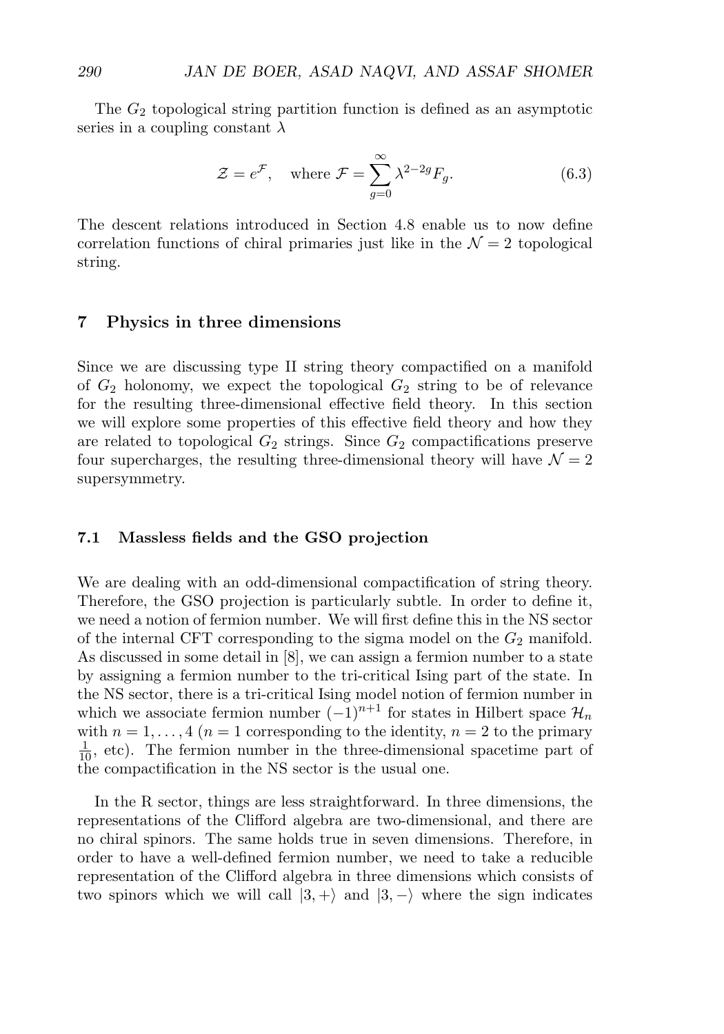The $G_2$ topological string partition function is defined as an asymptotic series in a coupling constant $\lambda$

$$\mathcal{Z} = e^{\mathcal{F}}, \quad \text{where } \mathcal{F} = \sum_{g=0}^{\infty} \lambda^{2-2g} F_g. \tag{6.3}$$

The descent relations introduced in Section 4.8 enable us to now define correlation functions of chiral primaries just like in the $\mathcal{N} = 2$ topological string.

## 7 Physics in three dimensions

Since we are discussing type II string theory compactified on a manifold of $G_2$ holonomy, we expect the topological $G_2$ string to be of relevance for the resulting three-dimensional effective field theory. In this section we will explore some properties of this effective field theory and how they are related to topological $G_2$ strings. Since $G_2$ compactifications preserve four supercharges, the resulting three-dimensional theory will have $\mathcal{N} = 2$ supersymmetry.

### 7.1 Massless fields and the GSO projection

We are dealing with an odd-dimensional compactification of string theory. Therefore, the GSO projection is particularly subtle. In order to define it, we need a notion of fermion number. We will first define this in the NS sector of the internal CFT corresponding to the sigma model on the $G_2$ manifold. As discussed in some detail in [8], we can assign a fermion number to a state by assigning a fermion number to the tri-critical Ising part of the state. In the NS sector, there is a tri-critical Ising model notion of fermion number in which we associate fermion number $(-1)^{n+1}$ for states in Hilbert space $\mathcal{H}_n$ with $n = 1, \ldots, 4$ ($n = 1$ corresponding to the identity, $n = 2$ to the primary $\frac{1}{10}$, etc). The fermion number in the three-dimensional spacetime part of the compactification in the NS sector is the usual one.

In the R sector, things are less straightforward. In three dimensions, the representations of the Clifford algebra are two-dimensional, and there are no chiral spinors. The same holds true in seven dimensions. Therefore, in order to have a well-defined fermion number, we need to take a reducible representation of the Clifford algebra in three dimensions which consists of two spinors which we will call $|3, +\rangle$ and $|3, -\rangle$ where the sign indicates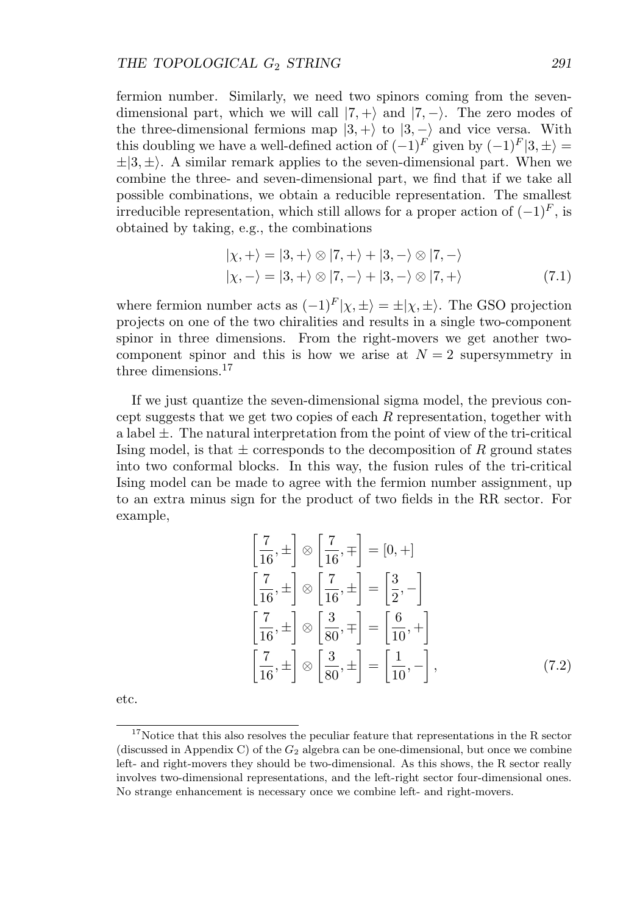fermion number. Similarly, we need two spinors coming from the seven-dimensional part, which we will call $|7,+\rangle$ and $|7,-\rangle$. The zero modes of the three-dimensional fermions map $|3,+\rangle$ to $|3,-\rangle$ and vice versa. With this doubling we have a well-defined action of $(-1)^F$ given by $(-1)^F|3,\pm\rangle = \pm|3,\pm\rangle$. A similar remark applies to the seven-dimensional part. When we combine the three- and seven-dimensional part, we find that if we take all possible combinations, we obtain a reducible representation. The smallest irreducible representation, which still allows for a proper action of $(-1)^F$, is obtained by taking, e.g., the combinations

$$
\begin{aligned}
|\chi,+\rangle &= |3,+\rangle \otimes |7,+\rangle + |3,-\rangle \otimes |7,-\rangle \\
|\chi,-\rangle &= |3,+\rangle \otimes |7,-\rangle + |3,-\rangle \otimes |7,+\rangle
\end{aligned}
\tag{7.1}
$$

where fermion number acts as $(-1)^F|\chi,\pm\rangle = \pm|\chi,\pm\rangle$. The GSO projection projects on one of the two chiralities and results in a single two-component spinor in three dimensions. From the right-movers we get another two-component spinor and this is how we arise at $N=2$ supersymmetry in three dimensions.[17]

If we just quantize the seven-dimensional sigma model, the previous concept suggests that we get two copies of each $R$ representation, together with a label $\pm$. The natural interpretation from the point of view of the tri-critical Ising model, is that $\pm$ corresponds to the decomposition of $R$ ground states into two conformal blocks. In this way, the fusion rules of the tri-critical Ising model can be made to agree with the fermion number assignment, up to an extra minus sign for the product of two fields in the RR sector. For example,

$$
\begin{aligned}
\left[\frac{7}{16},\pm\right] \otimes \left[\frac{7}{16},\mp\right] &= [0,+] \\
\left[\frac{7}{16},\pm\right] \otimes \left[\frac{7}{16},\pm\right] &= \left[\frac{3}{2},-\right] \\
\left[\frac{7}{16},\pm\right] \otimes \left[\frac{3}{80},\mp\right] &= \left[\frac{6}{10},+\right] \\
\left[\frac{7}{16},\pm\right] \otimes \left[\frac{3}{80},\pm\right] &= \left[\frac{1}{10},-\right],
\end{aligned}
\tag{7.2}
$$

etc.

[17] Notice that this also resolves the peculiar feature that representations in the R sector (discussed in Appendix C) of the $G_2$ algebra can be one-dimensional, but once we combine left- and right-movers they should be two-dimensional. As this shows, the R sector really involves two-dimensional representations, and the left-right sector four-dimensional ones. No strange enhancement is necessary once we combine left- and right-movers.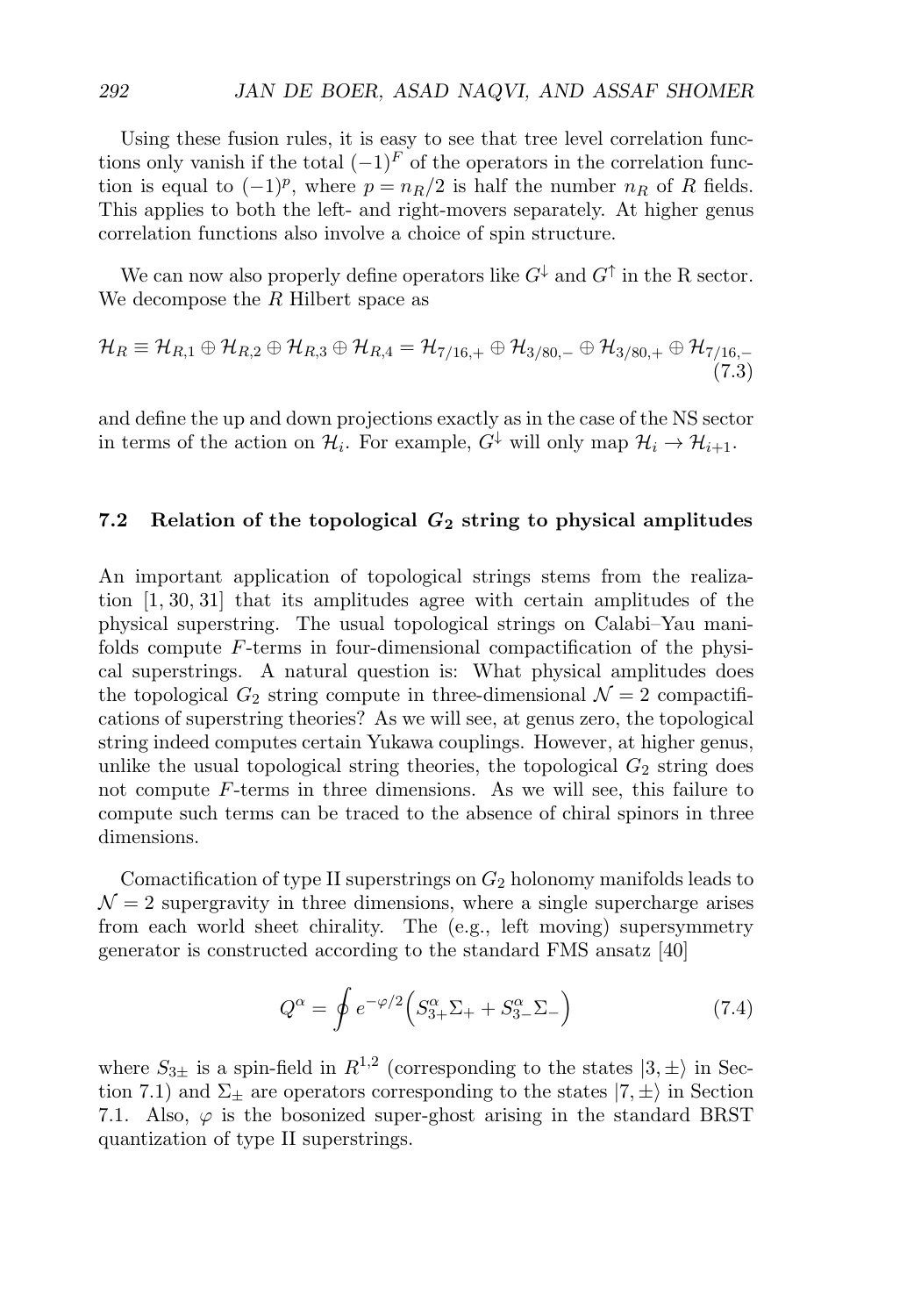Using these fusion rules, it is easy to see that tree level correlation functions only vanish if the total $(-1)^F$ of the operators in the correlation function is equal to $(-1)^p$, where $p = n_R/2$ is half the number $n_R$ of $R$ fields. This applies to both the left- and right-movers separately. At higher genus correlation functions also involve a choice of spin structure.

We can now also properly define operators like $G^{\downarrow}$ and $G^{\uparrow}$ in the R sector. We decompose the $R$ Hilbert space as

$$\mathcal{H}_R \equiv \mathcal{H}_{R,1} \oplus \mathcal{H}_{R,2} \oplus \mathcal{H}_{R,3} \oplus \mathcal{H}_{R,4} = \mathcal{H}_{7/16,+} \oplus \mathcal{H}_{3/80,-} \oplus \mathcal{H}_{3/80,+} \oplus \mathcal{H}_{7/16,-} \tag{7.3}$$

and define the up and down projections exactly as in the case of the NS sector in terms of the action on $\mathcal{H}_i$. For example, $G^{\downarrow}$ will only map $\mathcal{H}_i \to \mathcal{H}_{i+1}$.

### 7.2 Relation of the topological $G_2$ string to physical amplitudes

An important application of topological strings stems from the realization [1, 30, 31] that its amplitudes agree with certain amplitudes of the physical superstring. The usual topological strings on Calabi–Yau manifolds compute $F$-terms in four-dimensional compactification of the physical superstrings. A natural question is: What physical amplitudes does the topological $G_2$ string compute in three-dimensional $\mathcal{N} = 2$ compactifications of superstring theories? As we will see, at genus zero, the topological string indeed computes certain Yukawa couplings. However, at higher genus, unlike the usual topological string theories, the topological $G_2$ string does not compute $F$-terms in three dimensions. As we will see, this failure to compute such terms can be traced to the absence of chiral spinors in three dimensions.

Comactification of type II superstrings on $G_2$ holonomy manifolds leads to $\mathcal{N} = 2$ supergravity in three dimensions, where a single supercharge arises from each world sheet chirality. The (e.g., left moving) supersymmetry generator is constructed according to the standard FMS ansatz [40]

$$Q^{\alpha} = \oint e^{-\varphi/2}\Big(S^{\alpha}_{3+}\Sigma_{+} + S^{\alpha}_{3-}\Sigma_{-}\Big) \tag{7.4}$$

where $S_{3\pm}$ is a spin-field in $R^{1,2}$ (corresponding to the states $|3, \pm\rangle$ in Section 7.1) and $\Sigma_{\pm}$ are operators corresponding to the states $|7, \pm\rangle$ in Section 7.1. Also, $\varphi$ is the bosonized super-ghost arising in the standard BRST quantization of type II superstrings.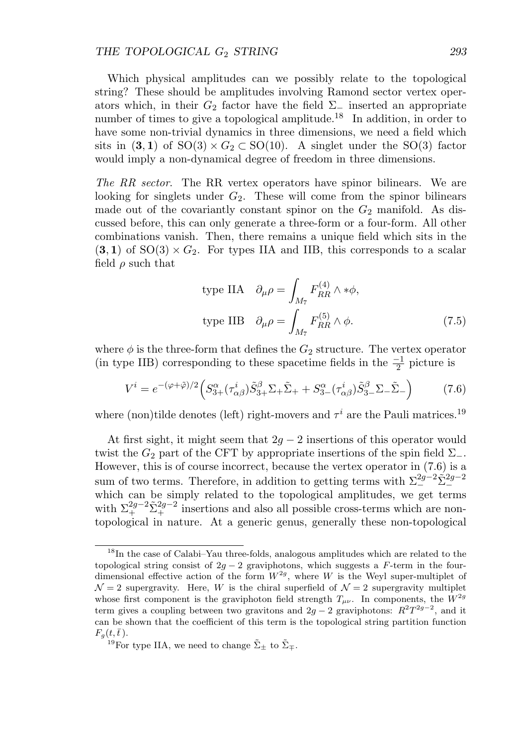Which physical amplitudes can we possibly relate to the topological string? These should be amplitudes involving Ramond sector vertex operators which, in their $G_2$ factor have the field $\Sigma_-$ inserted an appropriate number of times to give a topological amplitude.[18] In addition, in order to have some non-trivial dynamics in three dimensions, we need a field which sits in $(\mathbf{3}, \mathbf{1})$ of $\mathrm{SO}(3) \times G_2 \subset \mathrm{SO}(10)$. A singlet under the SO(3) factor would imply a non-dynamical degree of freedom in three dimensions.

*The RR sector*. The RR vertex operators have spinor bilinears. We are looking for singlets under $G_2$. These will come from the spinor bilinears made out of the covariantly constant spinor on the $G_2$ manifold. As discussed before, this can only generate a three-form or a four-form. All other combinations vanish. Then, there remains a unique field which sits in the $(\mathbf{3}, \mathbf{1})$ of $\mathrm{SO}(3) \times G_2$. For types IIA and IIB, this corresponds to a scalar field $\rho$ such that

$$
\begin{aligned}
\text{type IIA} \quad \partial_\mu \rho &= \int_{M_7} F^{(4)}_{RR} \wedge *\phi, \\
\text{type IIB} \quad \partial_\mu \rho &= \int_{M_7} F^{(5)}_{RR} \wedge \phi.
\end{aligned}
\tag{7.5}
$$

where $\phi$ is the three-form that defines the $G_2$ structure. The vertex operator (in type IIB) corresponding to these spacetime fields in the $\frac{-1}{2}$ picture is

$$
V^i = e^{-(\varphi+\tilde{\varphi})/2}\Big( S^\alpha_{3+} (\tau^i_{\alpha\beta}) \tilde{S}^\beta_{3+} \Sigma_+ \tilde{\Sigma}_+ + S^\alpha_{3-} (\tau^i_{\alpha\beta}) \tilde{S}^\beta_{3-} \Sigma_- \tilde{\Sigma}_- \Big) \tag{7.6}
$$

where (non)tilde denotes (left) right-movers and $\tau^i$ are the Pauli matrices.[19]

At first sight, it might seem that $2g-2$ insertions of this operator would twist the $G_2$ part of the CFT by appropriate insertions of the spin field $\Sigma_-$. However, this is of course incorrect, because the vertex operator in (7.6) is a sum of two terms. Therefore, in addition to getting terms with $\Sigma_-^{2g-2}\tilde{\Sigma}_-^{2g-2}$ which can be simply related to the topological amplitudes, we get terms with $\Sigma_+^{2g-2}\tilde{\Sigma}_+^{2g-2}$ insertions and also all possible cross-terms which are non-topological in nature. At a generic genus, generally these non-topological

[18] In the case of Calabi–Yau three-folds, analogous amplitudes which are related to the topological string consist of $2g-2$ graviphotons, which suggests a $F$-term in the four-dimensional effective action of the form $W^{2g}$, where $W$ is the Weyl super-multiplet of $\mathcal{N}=2$ supergravity. Here, $W$ is the chiral superfield of $\mathcal{N}=2$ supergravity multiplet whose first component is the graviphoton field strength $T_{\mu\nu}$. In components, the $W^{2g}$ term gives a coupling between two gravitons and $2g-2$ graviphotons: $R^2T^{2g-2}$, and it can be shown that the coefficient of this term is the topological string partition function $F_g(t,\bar{t})$.

[19] For type IIA, we need to change $\tilde{\Sigma}_\pm$ to $\tilde{\Sigma}_\mp$.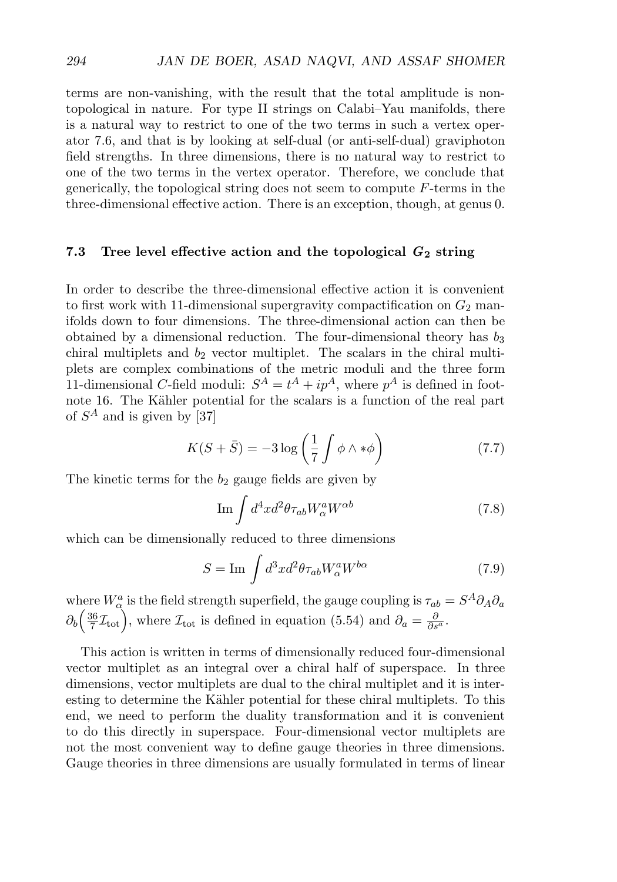terms are non-vanishing, with the result that the total amplitude is non-topological in nature. For type II strings on Calabi–Yau manifolds, there is a natural way to restrict to one of the two terms in such a vertex operator 7.6, and that is by looking at self-dual (or anti-self-dual) graviphoton field strengths. In three dimensions, there is no natural way to restrict to one of the two terms in the vertex operator. Therefore, we conclude that generically, the topological string does not seem to compute $F$-terms in the three-dimensional effective action. There is an exception, though, at genus 0.

### 7.3 Tree level effective action and the topological $G_2$ string

In order to describe the three-dimensional effective action it is convenient to first work with 11-dimensional supergravity compactification on $G_2$ manifolds down to four dimensions. The three-dimensional action can then be obtained by a dimensional reduction. The four-dimensional theory has $b_3$ chiral multiplets and $b_2$ vector multiplet. The scalars in the chiral multiplets are complex combinations of the metric moduli and the three form 11-dimensional $C$-field moduli: $S^A = t^A + ip^A$, where $p^A$ is defined in footnote 16. The Kähler potential for the scalars is a function of the real part of $S^A$ and is given by [37]

$$K(S+\bar{S}) = -3\log\left(\frac{1}{7}\int \phi \wedge *\phi\right) \tag{7.7}$$

The kinetic terms for the $b_2$ gauge fields are given by

$$\mathrm{Im}\int d^4x d^2\theta \tau_{ab} W^a_\alpha W^{\alpha b} \tag{7.8}$$

which can be dimensionally reduced to three dimensions

$$S = \mathrm{Im}\int d^3x d^2\theta \tau_{ab} W^a_\alpha W^{b\alpha} \tag{7.9}$$

where $W^a_\alpha$ is the field strength superfield, the gauge coupling is $\tau_{ab} = S^A \partial_A \partial_a \partial_b \Big(\frac{36}{7}\mathcal{I}_{\rm tot}\Big)$, where $\mathcal{I}_{\rm tot}$ is defined in equation (5.54) and $\partial_a = \frac{\partial}{\partial s^a}$.

This action is written in terms of dimensionally reduced four-dimensional vector multiplet as an integral over a chiral half of superspace. In three dimensions, vector multiplets are dual to the chiral multiplet and it is interesting to determine the Kähler potential for these chiral multiplets. To this end, we need to perform the duality transformation and it is convenient to do this directly in superspace. Four-dimensional vector multiplets are not the most convenient way to define gauge theories in three dimensions. Gauge theories in three dimensions are usually formulated in terms of linear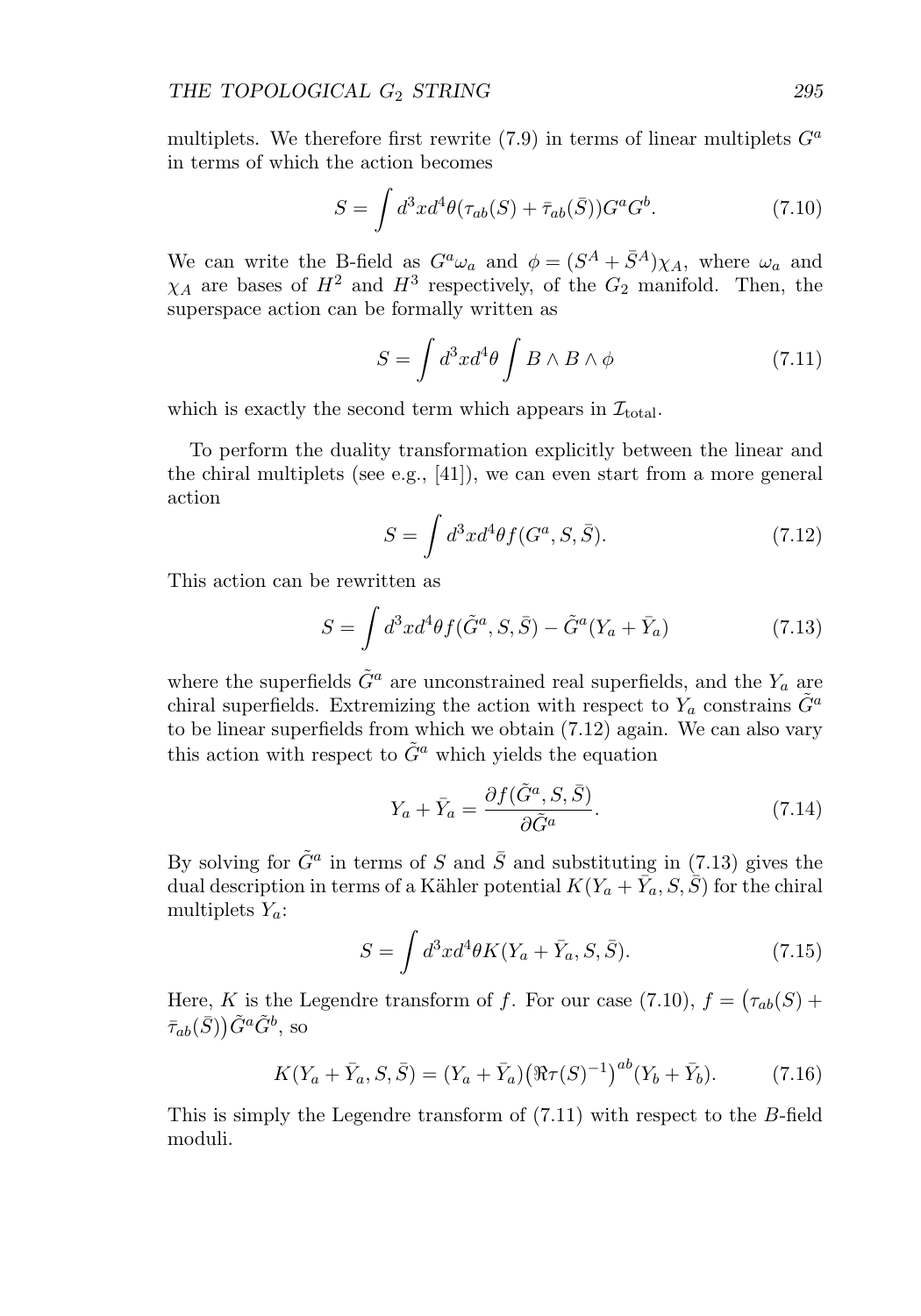multiplets. We therefore first rewrite (7.9) in terms of linear multiplets $G^a$ in terms of which the action becomes

$$S = \int d^3x d^4\theta (\tau_{ab}(S) + \bar{\tau}_{ab}(\bar{S})) G^a G^b. \tag{7.10}$$

We can write the B-field as $G^a \omega_a$ and $\phi = (S^A + \bar{S}^A)\chi_A$, where $\omega_a$ and $\chi_A$ are bases of $H^2$ and $H^3$ respectively, of the $G_2$ manifold. Then, the superspace action can be formally written as

$$S = \int d^3x d^4\theta \int B \wedge B \wedge \phi \tag{7.11}$$

which is exactly the second term which appears in $\mathcal{I}_{\text{total}}$.

To perform the duality transformation explicitly between the linear and the chiral multiplets (see e.g., [41]), we can even start from a more general action

$$S = \int d^3x d^4\theta f(G^a, S, \bar{S}). \tag{7.12}$$

This action can be rewritten as

$$S = \int d^3x d^4\theta f(\tilde{G}^a, S, \bar{S}) - \tilde{G}^a (Y_a + \bar{Y}_a) \tag{7.13}$$

where the superfields $\tilde{G}^a$ are unconstrained real superfields, and the $Y_a$ are chiral superfields. Extremizing the action with respect to $Y_a$ constrains $\tilde{G}^a$ to be linear superfields from which we obtain (7.12) again. We can also vary this action with respect to $\tilde{G}^a$ which yields the equation

$$Y_a + \bar{Y}_a = \frac{\partial f(\tilde{G}^a, S, \bar{S})}{\partial \tilde{G}^a}. \tag{7.14}$$

By solving for $\tilde{G}^a$ in terms of $S$ and $\bar{S}$ and substituting in (7.13) gives the dual description in terms of a Kähler potential $K(Y_a + \bar{Y}_a, S, \bar{S})$ for the chiral multiplets $Y_a$:

$$S = \int d^3x d^4\theta K(Y_a + \bar{Y}_a, S, \bar{S}). \tag{7.15}$$

Here, $K$ is the Legendre transform of $f$. For our case (7.10), $f = \big(\tau_{ab}(S) + \bar{\tau}_{ab}(\bar{S})\big)\tilde{G}^a \tilde{G}^b$, so

$$K(Y_a + \bar{Y}_a, S, \bar{S}) = (Y_a + \bar{Y}_a)\big(\Re\tau(S)^{-1}\big)^{ab}(Y_b + \bar{Y}_b). \tag{7.16}$$

This is simply the Legendre transform of (7.11) with respect to the $B$-field moduli.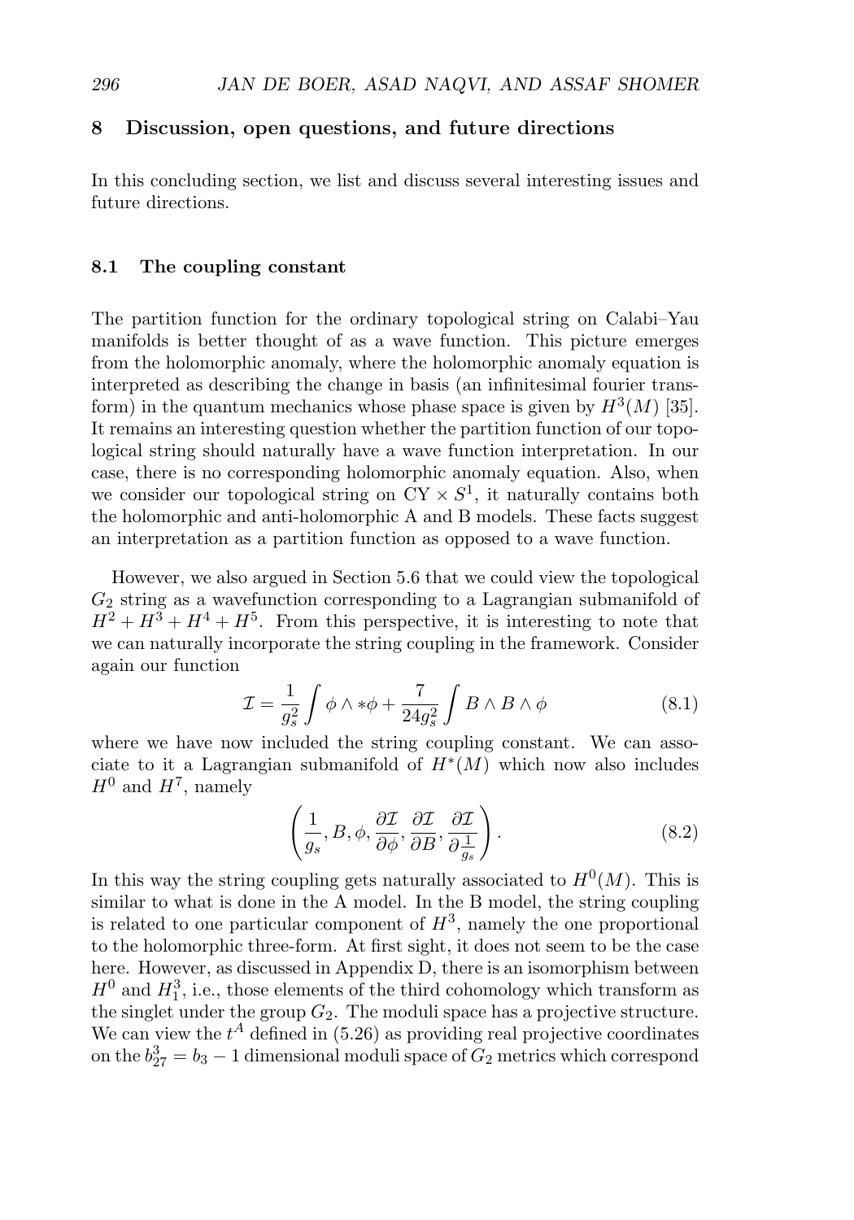## 8 Discussion, open questions, and future directions

In this concluding section, we list and discuss several interesting issues and future directions.

### 8.1 The coupling constant

The partition function for the ordinary topological string on Calabi–Yau manifolds is better thought of as a wave function. This picture emerges from the holomorphic anomaly, where the holomorphic anomaly equation is interpreted as describing the change in basis (an infinitesimal fourier transform) in the quantum mechanics whose phase space is given by $H^3(M)$ [35]. It remains an interesting question whether the partition function of our topological string should naturally have a wave function interpretation. In our case, there is no corresponding holomorphic anomaly equation. Also, when we consider our topological string on CY $\times S^1$, it naturally contains both the holomorphic and anti-holomorphic A and B models. These facts suggest an interpretation as a partition function as opposed to a wave function.

However, we also argued in Section 5.6 that we could view the topological $G_2$ string as a wavefunction corresponding to a Lagrangian submanifold of $H^2 + H^3 + H^4 + H^5$. From this perspective, it is interesting to note that we can naturally incorporate the string coupling in the framework. Consider again our function

$$\mathcal{I} = \frac{1}{g_s^2} \int \phi \wedge *\phi + \frac{7}{24 g_s^2} \int B \wedge B \wedge \phi \tag{8.1}$$

where we have now included the string coupling constant. We can associate to it a Lagrangian submanifold of $H^*(M)$ which now also includes $H^0$ and $H^7$, namely

$$\left( \frac{1}{g_s}, B, \phi, \frac{\partial \mathcal{I}}{\partial \phi}, \frac{\partial \mathcal{I}}{\partial B}, \frac{\partial \mathcal{I}}{\partial \frac{1}{g_s}} \right). \tag{8.2}$$

In this way the string coupling gets naturally associated to $H^0(M)$. This is similar to what is done in the A model. In the B model, the string coupling is related to one particular component of $H^3$, namely the one proportional to the holomorphic three-form. At first sight, it does not seem to be the case here. However, as discussed in Appendix D, there is an isomorphism between $H^0$ and $H^3_1$, i.e., those elements of the third cohomology which transform as the singlet under the group $G_2$. The moduli space has a projective structure. We can view the $t^A$ defined in (5.26) as providing real projective coordinates on the $b^3_{27} = b_3 - 1$ dimensional moduli space of $G_2$ metrics which correspond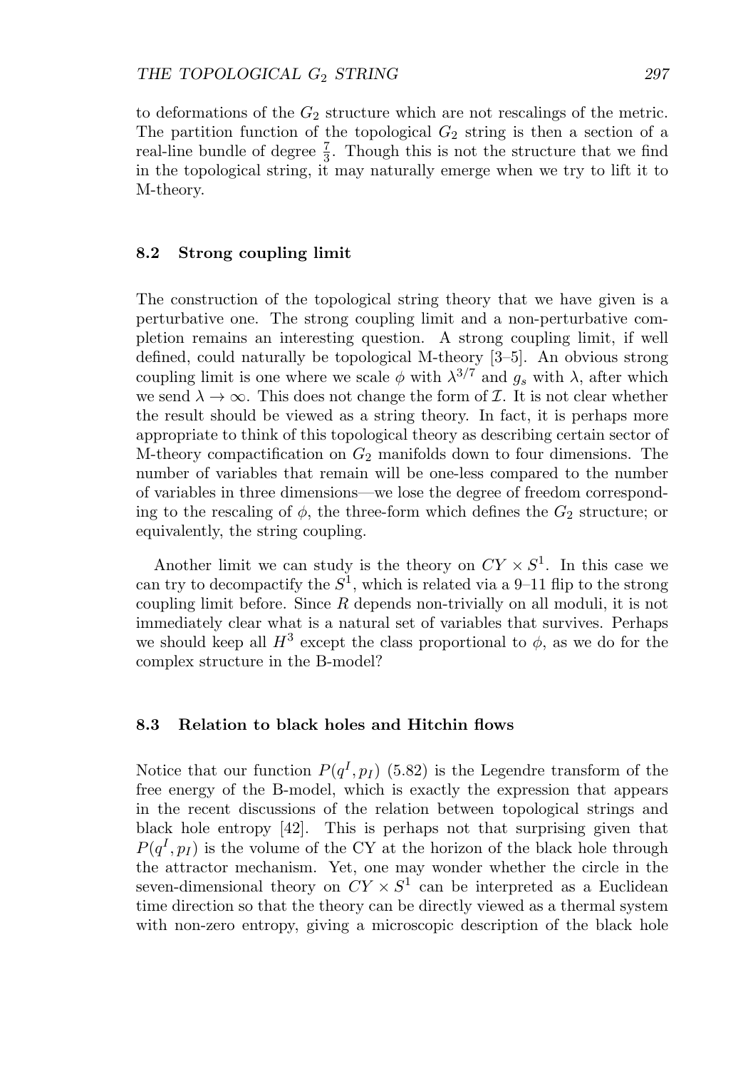to deformations of the $G_2$ structure which are not rescalings of the metric. The partition function of the topological $G_2$ string is then a section of a real-line bundle of degree $\frac{7}{3}$. Though this is not the structure that we find in the topological string, it may naturally emerge when we try to lift it to M-theory.

### 8.2 Strong coupling limit

The construction of the topological string theory that we have given is a perturbative one. The strong coupling limit and a non-perturbative completion remains an interesting question. A strong coupling limit, if well defined, could naturally be topological M-theory [3–5]. An obvious strong coupling limit is one where we scale $\phi$ with $\lambda^{3/7}$ and $g_s$ with $\lambda$, after which we send $\lambda \to \infty$. This does not change the form of $\mathcal{I}$. It is not clear whether the result should be viewed as a string theory. In fact, it is perhaps more appropriate to think of this topological theory as describing certain sector of M-theory compactification on $G_2$ manifolds down to four dimensions. The number of variables that remain will be one-less compared to the number of variables in three dimensions—we lose the degree of freedom corresponding to the rescaling of $\phi$, the three-form which defines the $G_2$ structure; or equivalently, the string coupling.

Another limit we can study is the theory on $CY \times S^1$. In this case we can try to decompactify the $S^1$, which is related via a 9–11 flip to the strong coupling limit before. Since $R$ depends non-trivially on all moduli, it is not immediately clear what is a natural set of variables that survives. Perhaps we should keep all $H^3$ except the class proportional to $\phi$, as we do for the complex structure in the B-model?

### 8.3 Relation to black holes and Hitchin flows

Notice that our function $P(q^I, p_I)$ (5.82) is the Legendre transform of the free energy of the B-model, which is exactly the expression that appears in the recent discussions of the relation between topological strings and black hole entropy [42]. This is perhaps not that surprising given that $P(q^I, p_I)$ is the volume of the CY at the horizon of the black hole through the attractor mechanism. Yet, one may wonder whether the circle in the seven-dimensional theory on $CY \times S^1$ can be interpreted as a Euclidean time direction so that the theory can be directly viewed as a thermal system with non-zero entropy, giving a microscopic description of the black hole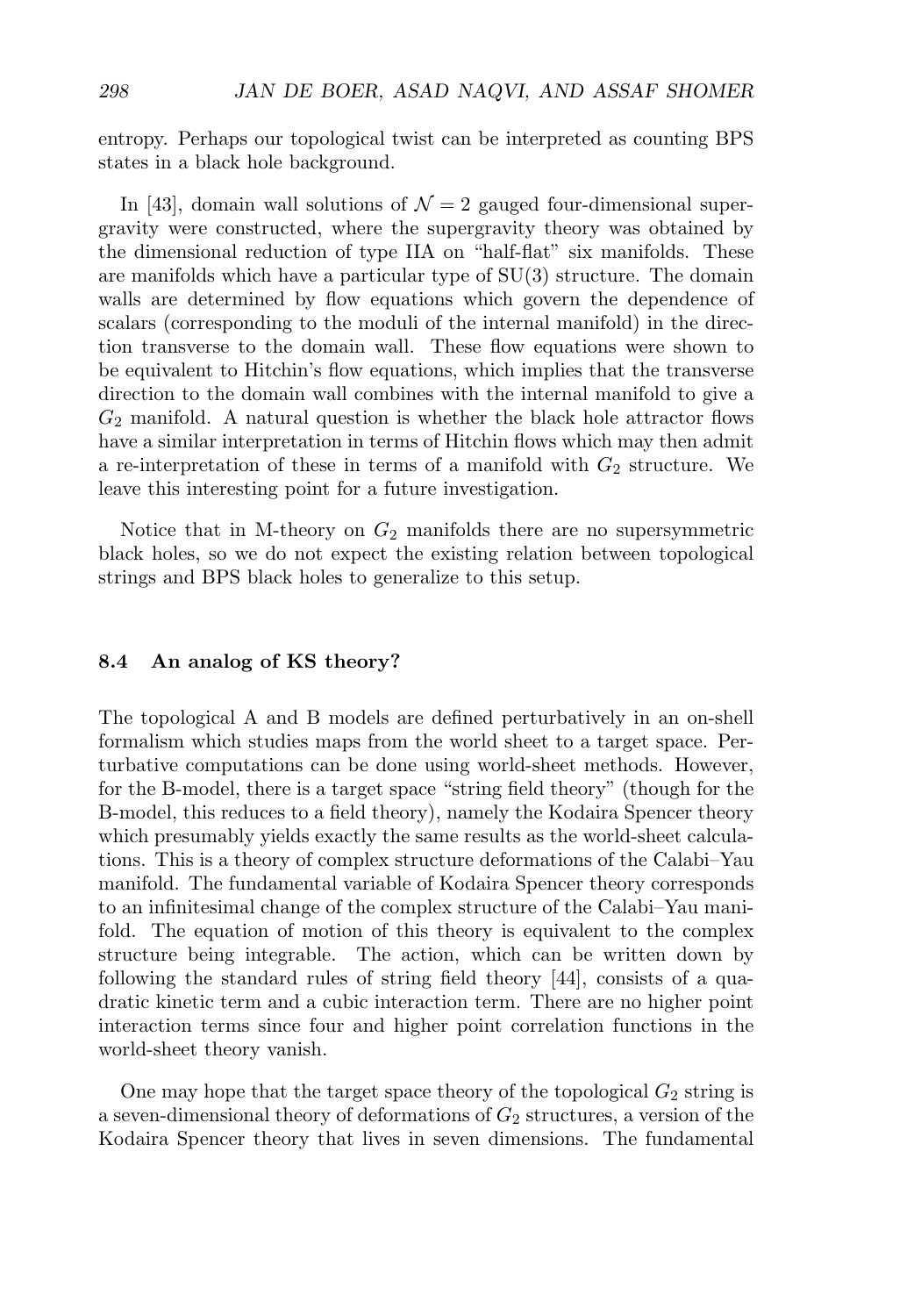entropy. Perhaps our topological twist can be interpreted as counting BPS states in a black hole background.

In [43], domain wall solutions of $\mathcal{N} = 2$ gauged four-dimensional supergravity were constructed, where the supergravity theory was obtained by the dimensional reduction of type IIA on "half-flat" six manifolds. These are manifolds which have a particular type of SU(3) structure. The domain walls are determined by flow equations which govern the dependence of scalars (corresponding to the moduli of the internal manifold) in the direction transverse to the domain wall. These flow equations were shown to be equivalent to Hitchin's flow equations, which implies that the transverse direction to the domain wall combines with the internal manifold to give a $G_2$ manifold. A natural question is whether the black hole attractor flows have a similar interpretation in terms of Hitchin flows which may then admit a re-interpretation of these in terms of a manifold with $G_2$ structure. We leave this interesting point for a future investigation.

Notice that in M-theory on $G_2$ manifolds there are no supersymmetric black holes, so we do not expect the existing relation between topological strings and BPS black holes to generalize to this setup.

### 8.4 An analog of KS theory?

The topological A and B models are defined perturbatively in an on-shell formalism which studies maps from the world sheet to a target space. Perturbative computations can be done using world-sheet methods. However, for the B-model, there is a target space "string field theory" (though for the B-model, this reduces to a field theory), namely the Kodaira Spencer theory which presumably yields exactly the same results as the world-sheet calculations. This is a theory of complex structure deformations of the Calabi–Yau manifold. The fundamental variable of Kodaira Spencer theory corresponds to an infinitesimal change of the complex structure of the Calabi–Yau manifold. The equation of motion of this theory is equivalent to the complex structure being integrable. The action, which can be written down by following the standard rules of string field theory [44], consists of a quadratic kinetic term and a cubic interaction term. There are no higher point interaction terms since four and higher point correlation functions in the world-sheet theory vanish.

One may hope that the target space theory of the topological $G_2$ string is a seven-dimensional theory of deformations of $G_2$ structures, a version of the Kodaira Spencer theory that lives in seven dimensions. The fundamental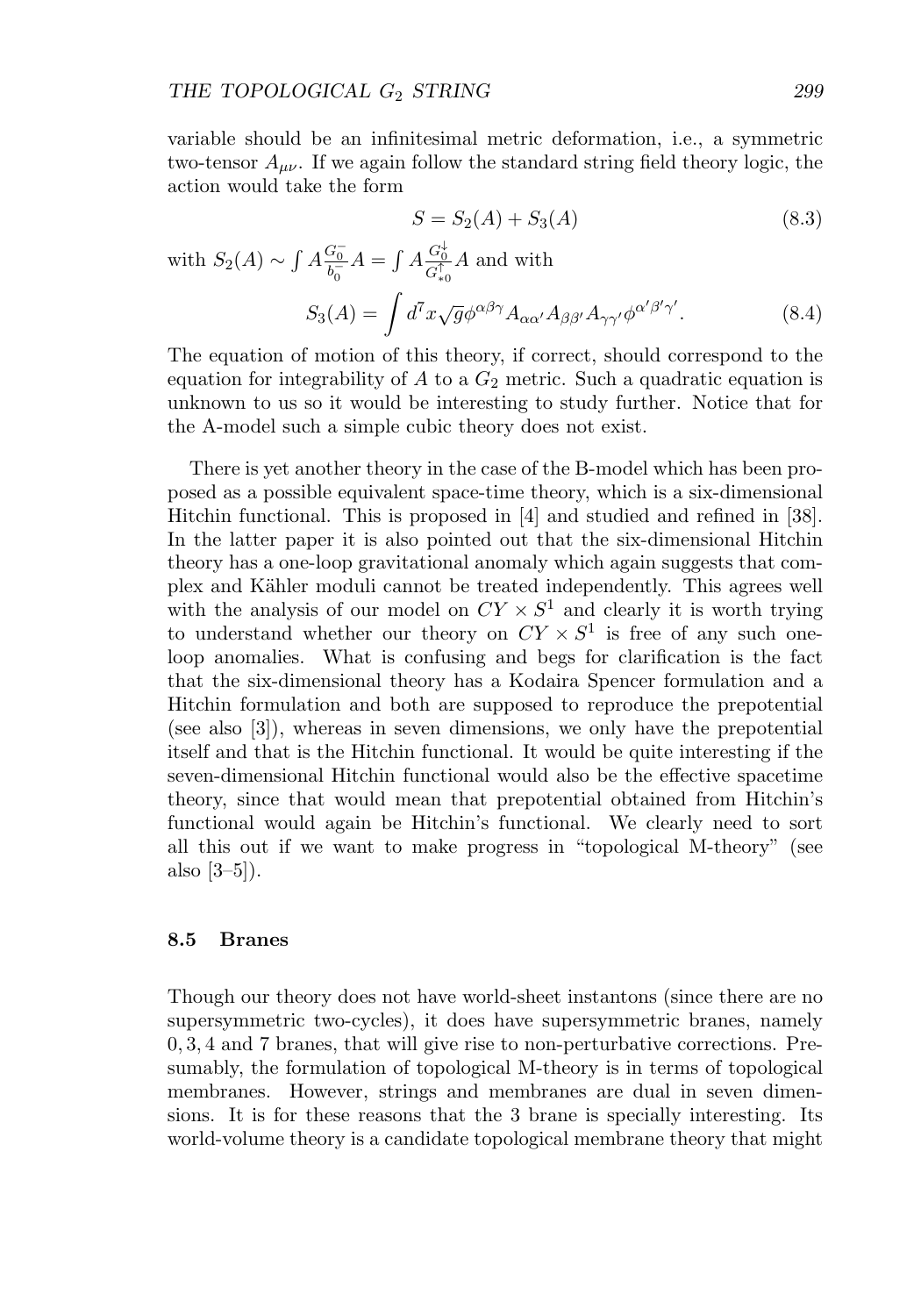variable should be an infinitesimal metric deformation, i.e., a symmetric two-tensor $A_{\mu\nu}$. If we again follow the standard string field theory logic, the action would take the form

$$S = S_2(A) + S_3(A) \tag{8.3}$$

with $S_2(A) \sim \int A \frac{G_0^-}{b_0^-} A = \int A \frac{G_0^\downarrow}{G_{*0}^\uparrow} A$ and with

$$S_3(A) = \int d^7x \sqrt{g} \phi^{\alpha\beta\gamma} A_{\alpha\alpha'} A_{\beta\beta'} A_{\gamma\gamma'} \phi^{\alpha'\beta'\gamma'}. \tag{8.4}$$

The equation of motion of this theory, if correct, should correspond to the equation for integrability of $A$ to a $G_2$ metric. Such a quadratic equation is unknown to us so it would be interesting to study further. Notice that for the A-model such a simple cubic theory does not exist.

There is yet another theory in the case of the B-model which has been proposed as a possible equivalent space-time theory, which is a six-dimensional Hitchin functional. This is proposed in [4] and studied and refined in [38]. In the latter paper it is also pointed out that the six-dimensional Hitchin theory has a one-loop gravitational anomaly which again suggests that complex and Kähler moduli cannot be treated independently. This agrees well with the analysis of our model on $CY \times S^1$ and clearly it is worth trying to understand whether our theory on $CY \times S^1$ is free of any such one-loop anomalies. What is confusing and begs for clarification is the fact that the six-dimensional theory has a Kodaira Spencer formulation and a Hitchin formulation and both are supposed to reproduce the prepotential (see also [3]), whereas in seven dimensions, we only have the prepotential itself and that is the Hitchin functional. It would be quite interesting if the seven-dimensional Hitchin functional would also be the effective spacetime theory, since that would mean that prepotential obtained from Hitchin's functional would again be Hitchin's functional. We clearly need to sort all this out if we want to make progress in "topological M-theory" (see also [3–5]).

### 8.5 Branes

Though our theory does not have world-sheet instantons (since there are no supersymmetric two-cycles), it does have supersymmetric branes, namely 0, 3, 4 and 7 branes, that will give rise to non-perturbative corrections. Presumably, the formulation of topological M-theory is in terms of topological membranes. However, strings and membranes are dual in seven dimensions. It is for these reasons that the 3 brane is specially interesting. Its world-volume theory is a candidate topological membrane theory that might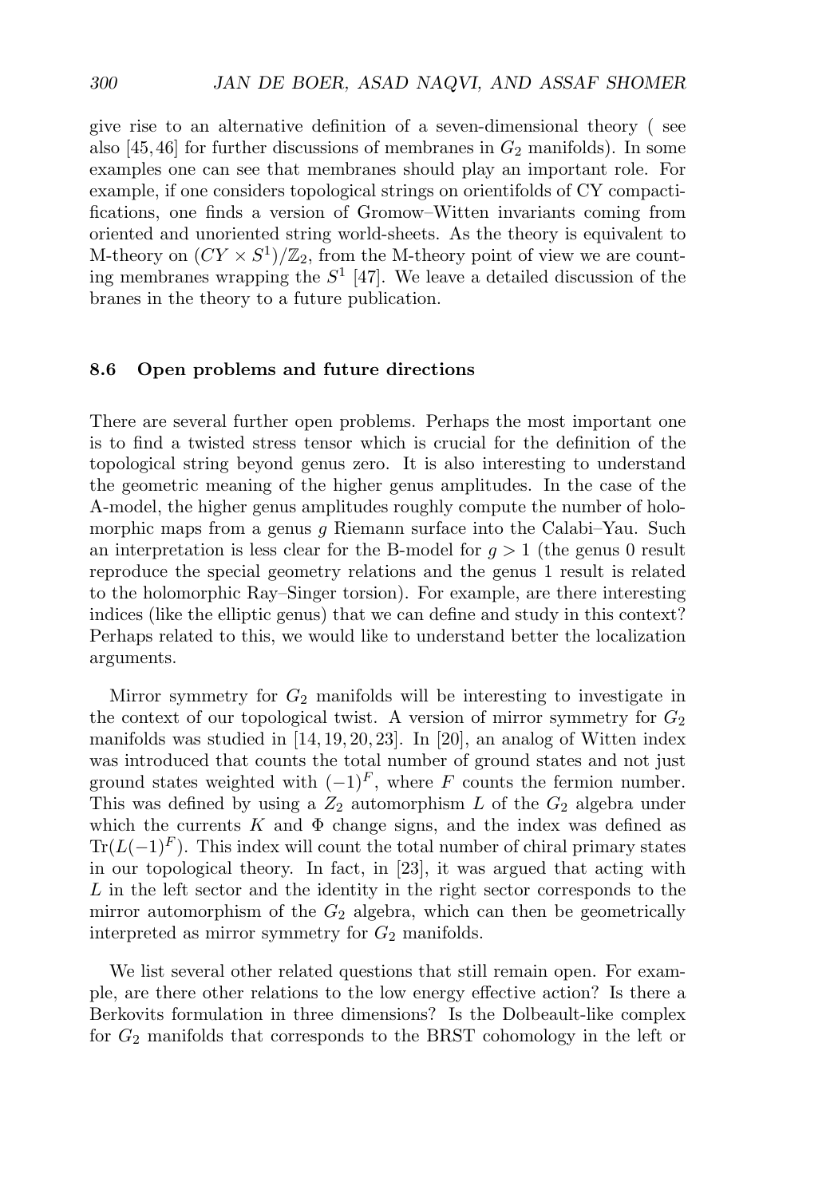give rise to an alternative definition of a seven-dimensional theory ( see also [45, 46] for further discussions of membranes in $G_2$ manifolds). In some examples one can see that membranes should play an important role. For example, if one considers topological strings on orientifolds of CY compactifications, one finds a version of Gromow–Witten invariants coming from oriented and unoriented string world-sheets. As the theory is equivalent to M-theory on $(CY \times S^1)/\mathbb{Z}_2$, from the M-theory point of view we are counting membranes wrapping the $S^1$ [47]. We leave a detailed discussion of the branes in the theory to a future publication.

### 8.6 Open problems and future directions

There are several further open problems. Perhaps the most important one is to find a twisted stress tensor which is crucial for the definition of the topological string beyond genus zero. It is also interesting to understand the geometric meaning of the higher genus amplitudes. In the case of the A-model, the higher genus amplitudes roughly compute the number of holomorphic maps from a genus $g$ Riemann surface into the Calabi–Yau. Such an interpretation is less clear for the B-model for $g > 1$ (the genus 0 result reproduce the special geometry relations and the genus 1 result is related to the holomorphic Ray–Singer torsion). For example, are there interesting indices (like the elliptic genus) that we can define and study in this context? Perhaps related to this, we would like to understand better the localization arguments.

Mirror symmetry for $G_2$ manifolds will be interesting to investigate in the context of our topological twist. A version of mirror symmetry for $G_2$ manifolds was studied in [14, 19, 20, 23]. In [20], an analog of Witten index was introduced that counts the total number of ground states and not just ground states weighted with $(-1)^F$, where $F$ counts the fermion number. This was defined by using a $Z_2$ automorphism $L$ of the $G_2$ algebra under which the currents $K$ and $\Phi$ change signs, and the index was defined as $\mathrm{Tr}(L(-1)^F)$. This index will count the total number of chiral primary states in our topological theory. In fact, in [23], it was argued that acting with $L$ in the left sector and the identity in the right sector corresponds to the mirror automorphism of the $G_2$ algebra, which can then be geometrically interpreted as mirror symmetry for $G_2$ manifolds.

We list several other related questions that still remain open. For example, are there other relations to the low energy effective action? Is there a Berkovits formulation in three dimensions? Is the Dolbeault-like complex for $G_2$ manifolds that corresponds to the BRST cohomology in the left or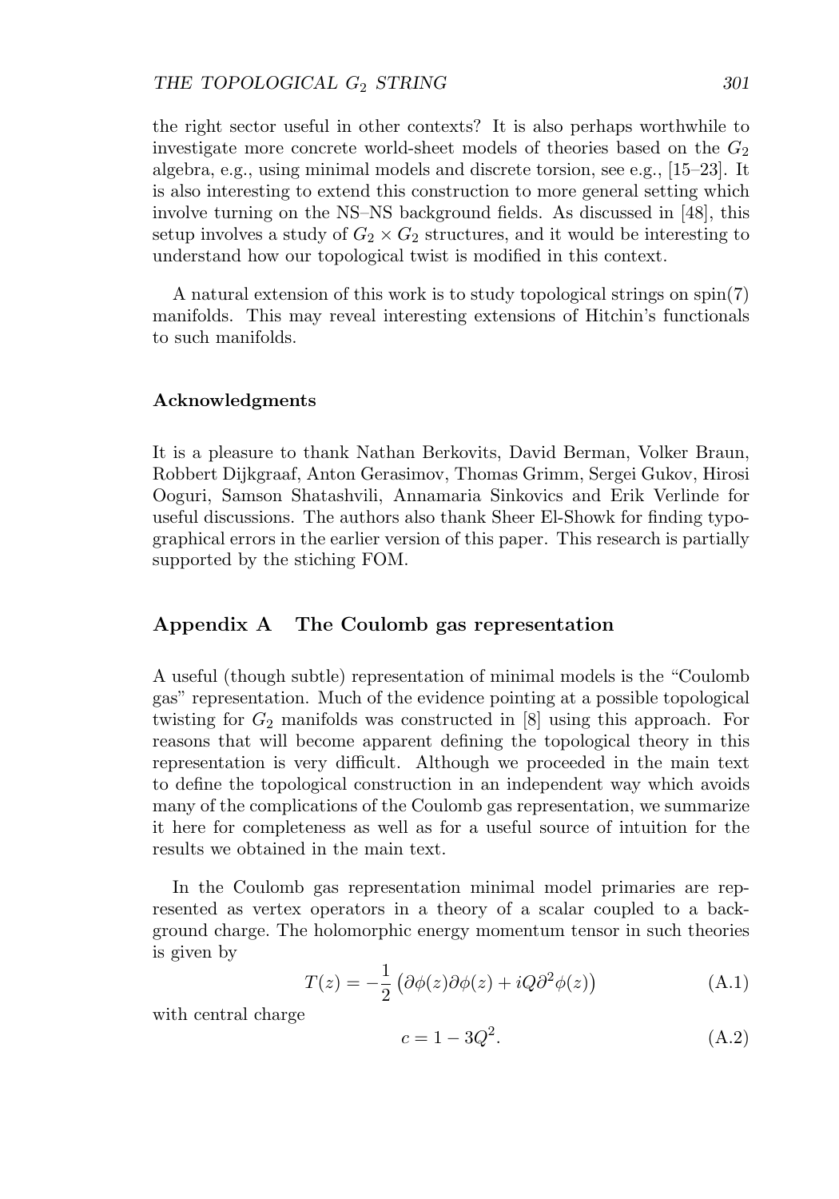the right sector useful in other contexts? It is also perhaps worthwhile to investigate more concrete world-sheet models of theories based on the $G_2$ algebra, e.g., using minimal models and discrete torsion, see e.g., [15–23]. It is also interesting to extend this construction to more general setting which involve turning on the NS–NS background fields. As discussed in [48], this setup involves a study of $G_2 \times G_2$ structures, and it would be interesting to understand how our topological twist is modified in this context.

A natural extension of this work is to study topological strings on spin(7) manifolds. This may reveal interesting extensions of Hitchin's functionals to such manifolds.

### Acknowledgments

It is a pleasure to thank Nathan Berkovits, David Berman, Volker Braun, Robbert Dijkgraaf, Anton Gerasimov, Thomas Grimm, Sergei Gukov, Hirosi Ooguri, Samson Shatashvili, Annamaria Sinkovics and Erik Verlinde for useful discussions. The authors also thank Sheer El-Showk for finding typographical errors in the earlier version of this paper. This research is partially supported by the stiching FOM.

## Appendix A The Coulomb gas representation

A useful (though subtle) representation of minimal models is the "Coulomb gas" representation. Much of the evidence pointing at a possible topological twisting for $G_2$ manifolds was constructed in [8] using this approach. For reasons that will become apparent defining the topological theory in this representation is very difficult. Although we proceeded in the main text to define the topological construction in an independent way which avoids many of the complications of the Coulomb gas representation, we summarize it here for completeness as well as for a useful source of intuition for the results we obtained in the main text.

In the Coulomb gas representation minimal model primaries are represented as vertex operators in a theory of a scalar coupled to a background charge. The holomorphic energy momentum tensor in such theories is given by

$$T(z) = -\frac{1}{2}\left(\partial\phi(z)\partial\phi(z) + iQ\partial^2\phi(z)\right) \tag{A.1}$$

with central charge

$$c = 1 - 3Q^2. \tag{A.2}$$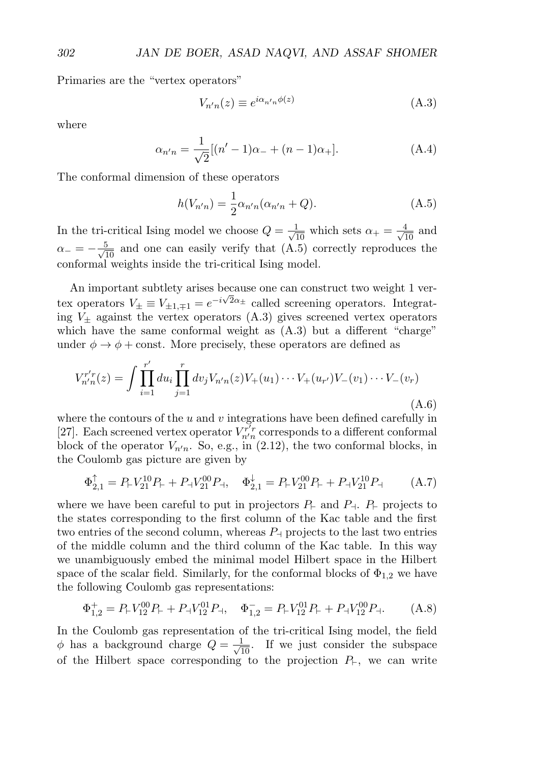Primaries are the "vertex operators"

$$V_{n'n}(z) \equiv e^{i\alpha_{n'n}\phi(z)} \tag{A.3}$$

where

$$\alpha_{n'n} = \frac{1}{\sqrt{2}}[(n'-1)\alpha_- + (n-1)\alpha_+]. \tag{A.4}$$

The conformal dimension of these operators

$$h(V_{n'n}) = \frac{1}{2}\alpha_{n'n}(\alpha_{n'n} + Q). \tag{A.5}$$

In the tri-critical Ising model we choose $Q = \frac{1}{\sqrt{10}}$ which sets $\alpha_+ = \frac{4}{\sqrt{10}}$ and $\alpha_- = -\frac{5}{\sqrt{10}}$ and one can easily verify that (A.5) correctly reproduces the conformal weights inside the tri-critical Ising model.

An important subtlety arises because one can construct two weight 1 vertex operators $V_\pm \equiv V_{\pm 1, \mp 1} = e^{-i\sqrt{2}\alpha_\pm}$ called screening operators. Integrating $V_\pm$ against the vertex operators (A.3) gives screened vertex operators which have the same conformal weight as (A.3) but a different "charge" under $\phi \to \phi + \text{const}$. More precisely, these operators are defined as

$$V_{n'n}^{r'r}(z) = \int \prod_{i=1}^{r'} du_i \prod_{j=1}^{r} dv_j V_{n'n}(z) V_+(u_1) \cdots V_+(u_{r'}) V_-(v_1) \cdots V_-(v_r) \tag{A.6}$$

where the contours of the $u$ and $v$ integrations have been defined carefully in [27]. Each screened vertex operator $V_{n'n}^{r'r}$ corresponds to a different conformal block of the operator $V_{n'n}$. So, e.g., in (2.12), the two conformal blocks, in the Coulomb gas picture are given by

$$\Phi_{2,1}^{\uparrow} = P_\vdash V_{21}^{10} P_\vdash + P_\dashv V_{21}^{00} P_\dashv, \quad \Phi_{2,1}^{\downarrow} = P_\vdash V_{21}^{00} P_\vdash + P_\dashv V_{21}^{10} P_\dashv \tag{A.7}$$

where we have been careful to put in projectors $P_\vdash$ and $P_\dashv$. $P_\vdash$ projects to the states corresponding to the first column of the Kac table and the first two entries of the second column, whereas $P_\dashv$ projects to the last two entries of the middle column and the third column of the Kac table. In this way we unambiguously embed the minimal model Hilbert space in the Hilbert space of the scalar field. Similarly, for the conformal blocks of $\Phi_{1,2}$ we have the following Coulomb gas representations:

$$\Phi_{1,2}^{+} = P_\vdash V_{12}^{00} P_\vdash + P_\dashv V_{12}^{01} P_\dashv, \quad \Phi_{1,2}^{-} = P_\vdash V_{12}^{01} P_\vdash + P_\dashv V_{12}^{00} P_\dashv. \tag{A.8}$$

In the Coulomb gas representation of the tri-critical Ising model, the field $\phi$ has a background charge $Q = \frac{1}{\sqrt{10}}$. If we just consider the subspace of the Hilbert space corresponding to the projection $P_\vdash$, we can write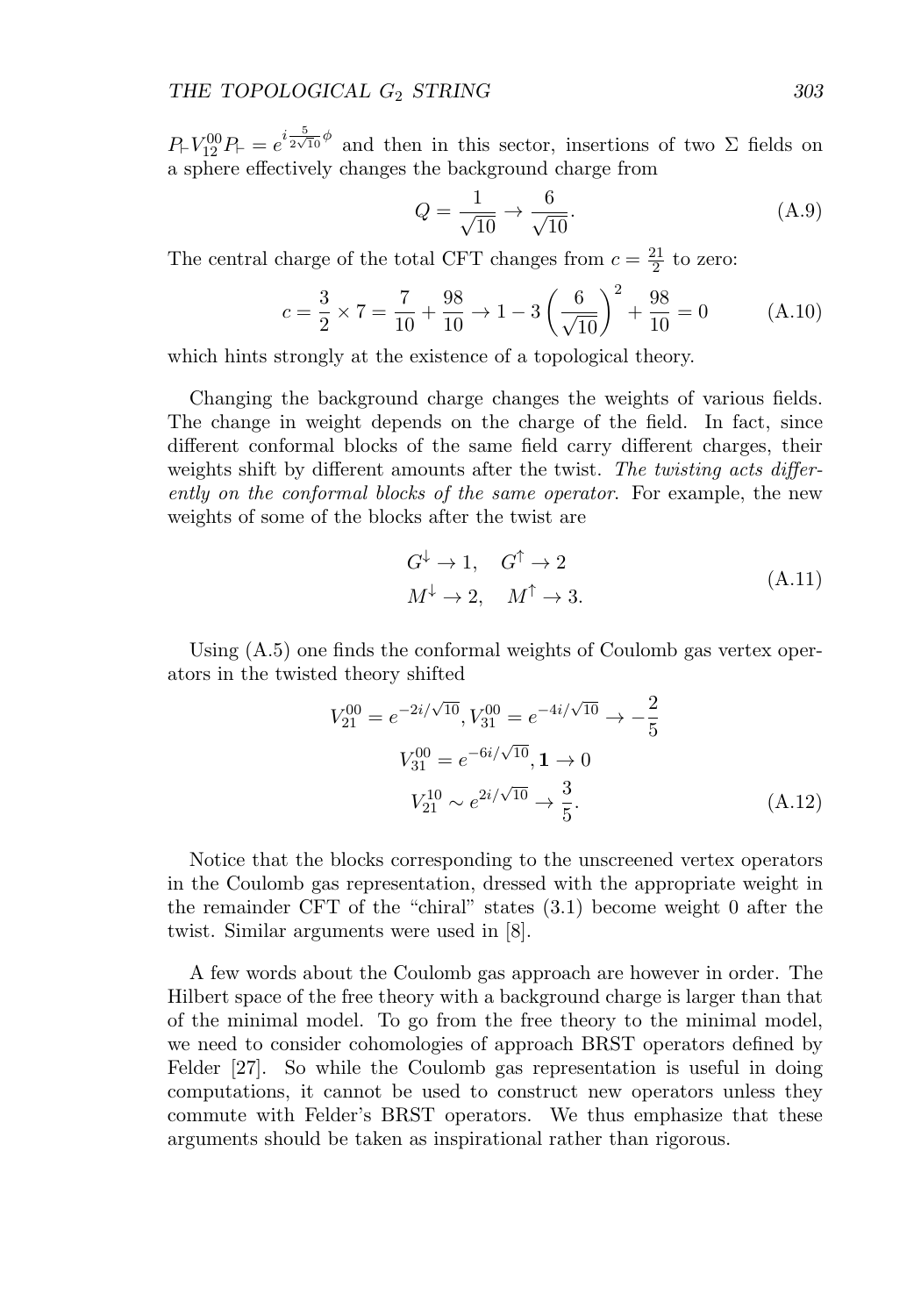$P_{\vdash} V_{12}^{00} P_{\vdash} = e^{i\frac{5}{2\sqrt{10}}\phi}$ and then in this sector, insertions of two $\Sigma$ fields on a sphere effectively changes the background charge from

$$Q = \frac{1}{\sqrt{10}} \to \frac{6}{\sqrt{10}}. \tag{A.9}$$

The central charge of the total CFT changes from $c = \frac{21}{2}$ to zero:

$$c = \frac{3}{2} \times 7 = \frac{7}{10} + \frac{98}{10} \to 1 - 3\left(\frac{6}{\sqrt{10}}\right)^2 + \frac{98}{10} = 0 \tag{A.10}$$

which hints strongly at the existence of a topological theory.

Changing the background charge changes the weights of various fields. The change in weight depends on the charge of the field. In fact, since different conformal blocks of the same field carry different charges, their weights shift by different amounts after the twist. *The twisting acts differently on the conformal blocks of the same operator.* For example, the new weights of some of the blocks after the twist are

$$\begin{aligned} G^{\downarrow} &\to 1, \quad G^{\uparrow} \to 2 \\ M^{\downarrow} &\to 2, \quad M^{\uparrow} \to 3. \end{aligned} \tag{A.11}$$

Using (A.5) one finds the conformal weights of Coulomb gas vertex operators in the twisted theory shifted

$$\begin{aligned} V_{21}^{00} = e^{-2i/\sqrt{10}}, V_{31}^{00} = e^{-4i/\sqrt{10}} &\to -\frac{2}{5} \\ V_{31}^{00} = e^{-6i/\sqrt{10}}, \mathbf{1} &\to 0 \\ V_{21}^{10} \sim e^{2i/\sqrt{10}} &\to \frac{3}{5}. \end{aligned} \tag{A.12}$$

Notice that the blocks corresponding to the unscreened vertex operators in the Coulomb gas representation, dressed with the appropriate weight in the remainder CFT of the "chiral" states (3.1) become weight 0 after the twist. Similar arguments were used in [8].

A few words about the Coulomb gas approach are however in order. The Hilbert space of the free theory with a background charge is larger than that of the minimal model. To go from the free theory to the minimal model, we need to consider cohomologies of approach BRST operators defined by Felder [27]. So while the Coulomb gas representation is useful in doing computations, it cannot be used to construct new operators unless they commute with Felder's BRST operators. We thus emphasize that these arguments should be taken as inspirational rather than rigorous.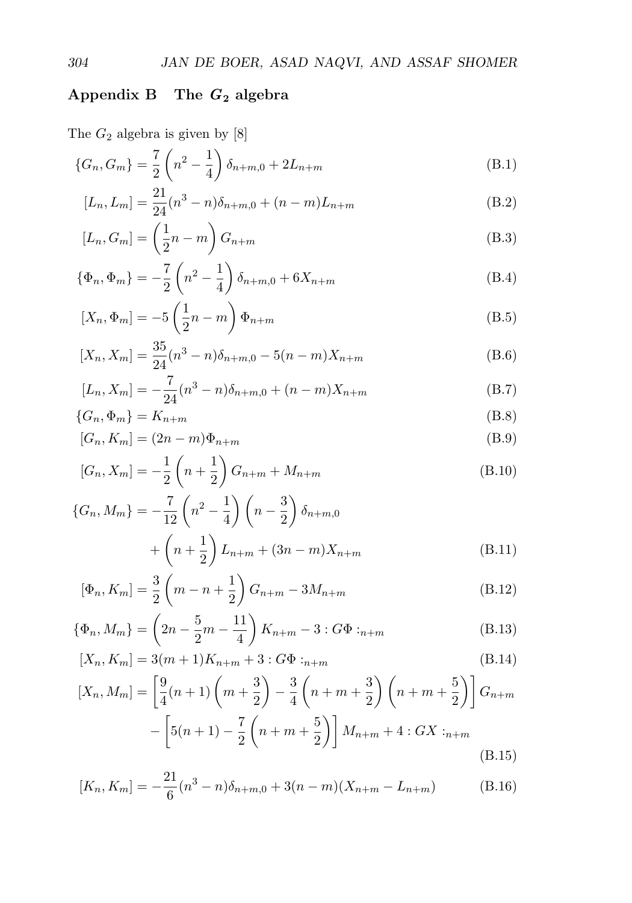## Appendix B The $G_2$ algebra

The $G_2$ algebra is given by [8]

$$\{G_n, G_m\} = \frac{7}{2}\left(n^2 - \frac{1}{4}\right)\delta_{n+m,0} + 2L_{n+m} \tag{B.1}$$

$$[L_n, L_m] = \frac{21}{24}(n^3 - n)\delta_{n+m,0} + (n-m)L_{n+m} \tag{B.2}$$

$$[L_n, G_m] = \left(\frac{1}{2}n - m\right)G_{n+m} \tag{B.3}$$

$$\{\Phi_n, \Phi_m\} = -\frac{7}{2}\left(n^2 - \frac{1}{4}\right)\delta_{n+m,0} + 6X_{n+m} \tag{B.4}$$

$$[X_n, \Phi_m] = -5\left(\frac{1}{2}n - m\right)\Phi_{n+m} \tag{B.5}$$

$$[X_n, X_m] = \frac{35}{24}(n^3 - n)\delta_{n+m,0} - 5(n-m)X_{n+m} \tag{B.6}$$

$$[L_n, X_m] = -\frac{7}{24}(n^3 - n)\delta_{n+m,0} + (n-m)X_{n+m} \tag{B.7}$$

$$\{G_n, \Phi_m\} = K_{n+m} \tag{B.8}$$

$$[G_n, K_m] = (2n - m)\Phi_{n+m} \tag{B.9}$$

$$[G_n, X_m] = -\frac{1}{2}\left(n + \frac{1}{2}\right)G_{n+m} + M_{n+m} \tag{B.10}$$

$$\begin{aligned}\{G_n, M_m\} = &-\frac{7}{12}\left(n^2 - \frac{1}{4}\right)\left(n - \frac{3}{2}\right)\delta_{n+m,0} \\ &+ \left(n + \frac{1}{2}\right)L_{n+m} + (3n - m)X_{n+m}\end{aligned} \tag{B.11}$$

$$[\Phi_n, K_m] = \frac{3}{2}\left(m - n + \frac{1}{2}\right)G_{n+m} - 3M_{n+m} \tag{B.12}$$

$$\{\Phi_n, M_m\} = \left(2n - \frac{5}{2}m - \frac{11}{4}\right)K_{n+m} - 3 :G\Phi:_{n+m} \tag{B.13}$$

$$[X_n, K_m] = 3(m+1)K_{n+m} + 3 :G\Phi:_{n+m} \tag{B.14}$$

$$\begin{aligned}[X_n, M_m] = &\left[\frac{9}{4}(n+1)\left(m + \frac{3}{2}\right) - \frac{3}{4}\left(n + m + \frac{3}{2}\right)\left(n + m + \frac{5}{2}\right)\right]G_{n+m} \\ &- \left[5(n+1) - \frac{7}{2}\left(n + m + \frac{5}{2}\right)\right]M_{n+m} + 4 :GX:_{n+m}\end{aligned} \tag{B.15}$$

$$[K_n, K_m] = -\frac{21}{6}(n^3 - n)\delta_{n+m,0} + 3(n-m)(X_{n+m} - L_{n+m}) \tag{B.16}$$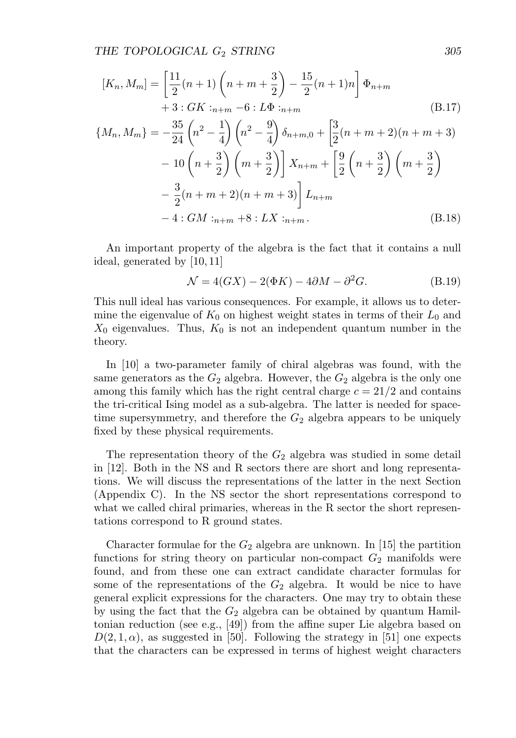$$
\begin{aligned}
[K_n, M_m] &= \left[\frac{11}{2}(n+1)\left(n+m+\frac{3}{2}\right) - \frac{15}{2}(n+1)n\right]\Phi_{n+m} \\
&\quad + 3 :GK:_{n+m} - 6 :L\Phi:_{n+m} \qquad \text{(B.17)}
\end{aligned}
$$

$$
\begin{aligned}
\{M_n, M_m\} &= -\frac{35}{24}\left(n^2-\frac{1}{4}\right)\left(n^2-\frac{9}{4}\right)\delta_{n+m,0} + \left[\frac{3}{2}(n+m+2)(n+m+3)\right. \\
&\quad \left. - 10\left(n+\frac{3}{2}\right)\left(m+\frac{3}{2}\right)\right] X_{n+m} + \left[\frac{9}{2}\left(n+\frac{3}{2}\right)\left(m+\frac{3}{2}\right)\right. \\
&\quad \left. - \frac{3}{2}(n+m+2)(n+m+3)\right] L_{n+m} \\
&\quad - 4 :GM:_{n+m} + 8 :LX:_{n+m}. \qquad \text{(B.18)}
\end{aligned}
$$

An important property of the algebra is the fact that it contains a null ideal, generated by [10, 11]

$$
\mathcal{N} = 4(GX) - 2(\Phi K) - 4\partial M - \partial^2 G. \qquad \text{(B.19)}
$$

This null ideal has various consequences. For example, it allows us to determine the eigenvalue of $K_0$ on highest weight states in terms of their $L_0$ and $X_0$ eigenvalues. Thus, $K_0$ is not an independent quantum number in the theory.

In [10] a two-parameter family of chiral algebras was found, with the same generators as the $G_2$ algebra. However, the $G_2$ algebra is the only one among this family which has the right central charge $c = 21/2$ and contains the tri-critical Ising model as a sub-algebra. The latter is needed for space-time supersymmetry, and therefore the $G_2$ algebra appears to be uniquely fixed by these physical requirements.

The representation theory of the $G_2$ algebra was studied in some detail in [12]. Both in the NS and R sectors there are short and long representations. We will discuss the representations of the latter in the next Section (Appendix C). In the NS sector the short representations correspond to what we called chiral primaries, whereas in the R sector the short representations correspond to R ground states.

Character formulae for the $G_2$ algebra are unknown. In [15] the partition functions for string theory on particular non-compact $G_2$ manifolds were found, and from these one can extract candidate character formulas for some of the representations of the $G_2$ algebra. It would be nice to have general explicit expressions for the characters. One may try to obtain these by using the fact that the $G_2$ algebra can be obtained by quantum Hamiltonian reduction (see e.g., [49]) from the affine super Lie algebra based on $D(2, 1, \alpha)$, as suggested in [50]. Following the strategy in [51] one expects that the characters can be expressed in terms of highest weight characters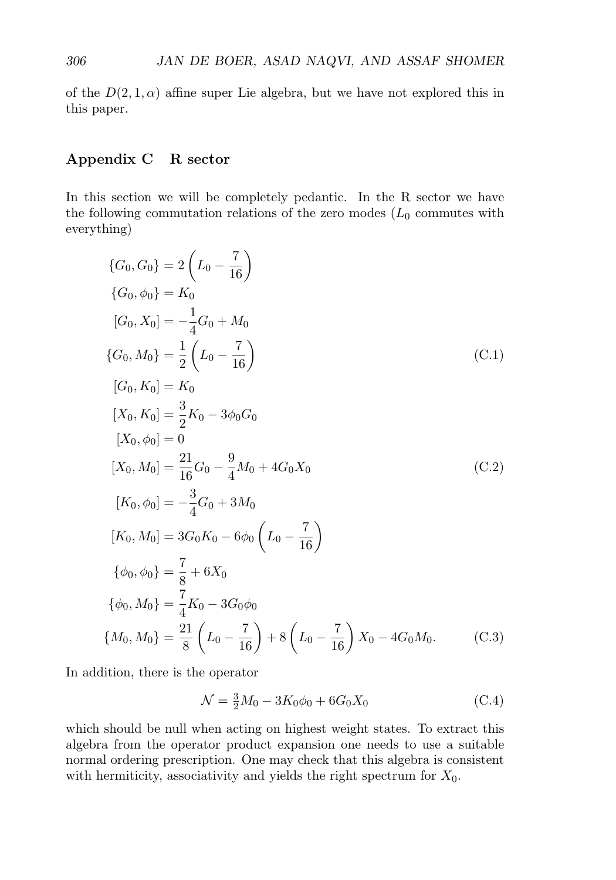of the $D(2,1,\alpha)$ affine super Lie algebra, but we have not explored this in this paper.

## Appendix C R sector

In this section we will be completely pedantic. In the R sector we have the following commutation relations of the zero modes ($L_0$ commutes with everything)

$$
\begin{aligned}
\{G_0, G_0\} &= 2\left(L_0 - \frac{7}{16}\right) \\
\{G_0, \phi_0\} &= K_0 \\
[G_0, X_0] &= -\frac{1}{4}G_0 + M_0 \\
\{G_0, M_0\} &= \frac{1}{2}\left(L_0 - \frac{7}{16}\right) \\
[G_0, K_0] &= K_0
\end{aligned}
\tag{C.1}
$$

$$
\begin{aligned}
[X_0, K_0] &= \frac{3}{2}K_0 - 3\phi_0 G_0 \\
[X_0, \phi_0] &= 0 \\
[X_0, M_0] &= \frac{21}{16}G_0 - \frac{9}{4}M_0 + 4G_0 X_0
\end{aligned}
\tag{C.2}
$$

$$
\begin{aligned}
[K_0, \phi_0] &= -\frac{3}{4}G_0 + 3M_0 \\
[K_0, M_0] &= 3G_0 K_0 - 6\phi_0\left(L_0 - \frac{7}{16}\right) \\
\{\phi_0, \phi_0\} &= \frac{7}{8} + 6X_0 \\
\{\phi_0, M_0\} &= \frac{7}{4}K_0 - 3G_0\phi_0 \\
\{M_0, M_0\} &= \frac{21}{8}\left(L_0 - \frac{7}{16}\right) + 8\left(L_0 - \frac{7}{16}\right)X_0 - 4G_0 M_0.
\end{aligned}
\tag{C.3}
$$

In addition, there is the operator

$$
\mathcal{N} = \tfrac{3}{2}M_0 - 3K_0\phi_0 + 6G_0 X_0 \tag{C.4}
$$

which should be null when acting on highest weight states. To extract this algebra from the operator product expansion one needs to use a suitable normal ordering prescription. One may check that this algebra is consistent with hermiticity, associativity and yields the right spectrum for $X_0$.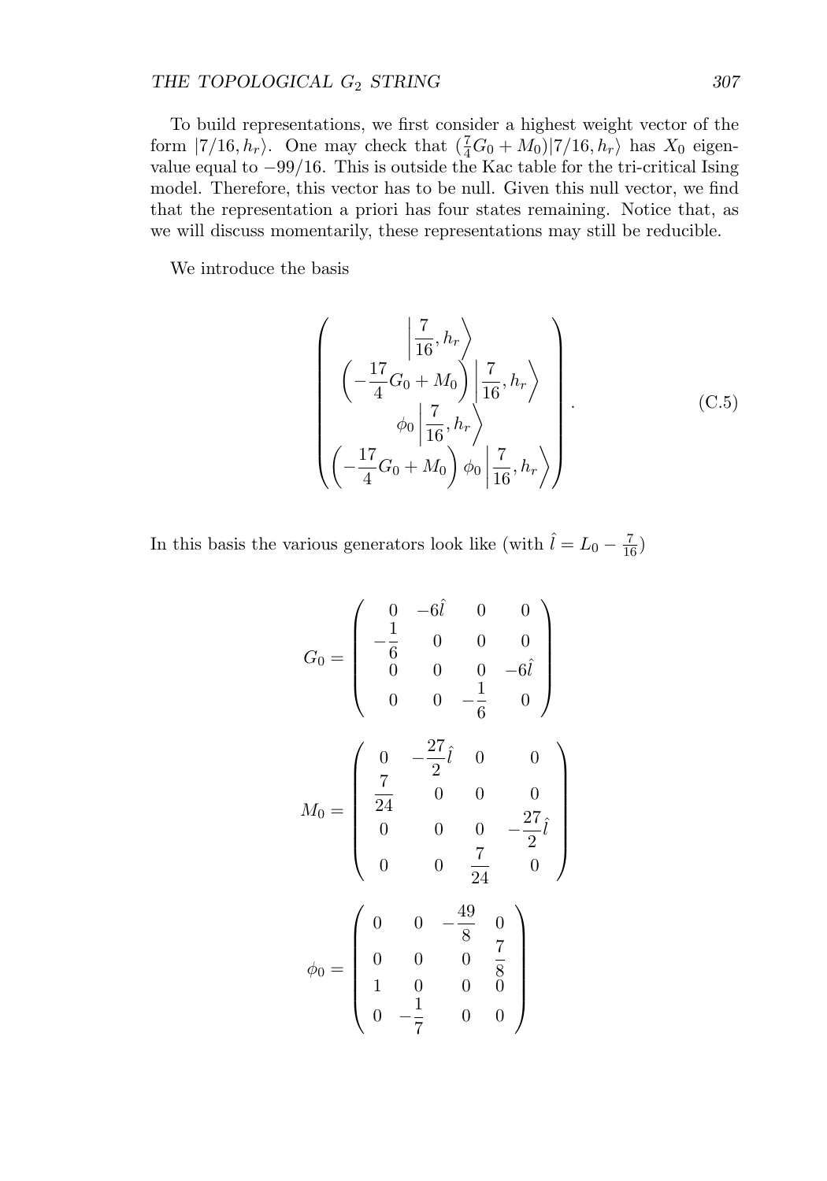To build representations, we first consider a highest weight vector of the form $|7/16, h_r\rangle$. One may check that $(\frac{7}{4}G_0 + M_0)|7/16, h_r\rangle$ has $X_0$ eigenvalue equal to $-99/16$. This is outside the Kac table for the tri-critical Ising model. Therefore, this vector has to be null. Given this null vector, we find that the representation a priori has four states remaining. Notice that, as we will discuss momentarily, these representations may still be reducible.

We introduce the basis

$$\begin{pmatrix} \left|\frac{7}{16}, h_r\right\rangle \\ \left(-\frac{17}{4}G_0 + M_0\right)\left|\frac{7}{16}, h_r\right\rangle \\ \phi_0\left|\frac{7}{16}, h_r\right\rangle \\ \left(-\frac{17}{4}G_0 + M_0\right)\phi_0\left|\frac{7}{16}, h_r\right\rangle \end{pmatrix}. \tag{C.5}$$

In this basis the various generators look like (with $\hat{l} = L_0 - \frac{7}{16}$)

$$G_0 = \begin{pmatrix} 0 & -6\hat{l} & 0 & 0 \\ -\frac{1}{6} & 0 & 0 & 0 \\ 0 & 0 & 0 & -6\hat{l} \\ 0 & 0 & -\frac{1}{6} & 0 \end{pmatrix}$$

$$M_0 = \begin{pmatrix} 0 & -\frac{27}{2}\hat{l} & 0 & 0 \\ \frac{7}{24} & 0 & 0 & 0 \\ 0 & 0 & 0 & -\frac{27}{2}\hat{l} \\ 0 & 0 & \frac{7}{24} & 0 \end{pmatrix}$$

$$\phi_0 = \begin{pmatrix} 0 & 0 & -\frac{49}{8} & 0 \\ 0 & 0 & 0 & \frac{7}{8} \\ 1 & 0 & 0 & 0 \\ 0 & -\frac{1}{7} & 0 & 0 \end{pmatrix}$$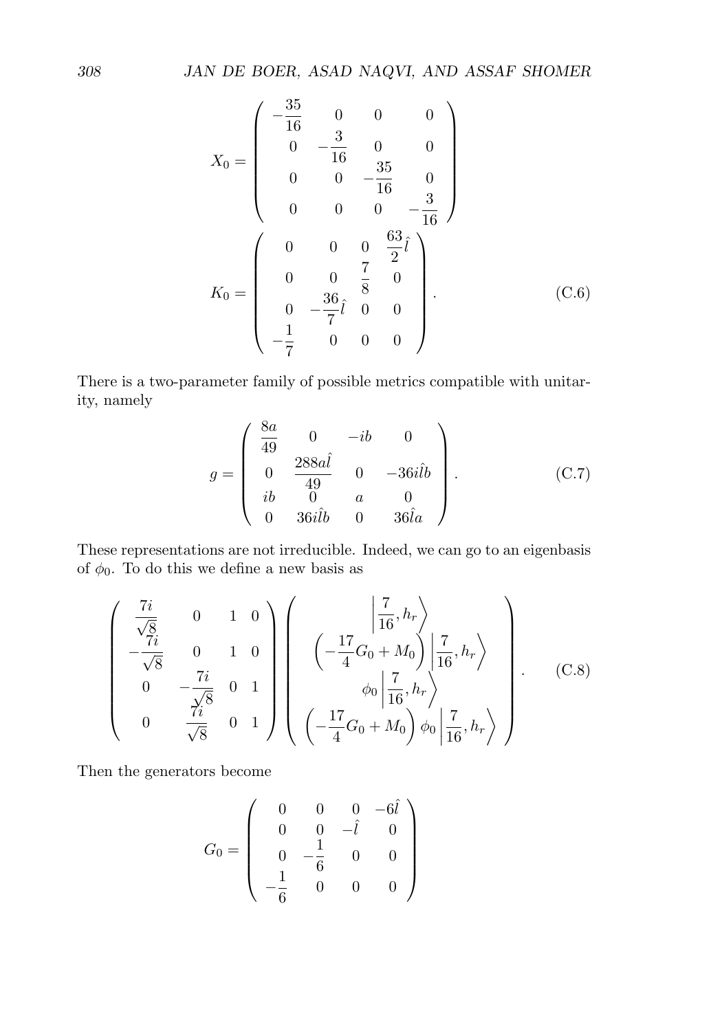$$
X_0 = \begin{pmatrix} -\frac{35}{16} & 0 & 0 & 0 \\ 0 & -\frac{3}{16} & 0 & 0 \\ 0 & 0 & -\frac{35}{16} & 0 \\ 0 & 0 & 0 & -\frac{3}{16} \end{pmatrix}
$$

$$
K_0 = \begin{pmatrix} 0 & 0 & 0 & \frac{63}{2}\hat{l} \\ 0 & 0 & \frac{7}{8} & 0 \\ 0 & -\frac{36}{7}\hat{l} & 0 & 0 \\ -\frac{1}{7} & 0 & 0 & 0 \end{pmatrix}. \tag{C.6}
$$

There is a two-parameter family of possible metrics compatible with unitarity, namely

$$
g = \begin{pmatrix} \frac{8a}{49} & 0 & -ib & 0 \\ 0 & \frac{288a\hat{l}}{49} & 0 & -36i\hat{l}b \\ ib & 0 & a & 0 \\ 0 & 36i\hat{l}b & 0 & 36\hat{l}a \end{pmatrix}. \tag{C.7}
$$

These representations are not irreducible. Indeed, we can go to an eigenbasis of $\phi_0$. To do this we define a new basis as

$$
\begin{pmatrix} \frac{7i}{\sqrt{8}} & 0 & 1 & 0 \\ -\frac{7i}{\sqrt{8}} & 0 & 1 & 0 \\ 0 & -\frac{7i}{\sqrt{8}} & 0 & 1 \\ 0 & \frac{7i}{\sqrt{8}} & 0 & 1 \end{pmatrix} \begin{pmatrix} \left|\frac{7}{16}, h_r\right\rangle \\ \left(-\frac{17}{4}G_0 + M_0\right)\left|\frac{7}{16}, h_r\right\rangle \\ \phi_0\left|\frac{7}{16}, h_r\right\rangle \\ \left(-\frac{17}{4}G_0 + M_0\right)\phi_0\left|\frac{7}{16}, h_r\right\rangle \end{pmatrix}. \tag{C.8}
$$

Then the generators become

$$
G_0 = \begin{pmatrix} 0 & 0 & 0 & -6\hat{l} \\ 0 & 0 & -\hat{l} & 0 \\ 0 & -\frac{1}{6} & 0 & 0 \\ -\frac{1}{6} & 0 & 0 & 0 \end{pmatrix}
$$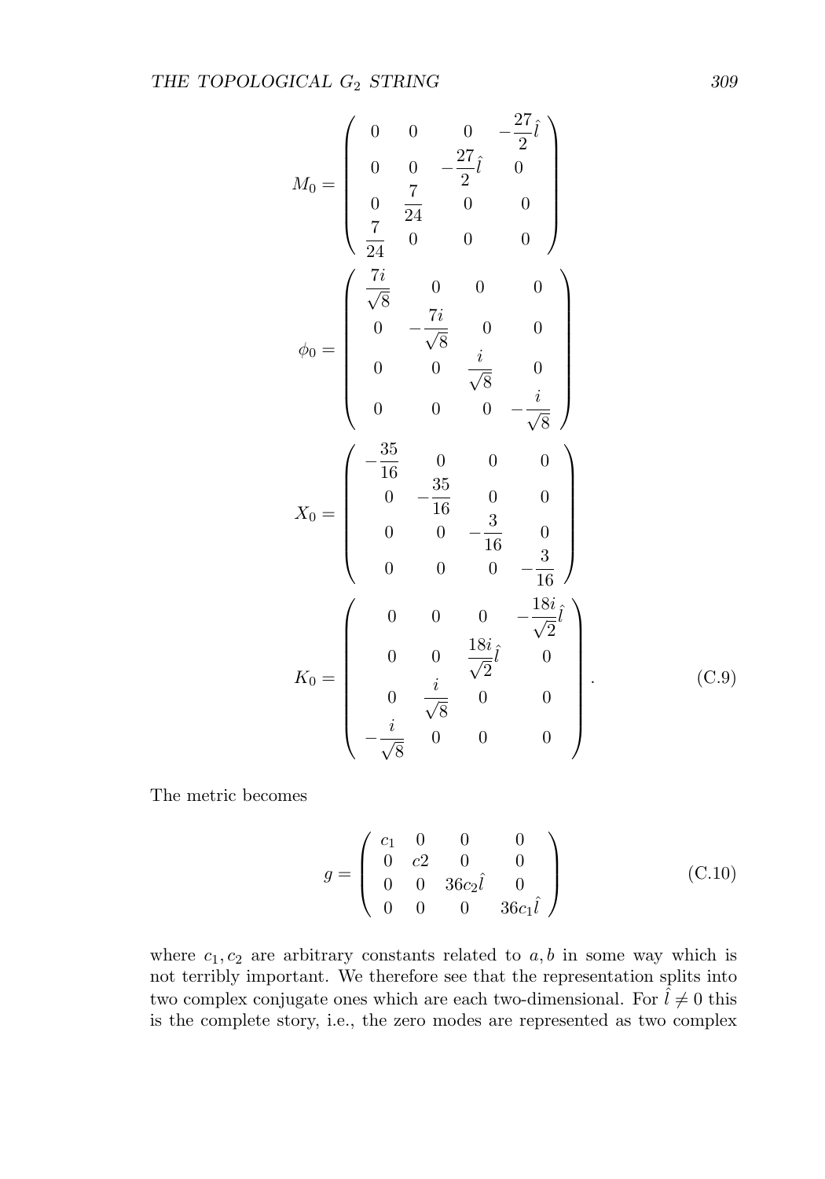$$
M_0 = \begin{pmatrix} 0 & 0 & 0 & -\frac{27}{2}\hat{l} \\ 0 & 0 & -\frac{27}{2}\hat{l} & 0 \\ 0 & \frac{7}{24} & 0 & 0 \\ \frac{7}{24} & 0 & 0 & 0 \end{pmatrix}
$$

$$
\phi_0 = \begin{pmatrix} \frac{7i}{\sqrt{8}} & 0 & 0 & 0 \\ 0 & -\frac{7i}{\sqrt{8}} & 0 & 0 \\ 0 & 0 & \frac{i}{\sqrt{8}} & 0 \\ 0 & 0 & 0 & -\frac{i}{\sqrt{8}} \end{pmatrix}
$$

$$
X_0 = \begin{pmatrix} -\frac{35}{16} & 0 & 0 & 0 \\ 0 & -\frac{35}{16} & 0 & 0 \\ 0 & 0 & -\frac{3}{16} & 0 \\ 0 & 0 & 0 & -\frac{3}{16} \end{pmatrix}
$$

$$
K_0 = \begin{pmatrix} 0 & 0 & 0 & -\frac{18i}{\sqrt{2}}\hat{l} \\ 0 & 0 & \frac{18i}{\sqrt{2}}\hat{l} & 0 \\ 0 & \frac{i}{\sqrt{8}} & 0 & 0 \\ -\frac{i}{\sqrt{8}} & 0 & 0 & 0 \end{pmatrix}. \tag{C.9}
$$

The metric becomes

$$
g = \begin{pmatrix} c_1 & 0 & 0 & 0 \\ 0 & c2 & 0 & 0 \\ 0 & 0 & 36c_2\hat{l} & 0 \\ 0 & 0 & 0 & 36c_1\hat{l} \end{pmatrix} \tag{C.10}
$$

where $c_1, c_2$ are arbitrary constants related to $a, b$ in some way which is not terribly important. We therefore see that the representation splits into two complex conjugate ones which are each two-dimensional. For $\hat{l} \neq 0$ this is the complete story, i.e., the zero modes are represented as two complex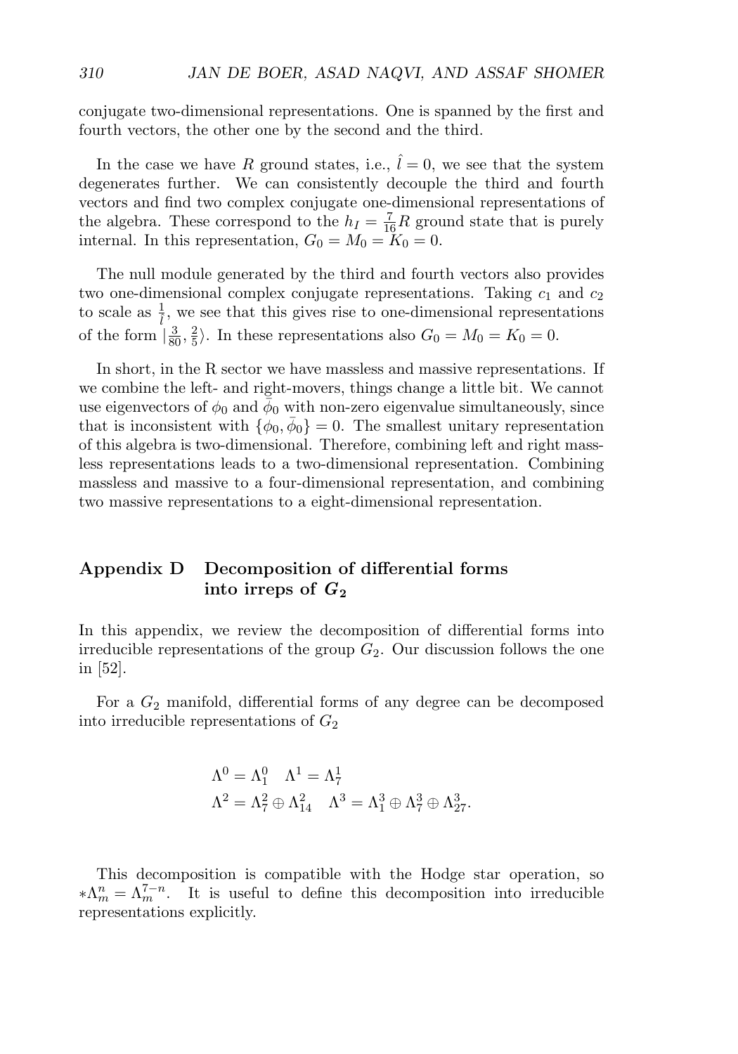conjugate two-dimensional representations. One is spanned by the first and fourth vectors, the other one by the second and the third.

In the case we have $R$ ground states, i.e., $\hat{l} = 0$, we see that the system degenerates further. We can consistently decouple the third and fourth vectors and find two complex conjugate one-dimensional representations of the algebra. These correspond to the $h_I = \frac{7}{16}R$ ground state that is purely internal. In this representation, $G_0 = M_0 = K_0 = 0$.

The null module generated by the third and fourth vectors also provides two one-dimensional complex conjugate representations. Taking $c_1$ and $c_2$ to scale as $\frac{1}{\hat{l}}$, we see that this gives rise to one-dimensional representations of the form $|\frac{3}{80}, \frac{2}{5}\rangle$. In these representations also $G_0 = M_0 = K_0 = 0$.

In short, in the R sector we have massless and massive representations. If we combine the left- and right-movers, things change a little bit. We cannot use eigenvectors of $\phi_0$ and $\bar{\phi}_0$ with non-zero eigenvalue simultaneously, since that is inconsistent with $\{\phi_0, \bar{\phi}_0\} = 0$. The smallest unitary representation of this algebra is two-dimensional. Therefore, combining left and right massless representations leads to a two-dimensional representation. Combining massless and massive to a four-dimensional representation, and combining two massive representations to a eight-dimensional representation.

## Appendix D Decomposition of differential forms into irreps of $G_2$

In this appendix, we review the decomposition of differential forms into irreducible representations of the group $G_2$. Our discussion follows the one in [52].

For a $G_2$ manifold, differential forms of any degree can be decomposed into irreducible representations of $G_2$

$$\Lambda^0 = \Lambda^0_1 \quad \Lambda^1 = \Lambda^1_7$$
$$\Lambda^2 = \Lambda^2_7 \oplus \Lambda^2_{14} \quad \Lambda^3 = \Lambda^3_1 \oplus \Lambda^3_7 \oplus \Lambda^3_{27}.$$

This decomposition is compatible with the Hodge star operation, so $*\Lambda^n_m = \Lambda^{7-n}_m$. It is useful to define this decomposition into irreducible representations explicitly.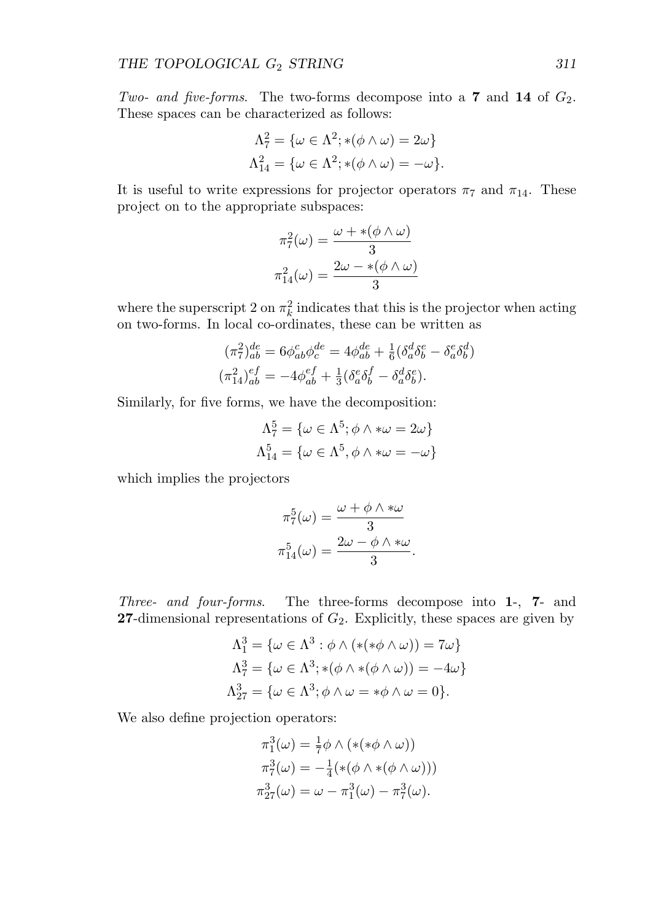*Two- and five-forms.* The two-forms decompose into a **7** and **14** of $G_2$. These spaces can be characterized as follows:

$$\Lambda^2_7 = \{\omega \in \Lambda^2; *(\phi \wedge \omega) = 2\omega\}$$
$$\Lambda^2_{14} = \{\omega \in \Lambda^2; *(\phi \wedge \omega) = -\omega\}.$$

It is useful to write expressions for projector operators $\pi_7$ and $\pi_{14}$. These project on to the appropriate subspaces:

$$\pi^2_7(\omega) = \frac{\omega + *(\phi \wedge \omega)}{3}$$
$$\pi^2_{14}(\omega) = \frac{2\omega - *(\phi \wedge \omega)}{3}$$

where the superscript 2 on $\pi^2_k$ indicates that this is the projector when acting on two-forms. In local co-ordinates, these can be written as

$$(\pi^2_7)^{de}_{ab} = 6\phi^c_{ab}\phi^{de}_c = 4\phi^{de}_{ab} + \tfrac{1}{6}(\delta^d_a\delta^e_b - \delta^e_a\delta^d_b)$$
$$(\pi^2_{14})^{ef}_{ab} = -4\phi^{ef}_{ab} + \tfrac{1}{3}(\delta^e_a\delta^f_b - \delta^d_a\delta^e_b).$$

Similarly, for five forms, we have the decomposition:

$$\Lambda^5_7 = \{\omega \in \Lambda^5; \phi \wedge *\omega = 2\omega\}$$
$$\Lambda^5_{14} = \{\omega \in \Lambda^5, \phi \wedge *\omega = -\omega\}$$

which implies the projectors

$$\pi^5_7(\omega) = \frac{\omega + \phi \wedge *\omega}{3}$$
$$\pi^5_{14}(\omega) = \frac{2\omega - \phi \wedge *\omega}{3}.$$

*Three- and four-forms.* The three-forms decompose into **1**-, **7**- and **27**-dimensional representations of $G_2$. Explicitly, these spaces are given by

$$\Lambda^3_1 = \{\omega \in \Lambda^3 : \phi \wedge (*(*\phi \wedge \omega)) = 7\omega\}$$
$$\Lambda^3_7 = \{\omega \in \Lambda^3; *(\phi \wedge *(\phi \wedge \omega)) = -4\omega\}$$
$$\Lambda^3_{27} = \{\omega \in \Lambda^3; \phi \wedge \omega = *\phi \wedge \omega = 0\}.$$

We also define projection operators:

$$\pi^3_1(\omega) = \tfrac{1}{7}\phi \wedge (*(*\phi \wedge \omega))$$
$$\pi^3_7(\omega) = -\tfrac{1}{4}(*(\phi \wedge *(\phi \wedge \omega)))$$
$$\pi^3_{27}(\omega) = \omega - \pi^3_1(\omega) - \pi^3_7(\omega).$$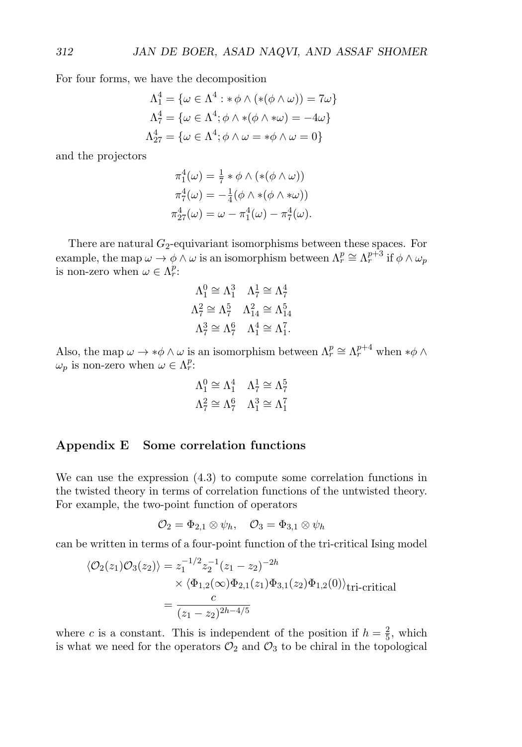For four forms, we have the decomposition

$$\Lambda^4_1 = \{\omega \in \Lambda^4 : *\phi \wedge (*(\phi \wedge \omega)) = 7\omega\}$$
$$\Lambda^4_7 = \{\omega \in \Lambda^4; \phi \wedge *(\phi \wedge *\omega) = -4\omega\}$$
$$\Lambda^4_{27} = \{\omega \in \Lambda^4; \phi \wedge \omega = *\phi \wedge \omega = 0\}$$

and the projectors

$$\pi^4_1(\omega) = \tfrac{1}{7} * \phi \wedge (*(\phi \wedge \omega))$$
$$\pi^4_7(\omega) = -\tfrac{1}{4}(\phi \wedge *(\phi \wedge *\omega))$$
$$\pi^4_{27}(\omega) = \omega - \pi^4_1(\omega) - \pi^4_7(\omega).$$

There are natural $G_2$-equivariant isomorphisms between these spaces. For example, the map $\omega \to \phi \wedge \omega$ is an isomorphism between $\Lambda^p_r \cong \Lambda^{p+3}_r$ if $\phi \wedge \omega_p$ is non-zero when $\omega \in \Lambda^p_r$:

$$\Lambda^0_1 \cong \Lambda^3_1 \quad \Lambda^1_7 \cong \Lambda^4_7$$
$$\Lambda^2_7 \cong \Lambda^5_7 \quad \Lambda^2_{14} \cong \Lambda^5_{14}$$
$$\Lambda^3_7 \cong \Lambda^6_7 \quad \Lambda^4_1 \cong \Lambda^7_1.$$

Also, the map $\omega \to *\phi \wedge \omega$ is an isomorphism between $\Lambda^p_r \cong \Lambda^{p+4}_r$ when $*\phi \wedge \omega_p$ is non-zero when $\omega \in \Lambda^p_r$:

$$\Lambda^0_1 \cong \Lambda^4_1 \quad \Lambda^1_7 \cong \Lambda^5_7$$
$$\Lambda^2_7 \cong \Lambda^6_7 \quad \Lambda^3_1 \cong \Lambda^7_1$$

## Appendix E Some correlation functions

We can use the expression (4.3) to compute some correlation functions in the twisted theory in terms of correlation functions of the untwisted theory. For example, the two-point function of operators

$$\mathcal{O}_2 = \Phi_{2,1} \otimes \psi_h, \quad \mathcal{O}_3 = \Phi_{3,1} \otimes \psi_h$$

can be written in terms of a four-point function of the tri-critical Ising model

$$\begin{aligned}\langle \mathcal{O}_2(z_1)\mathcal{O}_3(z_2)\rangle &= z_1^{-1/2} z_2^{-1} (z_1 - z_2)^{-2h} \\ &\quad \times \langle \Phi_{1,2}(\infty)\Phi_{2,1}(z_1)\Phi_{3,1}(z_2)\Phi_{1,2}(0)\rangle_{\text{tri-critical}} \\ &= \frac{c}{(z_1 - z_2)^{2h-4/5}}\end{aligned}$$

where $c$ is a constant. This is independent of the position if $h = \frac{2}{5}$, which is what we need for the operators $\mathcal{O}_2$ and $\mathcal{O}_3$ to be chiral in the topological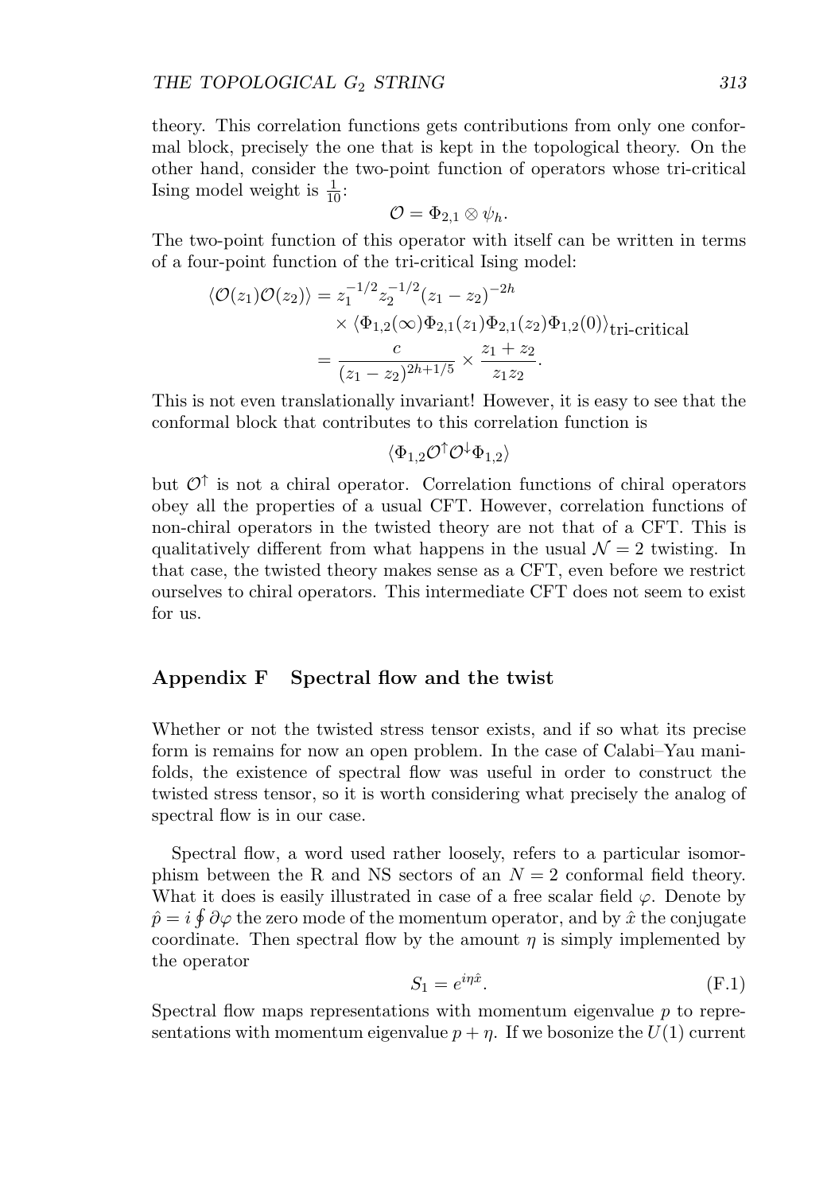theory. This correlation functions gets contributions from only one conformal block, precisely the one that is kept in the topological theory. On the other hand, consider the two-point function of operators whose tri-critical Ising model weight is $\frac{1}{10}$:

$$\mathcal{O} = \Phi_{2,1} \otimes \psi_h.$$

The two-point function of this operator with itself can be written in terms of a four-point function of the tri-critical Ising model:

$$\begin{aligned}
\langle \mathcal{O}(z_1)\mathcal{O}(z_2)\rangle &= z_1^{-1/2} z_2^{-1/2}(z_1 - z_2)^{-2h} \\
&\quad \times \langle \Phi_{1,2}(\infty)\Phi_{2,1}(z_1)\Phi_{2,1}(z_2)\Phi_{1,2}(0)\rangle_{\text{tri-critical}} \\
&= \frac{c}{(z_1 - z_2)^{2h+1/5}} \times \frac{z_1 + z_2}{z_1 z_2}.
\end{aligned}$$

This is not even translationally invariant! However, it is easy to see that the conformal block that contributes to this correlation function is

$$\langle \Phi_{1,2}\mathcal{O}^{\uparrow}\mathcal{O}^{\downarrow}\Phi_{1,2}\rangle$$

but $\mathcal{O}^{\uparrow}$ is not a chiral operator. Correlation functions of chiral operators obey all the properties of a usual CFT. However, correlation functions of non-chiral operators in the twisted theory are not that of a CFT. This is qualitatively different from what happens in the usual $\mathcal{N} = 2$ twisting. In that case, the twisted theory makes sense as a CFT, even before we restrict ourselves to chiral operators. This intermediate CFT does not seem to exist for us.

## Appendix F Spectral flow and the twist

Whether or not the twisted stress tensor exists, and if so what its precise form is remains for now an open problem. In the case of Calabi–Yau manifolds, the existence of spectral flow was useful in order to construct the twisted stress tensor, so it is worth considering what precisely the analog of spectral flow is in our case.

Spectral flow, a word used rather loosely, refers to a particular isomorphism between the R and NS sectors of an $N = 2$ conformal field theory. What it does is easily illustrated in case of a free scalar field $\varphi$. Denote by $\hat{p} = i \oint \partial\varphi$ the zero mode of the momentum operator, and by $\hat{x}$ the conjugate coordinate. Then spectral flow by the amount $\eta$ is simply implemented by the operator

$$S_1 = e^{i\eta\hat{x}}. \tag{F.1}$$

Spectral flow maps representations with momentum eigenvalue $p$ to representations with momentum eigenvalue $p + \eta$. If we bosonize the $U(1)$ current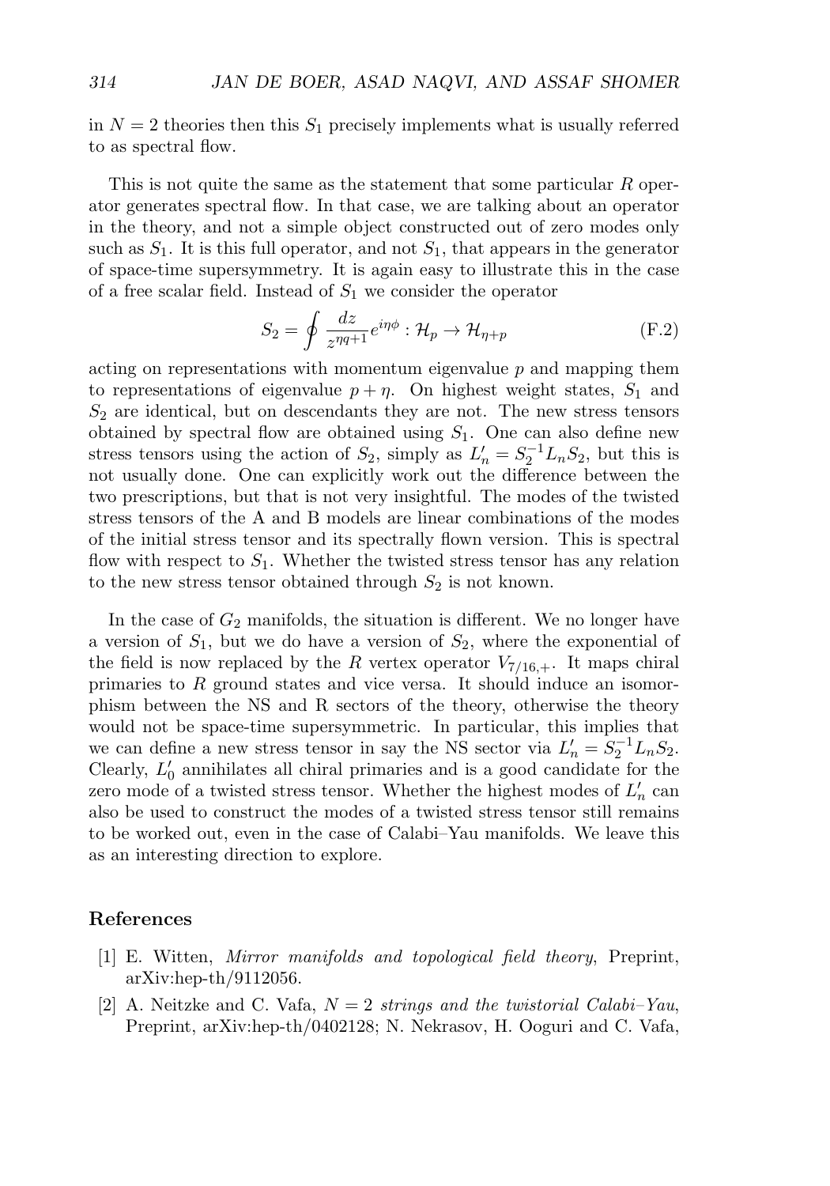in $N = 2$ theories then this $S_1$ precisely implements what is usually referred to as spectral flow.

This is not quite the same as the statement that some particular $R$ operator generates spectral flow. In that case, we are talking about an operator in the theory, and not a simple object constructed out of zero modes only such as $S_1$. It is this full operator, and not $S_1$, that appears in the generator of space-time supersymmetry. It is again easy to illustrate this in the case of a free scalar field. Instead of $S_1$ we consider the operator

$$S_2 = \oint \frac{dz}{z^{\eta q+1}} e^{i\eta\phi} : \mathcal{H}_p \to \mathcal{H}_{\eta+p} \tag{F.2}$$

acting on representations with momentum eigenvalue $p$ and mapping them to representations of eigenvalue $p + \eta$. On highest weight states, $S_1$ and $S_2$ are identical, but on descendants they are not. The new stress tensors obtained by spectral flow are obtained using $S_1$. One can also define new stress tensors using the action of $S_2$, simply as $L'_n = S_2^{-1} L_n S_2$, but this is not usually done. One can explicitly work out the difference between the two prescriptions, but that is not very insightful. The modes of the twisted stress tensors of the A and B models are linear combinations of the modes of the initial stress tensor and its spectrally flown version. This is spectral flow with respect to $S_1$. Whether the twisted stress tensor has any relation to the new stress tensor obtained through $S_2$ is not known.

In the case of $G_2$ manifolds, the situation is different. We no longer have a version of $S_1$, but we do have a version of $S_2$, where the exponential of the field is now replaced by the $R$ vertex operator $V_{7/16,+}$. It maps chiral primaries to $R$ ground states and vice versa. It should induce an isomorphism between the NS and R sectors of the theory, otherwise the theory would not be space-time supersymmetric. In particular, this implies that we can define a new stress tensor in say the NS sector via $L'_n = S_2^{-1} L_n S_2$. Clearly, $L'_0$ annihilates all chiral primaries and is a good candidate for the zero mode of a twisted stress tensor. Whether the highest modes of $L'_n$ can also be used to construct the modes of a twisted stress tensor still remains to be worked out, even in the case of Calabi–Yau manifolds. We leave this as an interesting direction to explore.

## References

[1] E. Witten, *Mirror manifolds and topological field theory*, Preprint, arXiv:hep-th/9112056.

[2] A. Neitzke and C. Vafa, *$N = 2$ strings and the twistorial Calabi–Yau*, Preprint, arXiv:hep-th/0402128; N. Nekrasov, H. Ooguri and C. Vafa,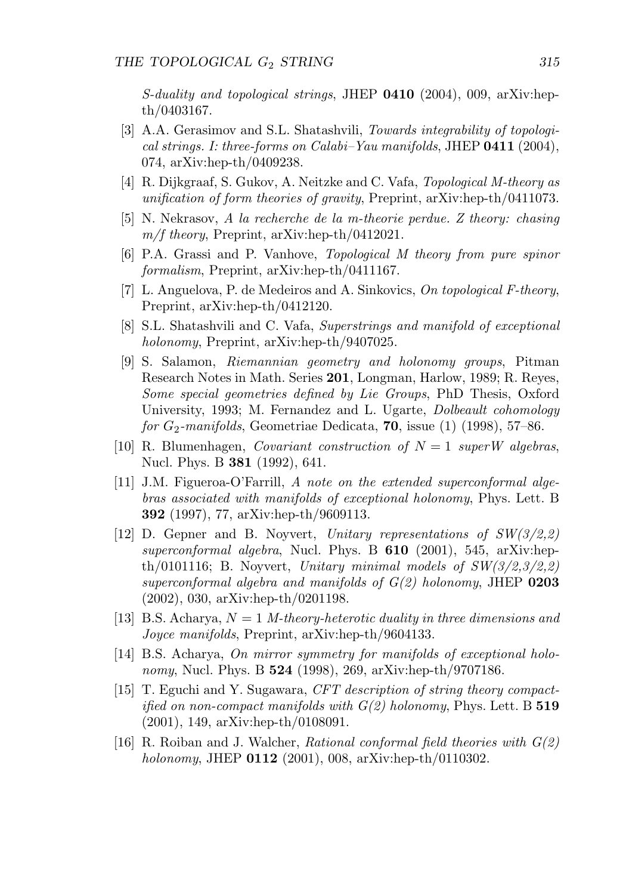*S-duality and topological strings*, JHEP **0410** (2004), 009, arXiv:hep-th/0403167.

[3] A.A. Gerasimov and S.L. Shatashvili, *Towards integrability of topological strings. I: three-forms on Calabi–Yau manifolds*, JHEP **0411** (2004), 074, arXiv:hep-th/0409238.

[4] R. Dijkgraaf, S. Gukov, A. Neitzke and C. Vafa, *Topological M-theory as unification of form theories of gravity*, Preprint, arXiv:hep-th/0411073.

[5] N. Nekrasov, *A la recherche de la m-theorie perdue. Z theory: chasing m/f theory*, Preprint, arXiv:hep-th/0412021.

[6] P.A. Grassi and P. Vanhove, *Topological M theory from pure spinor formalism*, Preprint, arXiv:hep-th/0411167.

[7] L. Anguelova, P. de Medeiros and A. Sinkovics, *On topological F-theory*, Preprint, arXiv:hep-th/0412120.

[8] S.L. Shatashvili and C. Vafa, *Superstrings and manifold of exceptional holonomy*, Preprint, arXiv:hep-th/9407025.

[9] S. Salamon, *Riemannian geometry and holonomy groups*, Pitman Research Notes in Math. Series **201**, Longman, Harlow, 1989; R. Reyes, *Some special geometries defined by Lie Groups*, PhD Thesis, Oxford University, 1993; M. Fernandez and L. Ugarte, *Dolbeault cohomology for $G_2$-manifolds*, Geometriae Dedicata, **70**, issue (1) (1998), 57–86.

[10] R. Blumenhagen, *Covariant construction of $N = 1$ superW algebras*, Nucl. Phys. B **381** (1992), 641.

[11] J.M. Figueroa-O'Farrill, *A note on the extended superconformal algebras associated with manifolds of exceptional holonomy*, Phys. Lett. B **392** (1997), 77, arXiv:hep-th/9609113.

[12] D. Gepner and B. Noyvert, *Unitary representations of SW(3/2,2) superconformal algebra*, Nucl. Phys. B **610** (2001), 545, arXiv:hep-th/0101116; B. Noyvert, *Unitary minimal models of SW(3/2,3/2,2) superconformal algebra and manifolds of G(2) holonomy*, JHEP **0203** (2002), 030, arXiv:hep-th/0201198.

[13] B.S. Acharya, *$N = 1$ M-theory-heterotic duality in three dimensions and Joyce manifolds*, Preprint, arXiv:hep-th/9604133.

[14] B.S. Acharya, *On mirror symmetry for manifolds of exceptional holonomy*, Nucl. Phys. B **524** (1998), 269, arXiv:hep-th/9707186.

[15] T. Eguchi and Y. Sugawara, *CFT description of string theory compactified on non-compact manifolds with G(2) holonomy*, Phys. Lett. B **519** (2001), 149, arXiv:hep-th/0108091.

[16] R. Roiban and J. Walcher, *Rational conformal field theories with G(2) holonomy*, JHEP **0112** (2001), 008, arXiv:hep-th/0110302.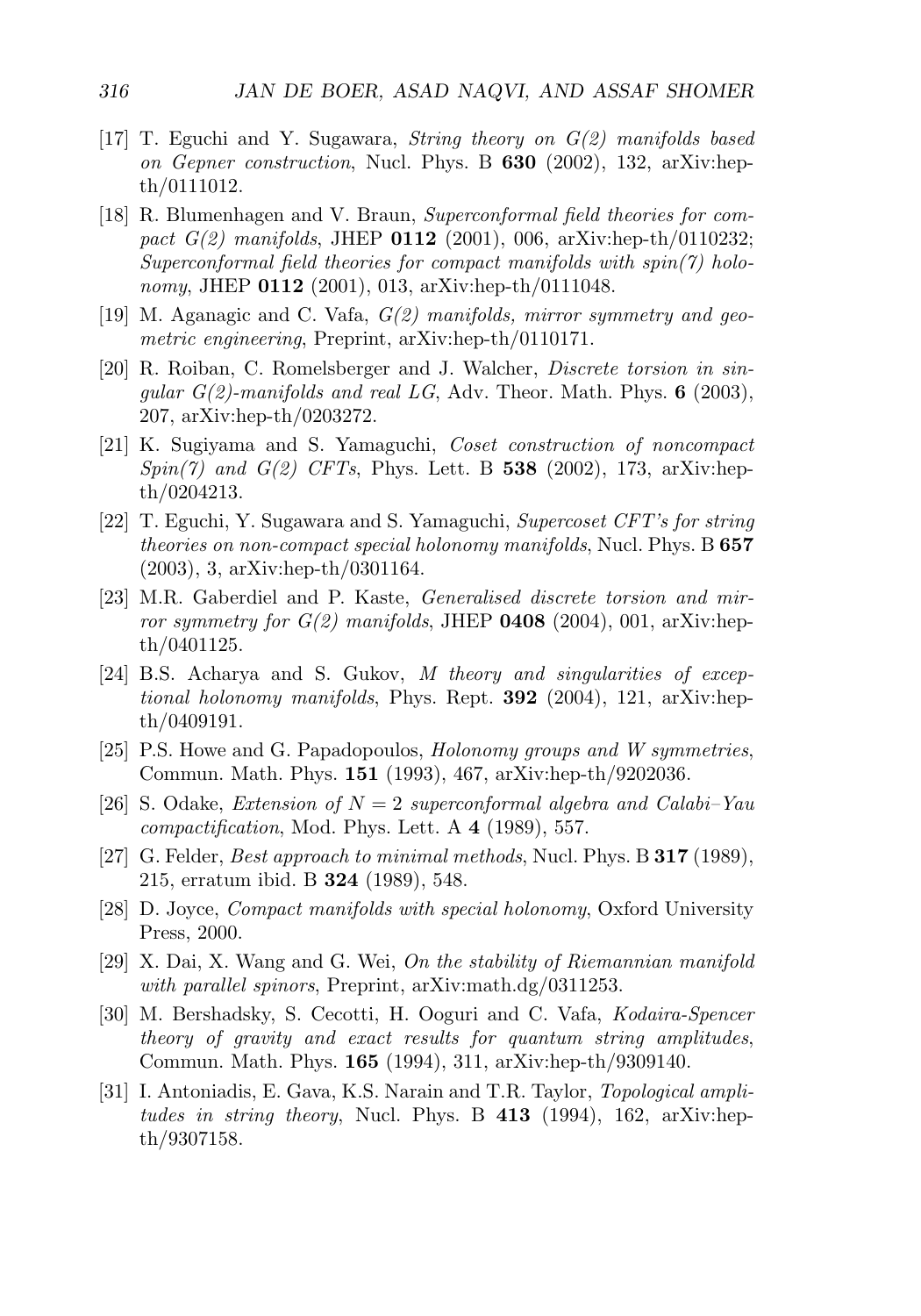[17] T. Eguchi and Y. Sugawara, *String theory on G(2) manifolds based on Gepner construction*, Nucl. Phys. B **630** (2002), 132, arXiv:hep-th/0111012.

[18] R. Blumenhagen and V. Braun, *Superconformal field theories for compact G(2) manifolds*, JHEP **0112** (2001), 006, arXiv:hep-th/0110232; *Superconformal field theories for compact manifolds with spin(7) holonomy*, JHEP **0112** (2001), 013, arXiv:hep-th/0111048.

[19] M. Aganagic and C. Vafa, *G(2) manifolds, mirror symmetry and geometric engineering*, Preprint, arXiv:hep-th/0110171.

[20] R. Roiban, C. Romelsberger and J. Walcher, *Discrete torsion in singular G(2)-manifolds and real LG*, Adv. Theor. Math. Phys. **6** (2003), 207, arXiv:hep-th/0203272.

[21] K. Sugiyama and S. Yamaguchi, *Coset construction of noncompact Spin(7) and G(2) CFTs*, Phys. Lett. B **538** (2002), 173, arXiv:hep-th/0204213.

[22] T. Eguchi, Y. Sugawara and S. Yamaguchi, *Supercoset CFT's for string theories on non-compact special holonomy manifolds*, Nucl. Phys. B **657** (2003), 3, arXiv:hep-th/0301164.

[23] M.R. Gaberdiel and P. Kaste, *Generalised discrete torsion and mirror symmetry for G(2) manifolds*, JHEP **0408** (2004), 001, arXiv:hep-th/0401125.

[24] B.S. Acharya and S. Gukov, *M theory and singularities of exceptional holonomy manifolds*, Phys. Rept. **392** (2004), 121, arXiv:hep-th/0409191.

[25] P.S. Howe and G. Papadopoulos, *Holonomy groups and W symmetries*, Commun. Math. Phys. **151** (1993), 467, arXiv:hep-th/9202036.

[26] S. Odake, *Extension of $N = 2$ superconformal algebra and Calabi–Yau compactification*, Mod. Phys. Lett. A **4** (1989), 557.

[27] G. Felder, *Best approach to minimal methods*, Nucl. Phys. B **317** (1989), 215, erratum ibid. B **324** (1989), 548.

[28] D. Joyce, *Compact manifolds with special holonomy*, Oxford University Press, 2000.

[29] X. Dai, X. Wang and G. Wei, *On the stability of Riemannian manifold with parallel spinors*, Preprint, arXiv:math.dg/0311253.

[30] M. Bershadsky, S. Cecotti, H. Ooguri and C. Vafa, *Kodaira-Spencer theory of gravity and exact results for quantum string amplitudes*, Commun. Math. Phys. **165** (1994), 311, arXiv:hep-th/9309140.

[31] I. Antoniadis, E. Gava, K.S. Narain and T.R. Taylor, *Topological amplitudes in string theory*, Nucl. Phys. B **413** (1994), 162, arXiv:hep-th/9307158.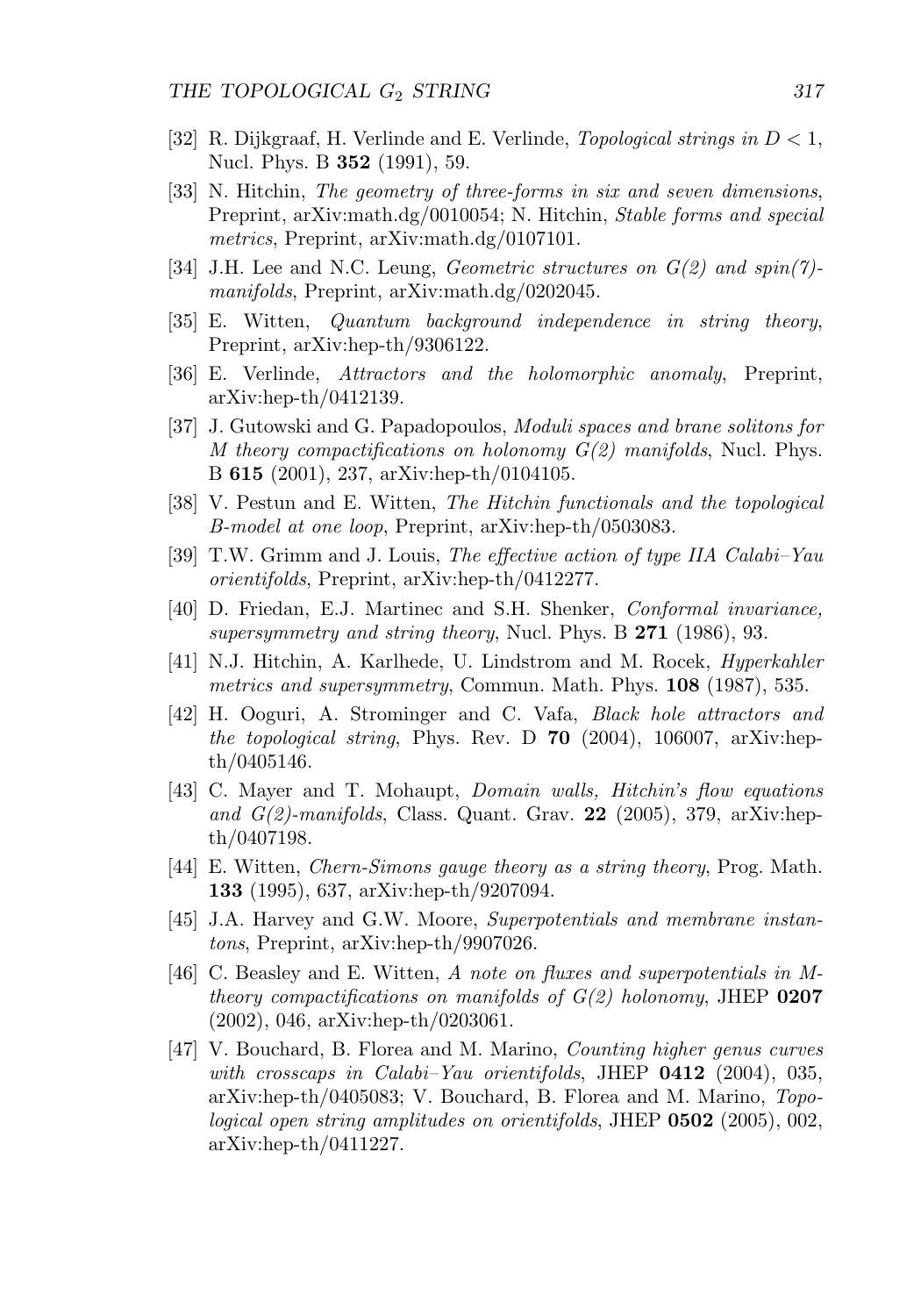[32] R. Dijkgraaf, H. Verlinde and E. Verlinde, *Topological strings in $D < 1$*, Nucl. Phys. B **352** (1991), 59.

[33] N. Hitchin, *The geometry of three-forms in six and seven dimensions*, Preprint, arXiv:math.dg/0010054; N. Hitchin, *Stable forms and special metrics*, Preprint, arXiv:math.dg/0107101.

[34] J.H. Lee and N.C. Leung, *Geometric structures on G(2) and spin(7)-manifolds*, Preprint, arXiv:math.dg/0202045.

[35] E. Witten, *Quantum background independence in string theory*, Preprint, arXiv:hep-th/9306122.

[36] E. Verlinde, *Attractors and the holomorphic anomaly*, Preprint, arXiv:hep-th/0412139.

[37] J. Gutowski and G. Papadopoulos, *Moduli spaces and brane solitons for M theory compactifications on holonomy G(2) manifolds*, Nucl. Phys. B **615** (2001), 237, arXiv:hep-th/0104105.

[38] V. Pestun and E. Witten, *The Hitchin functionals and the topological B-model at one loop*, Preprint, arXiv:hep-th/0503083.

[39] T.W. Grimm and J. Louis, *The effective action of type IIA Calabi–Yau orientifolds*, Preprint, arXiv:hep-th/0412277.

[40] D. Friedan, E.J. Martinec and S.H. Shenker, *Conformal invariance, supersymmetry and string theory*, Nucl. Phys. B **271** (1986), 93.

[41] N.J. Hitchin, A. Karlhede, U. Lindstrom and M. Rocek, *Hyperkahler metrics and supersymmetry*, Commun. Math. Phys. **108** (1987), 535.

[42] H. Ooguri, A. Strominger and C. Vafa, *Black hole attractors and the topological string*, Phys. Rev. D **70** (2004), 106007, arXiv:hep-th/0405146.

[43] C. Mayer and T. Mohaupt, *Domain walls, Hitchin's flow equations and G(2)-manifolds*, Class. Quant. Grav. **22** (2005), 379, arXiv:hep-th/0407198.

[44] E. Witten, *Chern-Simons gauge theory as a string theory*, Prog. Math. **133** (1995), 637, arXiv:hep-th/9207094.

[45] J.A. Harvey and G.W. Moore, *Superpotentials and membrane instantons*, Preprint, arXiv:hep-th/9907026.

[46] C. Beasley and E. Witten, *A note on fluxes and superpotentials in M-theory compactifications on manifolds of G(2) holonomy*, JHEP **0207** (2002), 046, arXiv:hep-th/0203061.

[47] V. Bouchard, B. Florea and M. Marino, *Counting higher genus curves with crosscaps in Calabi–Yau orientifolds*, JHEP **0412** (2004), 035, arXiv:hep-th/0405083; V. Bouchard, B. Florea and M. Marino, *Topological open string amplitudes on orientifolds*, JHEP **0502** (2005), 002, arXiv:hep-th/0411227.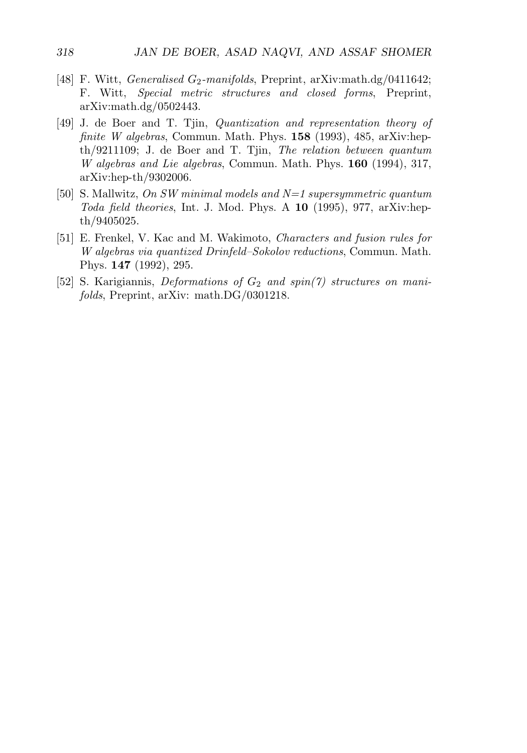[48] F. Witt, *Generalised $G_2$-manifolds*, Preprint, arXiv:math.dg/0411642; F. Witt, *Special metric structures and closed forms*, Preprint, arXiv:math.dg/0502443.

[49] J. de Boer and T. Tjin, *Quantization and representation theory of finite W algebras*, Commun. Math. Phys. **158** (1993), 485, arXiv:hep-th/9211109; J. de Boer and T. Tjin, *The relation between quantum W algebras and Lie algebras*, Commun. Math. Phys. **160** (1994), 317, arXiv:hep-th/9302006.

[50] S. Mallwitz, *On SW minimal models and N=1 supersymmetric quantum Toda field theories*, Int. J. Mod. Phys. A **10** (1995), 977, arXiv:hep-th/9405025.

[51] E. Frenkel, V. Kac and M. Wakimoto, *Characters and fusion rules for W algebras via quantized Drinfeld–Sokolov reductions*, Commun. Math. Phys. **147** (1992), 295.

[52] S. Karigiannis, *Deformations of $G_2$ and spin(7) structures on manifolds*, Preprint, arXiv: math.DG/0301218.